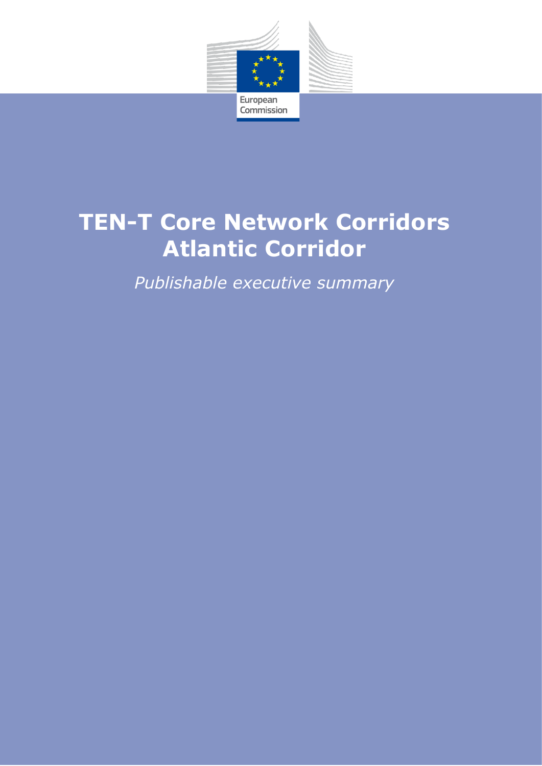European Commission

# TEN-T Core Network Corridors Atlantic Corridor

*Publishable executive summary*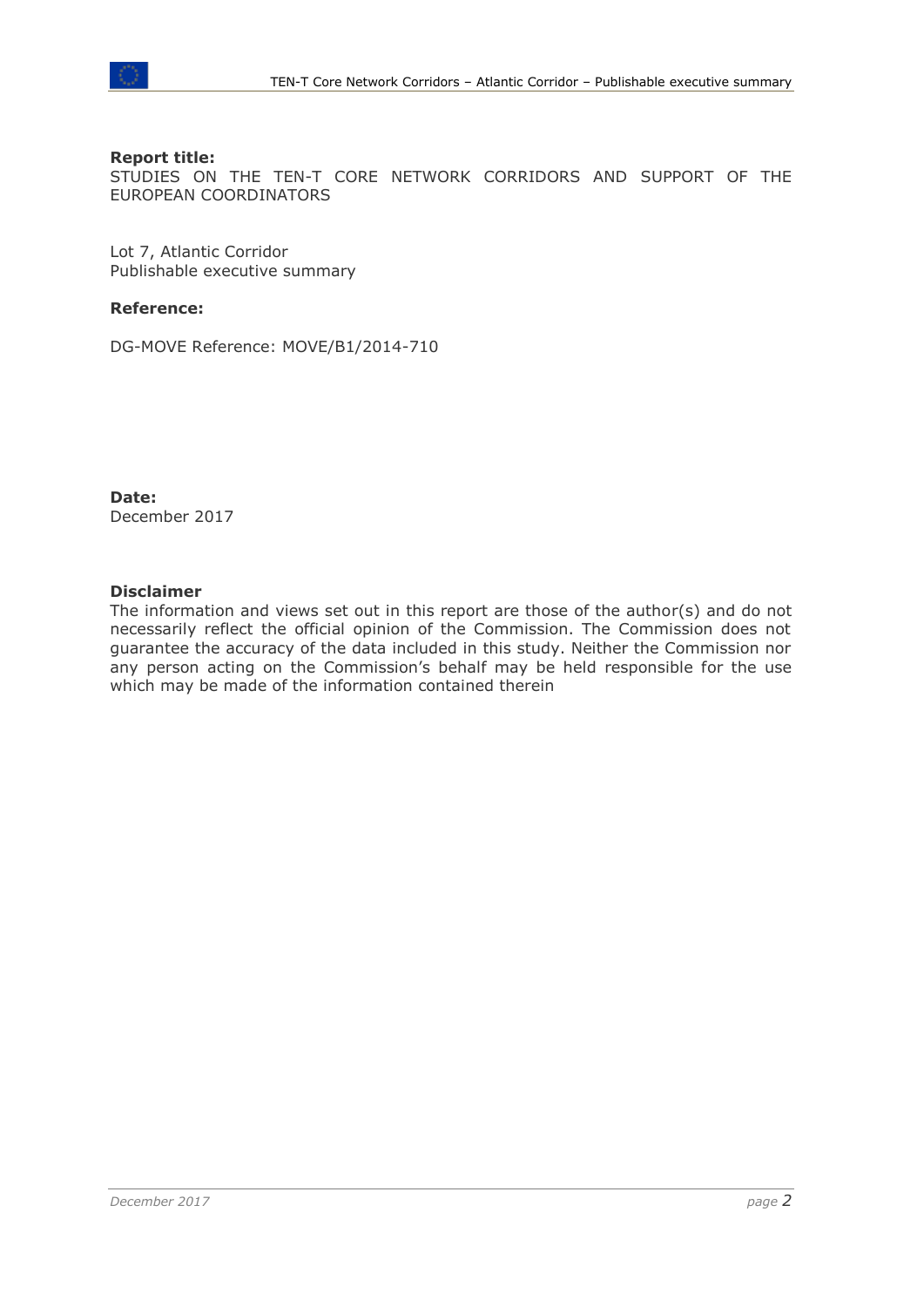**Report title:**
STUDIES ON THE TEN-T CORE NETWORK CORRIDORS AND SUPPORT OF THE EUROPEAN COORDINATORS

Lot 7, Atlantic Corridor
Publishable executive summary

**Reference:**

DG-MOVE Reference: MOVE/B1/2014-710

**Date:**
December 2017

**Disclaimer**
The information and views set out in this report are those of the author(s) and do not necessarily reflect the official opinion of the Commission. The Commission does not guarantee the accuracy of the data included in this study. Neither the Commission nor any person acting on the Commission's behalf may be held responsible for the use which may be made of the information contained therein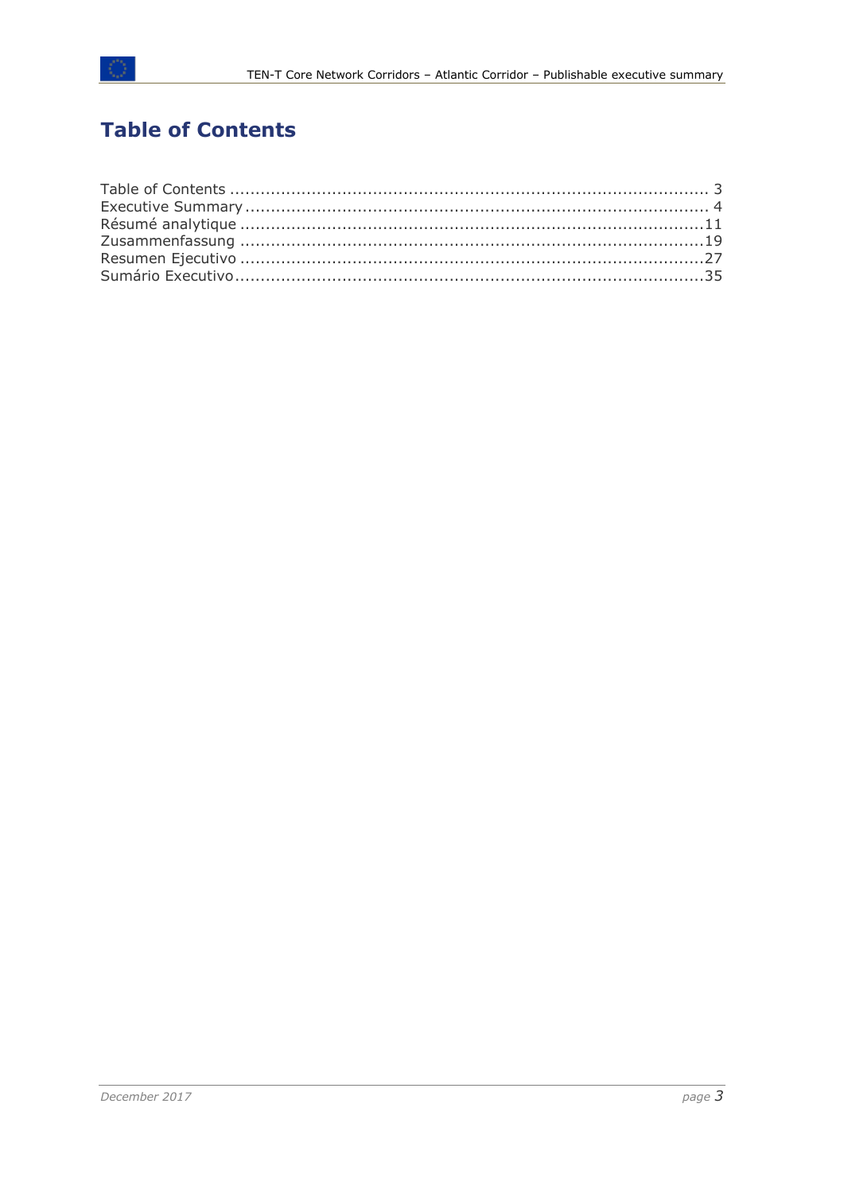# Table of Contents

Table of Contents ........................................................................................ 3
Executive Summary ....................................................................................... 4
Résumé analytique .......................................................................................11
Zusammenfassung .......................................................................................19
Resumen Ejecutivo .......................................................................................27
Sumário Executivo........................................................................................35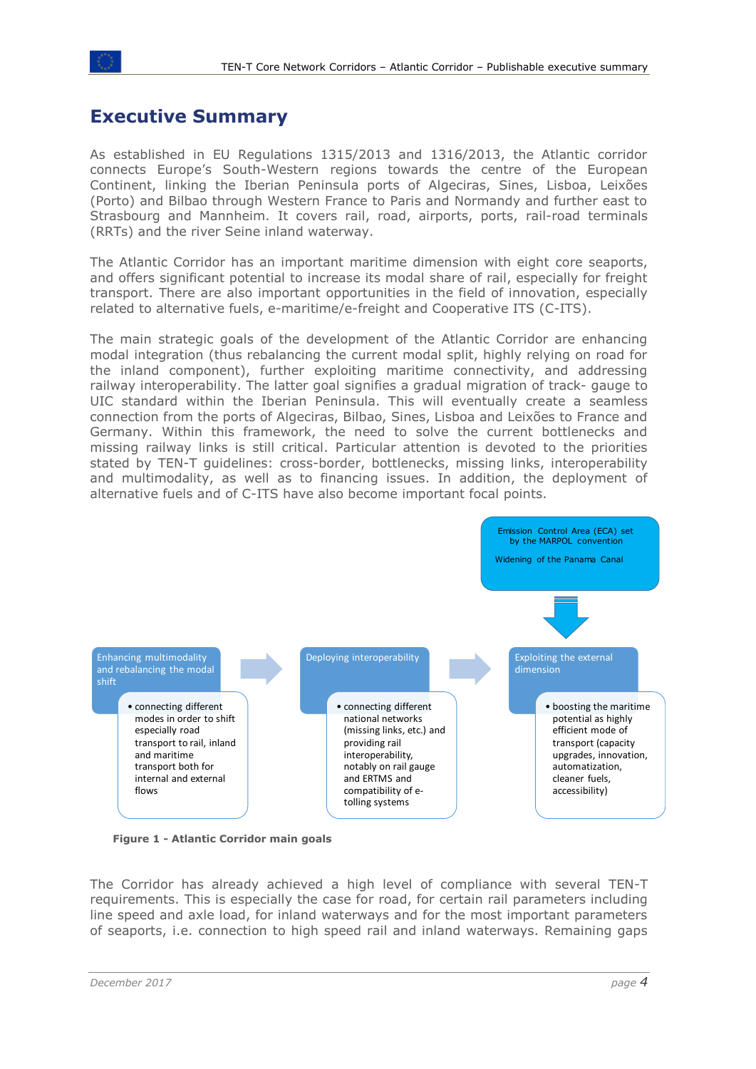# Executive Summary

As established in EU Regulations 1315/2013 and 1316/2013, the Atlantic corridor connects Europe's South-Western regions towards the centre of the European Continent, linking the Iberian Peninsula ports of Algeciras, Sines, Lisboa, Leixões (Porto) and Bilbao through Western France to Paris and Normandy and further east to Strasbourg and Mannheim. It covers rail, road, airports, ports, rail-road terminals (RRTs) and the river Seine inland waterway.

The Atlantic Corridor has an important maritime dimension with eight core seaports, and offers significant potential to increase its modal share of rail, especially for freight transport. There are also important opportunities in the field of innovation, especially related to alternative fuels, e-maritime/e-freight and Cooperative ITS (C-ITS).

The main strategic goals of the development of the Atlantic Corridor are enhancing modal integration (thus rebalancing the current modal split, highly relying on road for the inland component), further exploiting maritime connectivity, and addressing railway interoperability. The latter goal signifies a gradual migration of track- gauge to UIC standard within the Iberian Peninsula. This will eventually create a seamless connection from the ports of Algeciras, Bilbao, Sines, Lisboa and Leixões to France and Germany. Within this framework, the need to solve the current bottlenecks and missing railway links is still critical. Particular attention is devoted to the priorities stated by TEN-T guidelines: cross-border, bottlenecks, missing links, interoperability and multimodality, as well as to financing issues. In addition, the deployment of alternative fuels and of C-ITS have also become important focal points.

Emission Control Area (ECA) set by the MARPOL convention

Widening of the Panama Canal

**Enhancing multimodality and rebalancing the modal shift**
- connecting different modes in order to shift especially road transport to rail, inland and maritime transport both for internal and external flows

**Deploying interoperability**
- connecting different national networks (missing links, etc.) and providing rail interoperability, notably on rail gauge and ERTMS and compatibility of e-tolling systems

**Exploiting the external dimension**
- boosting the maritime potential as highly efficient mode of transport (capacity upgrades, innovation, automatization, cleaner fuels, accessibility)

**Figure 1 - Atlantic Corridor main goals**

The Corridor has already achieved a high level of compliance with several TEN-T requirements. This is especially the case for road, for certain rail parameters including line speed and axle load, for inland waterways and for the most important parameters of seaports, i.e. connection to high speed rail and inland waterways. Remaining gaps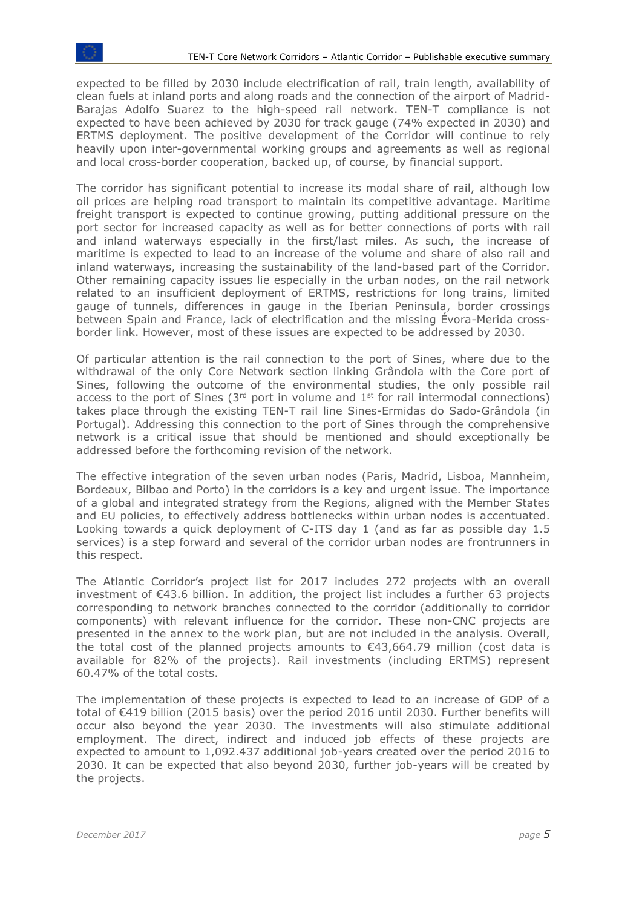expected to be filled by 2030 include electrification of rail, train length, availability of clean fuels at inland ports and along roads and the connection of the airport of Madrid-Barajas Adolfo Suarez to the high-speed rail network. TEN-T compliance is not expected to have been achieved by 2030 for track gauge (74% expected in 2030) and ERTMS deployment. The positive development of the Corridor will continue to rely heavily upon inter-governmental working groups and agreements as well as regional and local cross-border cooperation, backed up, of course, by financial support.

The corridor has significant potential to increase its modal share of rail, although low oil prices are helping road transport to maintain its competitive advantage. Maritime freight transport is expected to continue growing, putting additional pressure on the port sector for increased capacity as well as for better connections of ports with rail and inland waterways especially in the first/last miles. As such, the increase of maritime is expected to lead to an increase of the volume and share of also rail and inland waterways, increasing the sustainability of the land-based part of the Corridor. Other remaining capacity issues lie especially in the urban nodes, on the rail network related to an insufficient deployment of ERTMS, restrictions for long trains, limited gauge of tunnels, differences in gauge in the Iberian Peninsula, border crossings between Spain and France, lack of electrification and the missing Évora-Merida cross-border link. However, most of these issues are expected to be addressed by 2030.

Of particular attention is the rail connection to the port of Sines, where due to the withdrawal of the only Core Network section linking Grândola with the Core port of Sines, following the outcome of the environmental studies, the only possible rail access to the port of Sines (3rd port in volume and 1st for rail intermodal connections) takes place through the existing TEN-T rail line Sines-Ermidas do Sado-Grândola (in Portugal). Addressing this connection to the port of Sines through the comprehensive network is a critical issue that should be mentioned and should exceptionally be addressed before the forthcoming revision of the network.

The effective integration of the seven urban nodes (Paris, Madrid, Lisboa, Mannheim, Bordeaux, Bilbao and Porto) in the corridors is a key and urgent issue. The importance of a global and integrated strategy from the Regions, aligned with the Member States and EU policies, to effectively address bottlenecks within urban nodes is accentuated. Looking towards a quick deployment of C-ITS day 1 (and as far as possible day 1.5 services) is a step forward and several of the corridor urban nodes are frontrunners in this respect.

The Atlantic Corridor's project list for 2017 includes 272 projects with an overall investment of €43.6 billion. In addition, the project list includes a further 63 projects corresponding to network branches connected to the corridor (additionally to corridor components) with relevant influence for the corridor. These non-CNC projects are presented in the annex to the work plan, but are not included in the analysis. Overall, the total cost of the planned projects amounts to €43,664.79 million (cost data is available for 82% of the projects). Rail investments (including ERTMS) represent 60.47% of the total costs.

The implementation of these projects is expected to lead to an increase of GDP of a total of €419 billion (2015 basis) over the period 2016 until 2030. Further benefits will occur also beyond the year 2030. The investments will also stimulate additional employment. The direct, indirect and induced job effects of these projects are expected to amount to 1,092.437 additional job-years created over the period 2016 to 2030. It can be expected that also beyond 2030, further job-years will be created by the projects.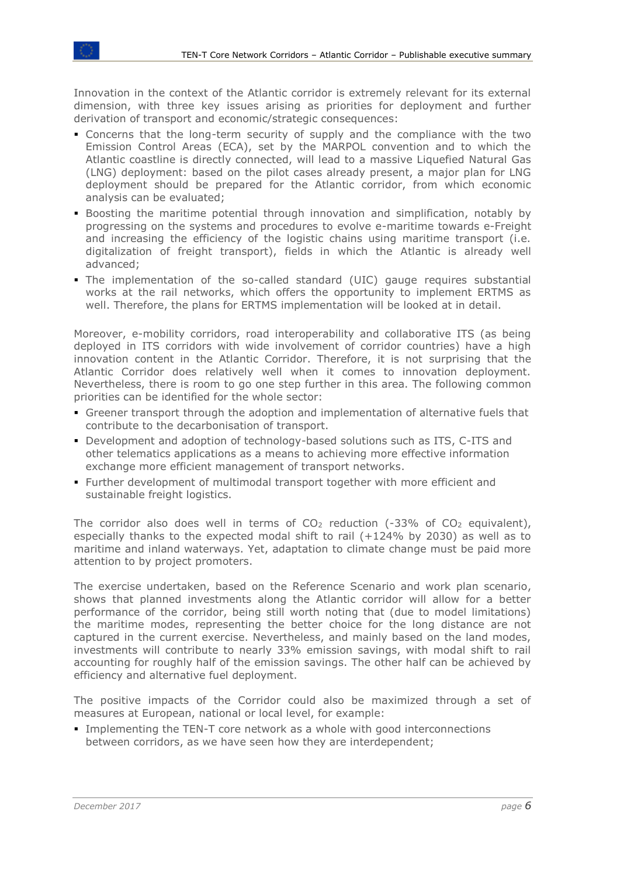Innovation in the context of the Atlantic corridor is extremely relevant for its external dimension, with three key issues arising as priorities for deployment and further derivation of transport and economic/strategic consequences:

- Concerns that the long-term security of supply and the compliance with the two Emission Control Areas (ECA), set by the MARPOL convention and to which the Atlantic coastline is directly connected, will lead to a massive Liquefied Natural Gas (LNG) deployment: based on the pilot cases already present, a major plan for LNG deployment should be prepared for the Atlantic corridor, from which economic analysis can be evaluated;
- Boosting the maritime potential through innovation and simplification, notably by progressing on the systems and procedures to evolve e-maritime towards e-Freight and increasing the efficiency of the logistic chains using maritime transport (i.e. digitalization of freight transport), fields in which the Atlantic is already well advanced;
- The implementation of the so-called standard (UIC) gauge requires substantial works at the rail networks, which offers the opportunity to implement ERTMS as well. Therefore, the plans for ERTMS implementation will be looked at in detail.

Moreover, e-mobility corridors, road interoperability and collaborative ITS (as being deployed in ITS corridors with wide involvement of corridor countries) have a high innovation content in the Atlantic Corridor. Therefore, it is not surprising that the Atlantic Corridor does relatively well when it comes to innovation deployment. Nevertheless, there is room to go one step further in this area. The following common priorities can be identified for the whole sector:

- Greener transport through the adoption and implementation of alternative fuels that contribute to the decarbonisation of transport.
- Development and adoption of technology-based solutions such as ITS, C-ITS and other telematics applications as a means to achieving more effective information exchange more efficient management of transport networks.
- Further development of multimodal transport together with more efficient and sustainable freight logistics.

The corridor also does well in terms of $CO_2$ reduction (-33% of $CO_2$ equivalent), especially thanks to the expected modal shift to rail (+124% by 2030) as well as to maritime and inland waterways. Yet, adaptation to climate change must be paid more attention to by project promoters.

The exercise undertaken, based on the Reference Scenario and work plan scenario, shows that planned investments along the Atlantic corridor will allow for a better performance of the corridor, being still worth noting that (due to model limitations) the maritime modes, representing the better choice for the long distance are not captured in the current exercise. Nevertheless, and mainly based on the land modes, investments will contribute to nearly 33% emission savings, with modal shift to rail accounting for roughly half of the emission savings. The other half can be achieved by efficiency and alternative fuel deployment.

The positive impacts of the Corridor could also be maximized through a set of measures at European, national or local level, for example:

- Implementing the TEN-T core network as a whole with good interconnections between corridors, as we have seen how they are interdependent;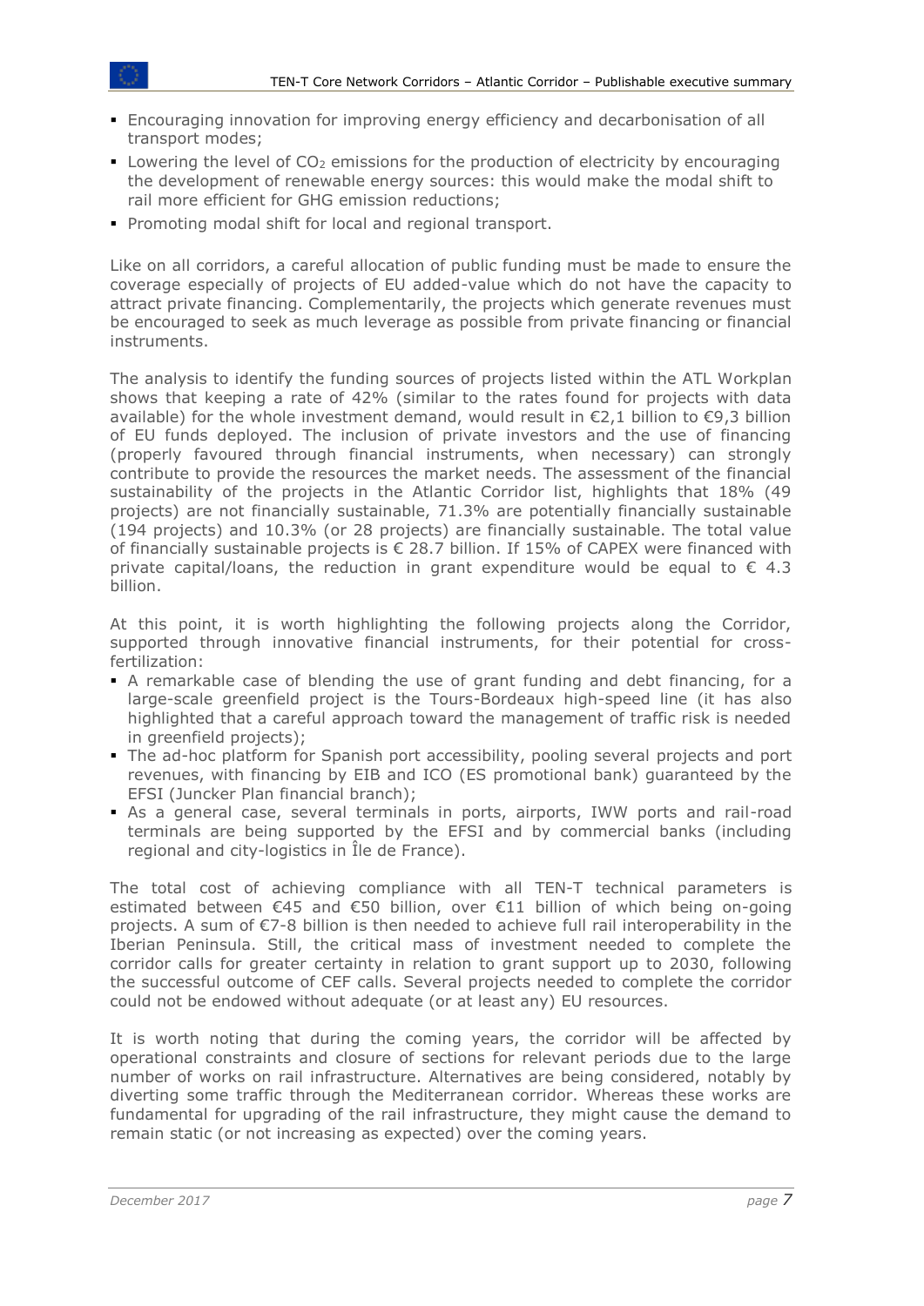- Encouraging innovation for improving energy efficiency and decarbonisation of all transport modes;
- Lowering the level of $CO_2$ emissions for the production of electricity by encouraging the development of renewable energy sources: this would make the modal shift to rail more efficient for GHG emission reductions;
- Promoting modal shift for local and regional transport.

Like on all corridors, a careful allocation of public funding must be made to ensure the coverage especially of projects of EU added-value which do not have the capacity to attract private financing. Complementarily, the projects which generate revenues must be encouraged to seek as much leverage as possible from private financing or financial instruments.

The analysis to identify the funding sources of projects listed within the ATL Workplan shows that keeping a rate of 42% (similar to the rates found for projects with data available) for the whole investment demand, would result in €2,1 billion to €9,3 billion of EU funds deployed. The inclusion of private investors and the use of financing (properly favoured through financial instruments, when necessary) can strongly contribute to provide the resources the market needs. The assessment of the financial sustainability of the projects in the Atlantic Corridor list, highlights that 18% (49 projects) are not financially sustainable, 71.3% are potentially financially sustainable (194 projects) and 10.3% (or 28 projects) are financially sustainable. The total value of financially sustainable projects is € 28.7 billion. If 15% of CAPEX were financed with private capital/loans, the reduction in grant expenditure would be equal to € 4.3 billion.

At this point, it is worth highlighting the following projects along the Corridor, supported through innovative financial instruments, for their potential for cross-fertilization:

- A remarkable case of blending the use of grant funding and debt financing, for a large-scale greenfield project is the Tours-Bordeaux high-speed line (it has also highlighted that a careful approach toward the management of traffic risk is needed in greenfield projects);
- The ad-hoc platform for Spanish port accessibility, pooling several projects and port revenues, with financing by EIB and ICO (ES promotional bank) guaranteed by the EFSI (Juncker Plan financial branch);
- As a general case, several terminals in ports, airports, IWW ports and rail-road terminals are being supported by the EFSI and by commercial banks (including regional and city-logistics in Île de France).

The total cost of achieving compliance with all TEN-T technical parameters is estimated between €45 and €50 billion, over €11 billion of which being on-going projects. A sum of €7-8 billion is then needed to achieve full rail interoperability in the Iberian Peninsula. Still, the critical mass of investment needed to complete the corridor calls for greater certainty in relation to grant support up to 2030, following the successful outcome of CEF calls. Several projects needed to complete the corridor could not be endowed without adequate (or at least any) EU resources.

It is worth noting that during the coming years, the corridor will be affected by operational constraints and closure of sections for relevant periods due to the large number of works on rail infrastructure. Alternatives are being considered, notably by diverting some traffic through the Mediterranean corridor. Whereas these works are fundamental for upgrading of the rail infrastructure, they might cause the demand to remain static (or not increasing as expected) over the coming years.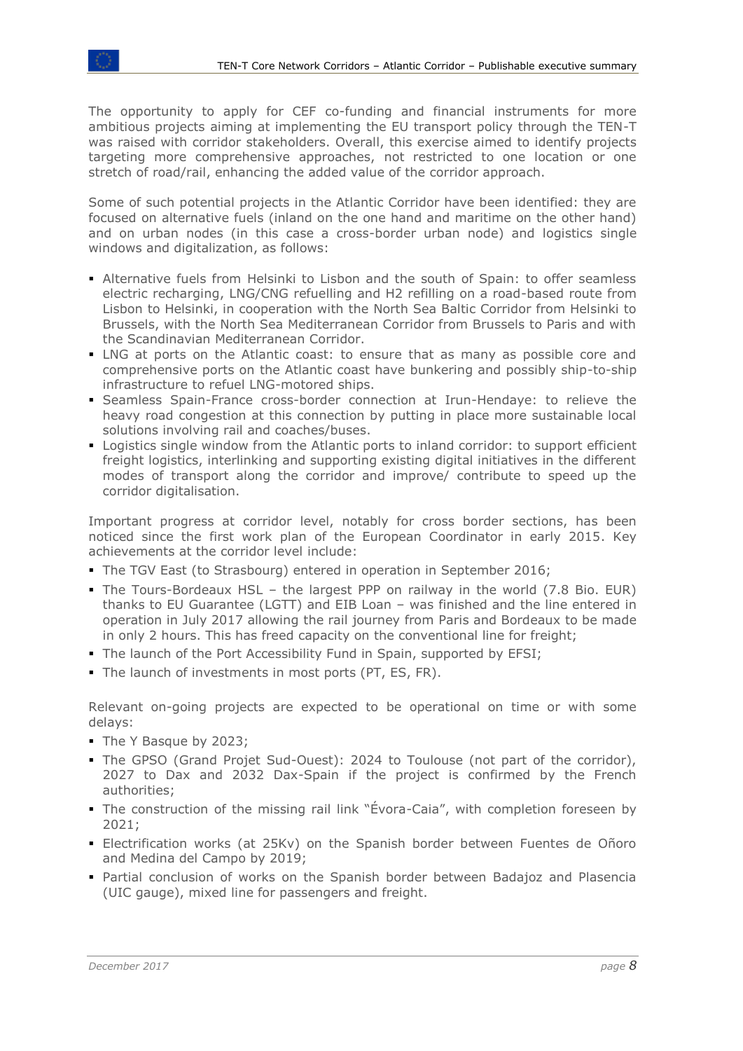The opportunity to apply for CEF co-funding and financial instruments for more ambitious projects aiming at implementing the EU transport policy through the TEN-T was raised with corridor stakeholders. Overall, this exercise aimed to identify projects targeting more comprehensive approaches, not restricted to one location or one stretch of road/rail, enhancing the added value of the corridor approach.

Some of such potential projects in the Atlantic Corridor have been identified: they are focused on alternative fuels (inland on the one hand and maritime on the other hand) and on urban nodes (in this case a cross-border urban node) and logistics single windows and digitalization, as follows:

- Alternative fuels from Helsinki to Lisbon and the south of Spain: to offer seamless electric recharging, LNG/CNG refuelling and H2 refilling on a road-based route from Lisbon to Helsinki, in cooperation with the North Sea Baltic Corridor from Helsinki to Brussels, with the North Sea Mediterranean Corridor from Brussels to Paris and with the Scandinavian Mediterranean Corridor.
- LNG at ports on the Atlantic coast: to ensure that as many as possible core and comprehensive ports on the Atlantic coast have bunkering and possibly ship-to-ship infrastructure to refuel LNG-motored ships.
- Seamless Spain-France cross-border connection at Irun-Hendaye: to relieve the heavy road congestion at this connection by putting in place more sustainable local solutions involving rail and coaches/buses.
- Logistics single window from the Atlantic ports to inland corridor: to support efficient freight logistics, interlinking and supporting existing digital initiatives in the different modes of transport along the corridor and improve/ contribute to speed up the corridor digitalisation.

Important progress at corridor level, notably for cross border sections, has been noticed since the first work plan of the European Coordinator in early 2015. Key achievements at the corridor level include:

- The TGV East (to Strasbourg) entered in operation in September 2016;
- The Tours-Bordeaux HSL – the largest PPP on railway in the world (7.8 Bio. EUR) thanks to EU Guarantee (LGTT) and EIB Loan – was finished and the line entered in operation in July 2017 allowing the rail journey from Paris and Bordeaux to be made in only 2 hours. This has freed capacity on the conventional line for freight;
- The launch of the Port Accessibility Fund in Spain, supported by EFSI;
- The launch of investments in most ports (PT, ES, FR).

Relevant on-going projects are expected to be operational on time or with some delays:

- The Y Basque by 2023;
- The GPSO (Grand Projet Sud-Ouest): 2024 to Toulouse (not part of the corridor), 2027 to Dax and 2032 Dax-Spain if the project is confirmed by the French authorities;
- The construction of the missing rail link "Évora-Caia", with completion foreseen by 2021;
- Electrification works (at 25Kv) on the Spanish border between Fuentes de Oñoro and Medina del Campo by 2019;
- Partial conclusion of works on the Spanish border between Badajoz and Plasencia (UIC gauge), mixed line for passengers and freight.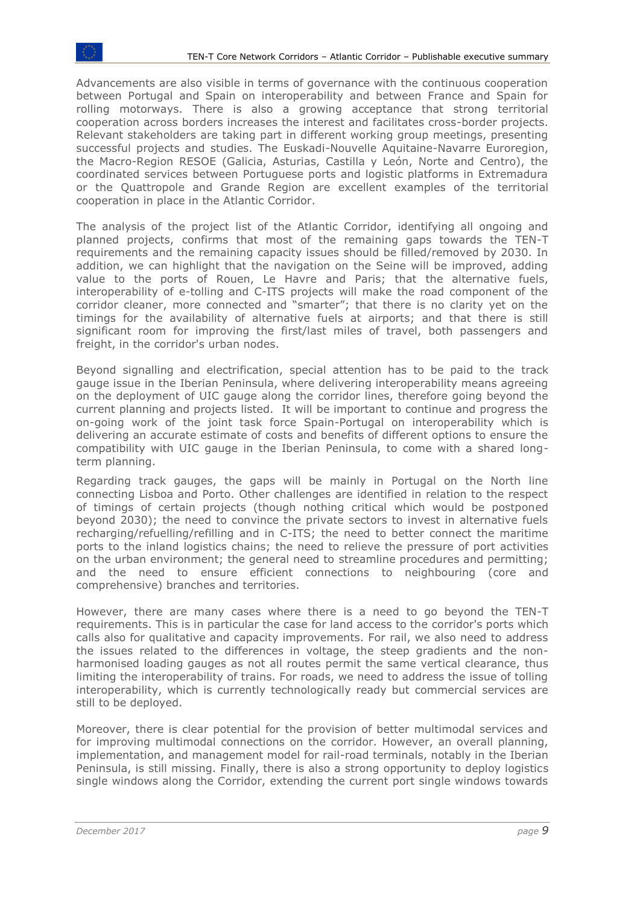Advancements are also visible in terms of governance with the continuous cooperation between Portugal and Spain on interoperability and between France and Spain for rolling motorways. There is also a growing acceptance that strong territorial cooperation across borders increases the interest and facilitates cross-border projects. Relevant stakeholders are taking part in different working group meetings, presenting successful projects and studies. The Euskadi-Nouvelle Aquitaine-Navarre Euroregion, the Macro-Region RESOE (Galicia, Asturias, Castilla y León, Norte and Centro), the coordinated services between Portuguese ports and logistic platforms in Extremadura or the Quattropole and Grande Region are excellent examples of the territorial cooperation in place in the Atlantic Corridor.

The analysis of the project list of the Atlantic Corridor, identifying all ongoing and planned projects, confirms that most of the remaining gaps towards the TEN-T requirements and the remaining capacity issues should be filled/removed by 2030. In addition, we can highlight that the navigation on the Seine will be improved, adding value to the ports of Rouen, Le Havre and Paris; that the alternative fuels, interoperability of e-tolling and C-ITS projects will make the road component of the corridor cleaner, more connected and "smarter"; that there is no clarity yet on the timings for the availability of alternative fuels at airports; and that there is still significant room for improving the first/last miles of travel, both passengers and freight, in the corridor's urban nodes.

Beyond signalling and electrification, special attention has to be paid to the track gauge issue in the Iberian Peninsula, where delivering interoperability means agreeing on the deployment of UIC gauge along the corridor lines, therefore going beyond the current planning and projects listed. It will be important to continue and progress the on-going work of the joint task force Spain-Portugal on interoperability which is delivering an accurate estimate of costs and benefits of different options to ensure the compatibility with UIC gauge in the Iberian Peninsula, to come with a shared long-term planning.

Regarding track gauges, the gaps will be mainly in Portugal on the North line connecting Lisboa and Porto. Other challenges are identified in relation to the respect of timings of certain projects (though nothing critical which would be postponed beyond 2030); the need to convince the private sectors to invest in alternative fuels recharging/refuelling/refilling and in C-ITS; the need to better connect the maritime ports to the inland logistics chains; the need to relieve the pressure of port activities on the urban environment; the general need to streamline procedures and permitting; and the need to ensure efficient connections to neighbouring (core and comprehensive) branches and territories.

However, there are many cases where there is a need to go beyond the TEN-T requirements. This is in particular the case for land access to the corridor's ports which calls also for qualitative and capacity improvements. For rail, we also need to address the issues related to the differences in voltage, the steep gradients and the non-harmonised loading gauges as not all routes permit the same vertical clearance, thus limiting the interoperability of trains. For roads, we need to address the issue of tolling interoperability, which is currently technologically ready but commercial services are still to be deployed.

Moreover, there is clear potential for the provision of better multimodal services and for improving multimodal connections on the corridor. However, an overall planning, implementation, and management model for rail-road terminals, notably in the Iberian Peninsula, is still missing. Finally, there is also a strong opportunity to deploy logistics single windows along the Corridor, extending the current port single windows towards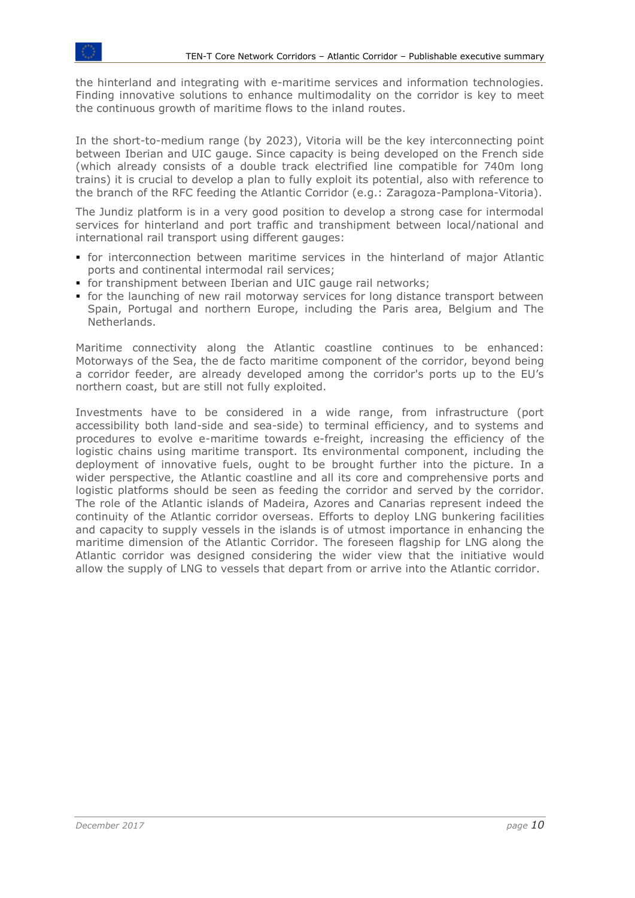the hinterland and integrating with e-maritime services and information technologies. Finding innovative solutions to enhance multimodality on the corridor is key to meet the continuous growth of maritime flows to the inland routes.

In the short-to-medium range (by 2023), Vitoria will be the key interconnecting point between Iberian and UIC gauge. Since capacity is being developed on the French side (which already consists of a double track electrified line compatible for 740m long trains) it is crucial to develop a plan to fully exploit its potential, also with reference to the branch of the RFC feeding the Atlantic Corridor (e.g.: Zaragoza-Pamplona-Vitoria).

The Jundiz platform is in a very good position to develop a strong case for intermodal services for hinterland and port traffic and transhipment between local/national and international rail transport using different gauges:

- for interconnection between maritime services in the hinterland of major Atlantic ports and continental intermodal rail services;
- for transhipment between Iberian and UIC gauge rail networks;
- for the launching of new rail motorway services for long distance transport between Spain, Portugal and northern Europe, including the Paris area, Belgium and The Netherlands.

Maritime connectivity along the Atlantic coastline continues to be enhanced: Motorways of the Sea, the de facto maritime component of the corridor, beyond being a corridor feeder, are already developed among the corridor's ports up to the EU's northern coast, but are still not fully exploited.

Investments have to be considered in a wide range, from infrastructure (port accessibility both land-side and sea-side) to terminal efficiency, and to systems and procedures to evolve e-maritime towards e-freight, increasing the efficiency of the logistic chains using maritime transport. Its environmental component, including the deployment of innovative fuels, ought to be brought further into the picture. In a wider perspective, the Atlantic coastline and all its core and comprehensive ports and logistic platforms should be seen as feeding the corridor and served by the corridor. The role of the Atlantic islands of Madeira, Azores and Canarias represent indeed the continuity of the Atlantic corridor overseas. Efforts to deploy LNG bunkering facilities and capacity to supply vessels in the islands is of utmost importance in enhancing the maritime dimension of the Atlantic Corridor. The foreseen flagship for LNG along the Atlantic corridor was designed considering the wider view that the initiative would allow the supply of LNG to vessels that depart from or arrive into the Atlantic corridor.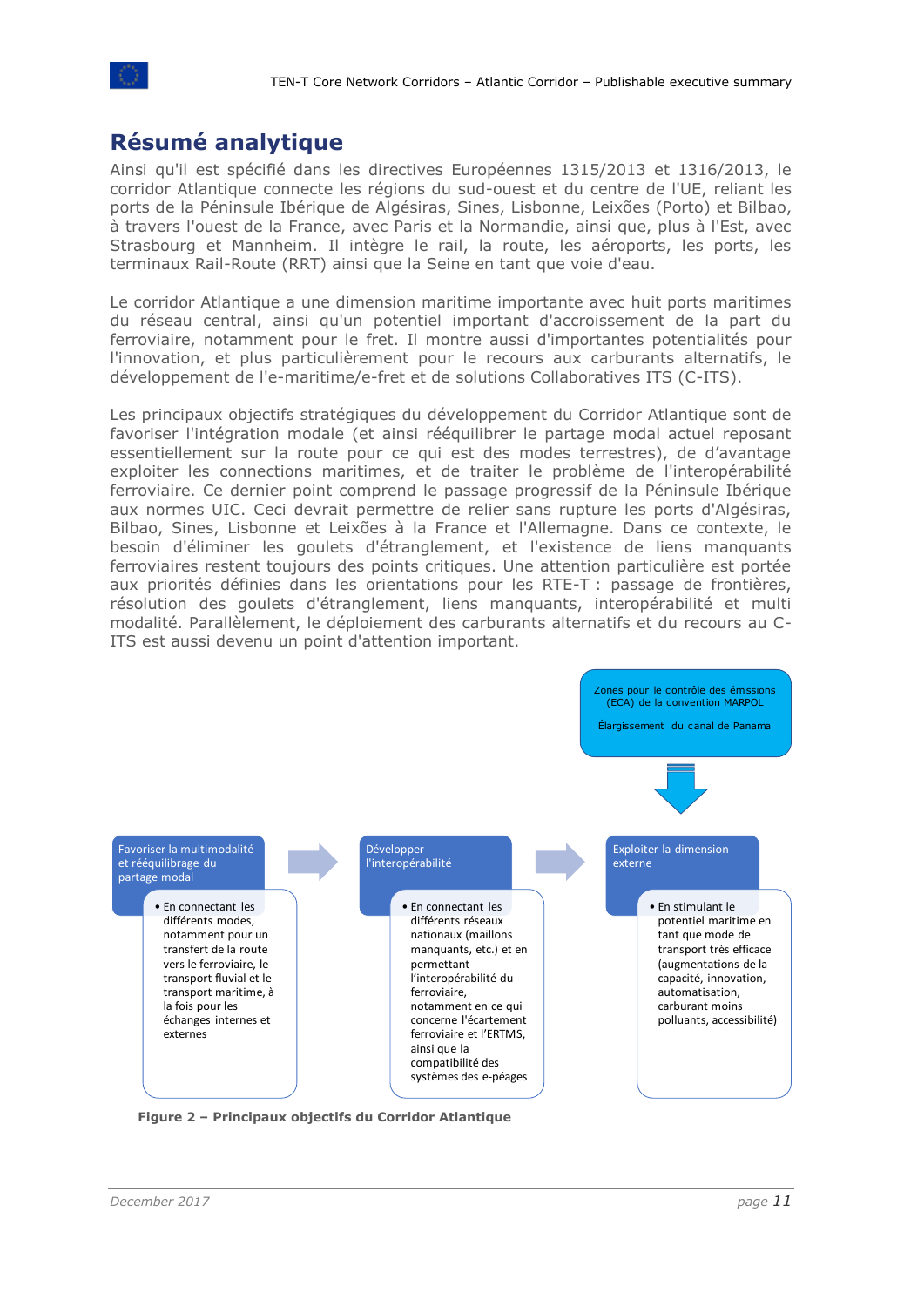# Résumé analytique

Ainsi qu'il est spécifié dans les directives Européennes 1315/2013 et 1316/2013, le corridor Atlantique connecte les régions du sud-ouest et du centre de l'UE, reliant les ports de la Péninsule Ibérique de Algésiras, Sines, Lisbonne, Leixões (Porto) et Bilbao, à travers l'ouest de la France, avec Paris et la Normandie, ainsi que, plus à l'Est, avec Strasbourg et Mannheim. Il intègre le rail, la route, les aéroports, les ports, les terminaux Rail-Route (RRT) ainsi que la Seine en tant que voie d'eau.

Le corridor Atlantique a une dimension maritime importante avec huit ports maritimes du réseau central, ainsi qu'un potentiel important d'accroissement de la part du ferroviaire, notamment pour le fret. Il montre aussi d'importantes potentialités pour l'innovation, et plus particulièrement pour le recours aux carburants alternatifs, le développement de l'e-maritime/e-fret et de solutions Collaboratives ITS (C-ITS).

Les principaux objectifs stratégiques du développement du Corridor Atlantique sont de favoriser l'intégration modale (et ainsi rééquilibrer le partage modal actuel reposant essentiellement sur la route pour ce qui est des modes terrestres), de d'avantage exploiter les connections maritimes, et de traiter le problème de l'interopérabilité ferroviaire. Ce dernier point comprend le passage progressif de la Péninsule Ibérique aux normes UIC. Ceci devrait permettre de relier sans rupture les ports d'Algésiras, Bilbao, Sines, Lisbonne et Leixões à la France et l'Allemagne. Dans ce contexte, le besoin d'éliminer les goulets d'étranglement, et l'existence de liens manquants ferroviaires restent toujours des points critiques. Une attention particulière est portée aux priorités définies dans les orientations pour les RTE-T : passage de frontières, résolution des goulets d'étranglement, liens manquants, interopérabilité et multi modalité. Parallèlement, le déploiement des carburants alternatifs et du recours au C-ITS est aussi devenu un point d'attention important.

Zones pour le contrôle des émissions (ECA) de la convention MARPOL

Élargissement du canal de Panama

**Favoriser la multimodalité et rééquilibrage du partage modal**
- En connectant les différents modes, notamment pour un transfert de la route vers le ferroviaire, le transport fluvial et le transport maritime, à la fois pour les échanges internes et externes

**Développer l'interopérabilité**
- En connectant les différents réseaux nationaux (maillons manquants, etc.) et en permettant l'interopérabilité du ferroviaire, notamment en ce qui concerne l'écartement ferroviaire et l'ERTMS, ainsi que la compatibilité des systèmes des e-péages

**Exploiter la dimension externe**
- En stimulant le potentiel maritime en tant que mode de transport très efficace (augmentations de la capacité, innovation, automatisation, carburant moins polluants, accessibilité)

**Figure 2 – Principaux objectifs du Corridor Atlantique**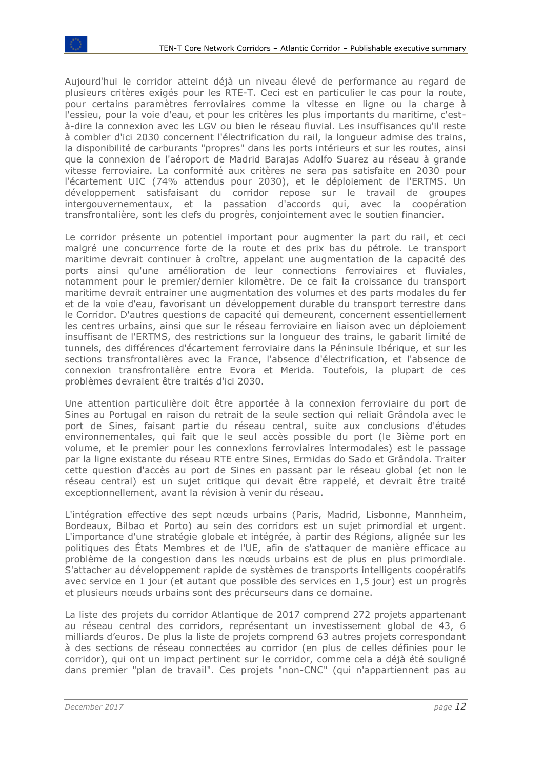Aujourd'hui le corridor atteint déjà un niveau élevé de performance au regard de plusieurs critères exigés pour les RTE-T. Ceci est en particulier le cas pour la route, pour certains paramètres ferroviaires comme la vitesse en ligne ou la charge à l'essieu, pour la voie d'eau, et pour les critères les plus importants du maritime, c'est-à-dire la connexion avec les LGV ou bien le réseau fluvial. Les insuffisances qu'il reste à combler d'ici 2030 concernent l'électrification du rail, la longueur admise des trains, la disponibilité de carburants "propres" dans les ports intérieurs et sur les routes, ainsi que la connexion de l'aéroport de Madrid Barajas Adolfo Suarez au réseau à grande vitesse ferroviaire. La conformité aux critères ne sera pas satisfaite en 2030 pour l'écartement UIC (74% attendus pour 2030), et le déploiement de l'ERTMS. Un développement satisfaisant du corridor repose sur le travail de groupes intergouvernementaux, et la passation d'accords qui, avec la coopération transfrontalière, sont les clefs du progrès, conjointement avec le soutien financier.

Le corridor présente un potentiel important pour augmenter la part du rail, et ceci malgré une concurrence forte de la route et des prix bas du pétrole. Le transport maritime devrait continuer à croître, appelant une augmentation de la capacité des ports ainsi qu'une amélioration de leur connections ferroviaires et fluviales, notamment pour le premier/dernier kilomètre. De ce fait la croissance du transport maritime devrait entrainer une augmentation des volumes et des parts modales du fer et de la voie d'eau, favorisant un développement durable du transport terrestre dans le Corridor. D'autres questions de capacité qui demeurent, concernent essentiellement les centres urbains, ainsi que sur le réseau ferroviaire en liaison avec un déploiement insuffisant de l'ERTMS, des restrictions sur la longueur des trains, le gabarit limité de tunnels, des différences d'écartement ferroviaire dans la Péninsule Ibérique, et sur les sections transfrontalières avec la France, l'absence d'électrification, et l'absence de connexion transfrontalière entre Evora et Merida. Toutefois, la plupart de ces problèmes devraient être traités d'ici 2030.

Une attention particulière doit être apportée à la connexion ferroviaire du port de Sines au Portugal en raison du retrait de la seule section qui reliait Grândola avec le port de Sines, faisant partie du réseau central, suite aux conclusions d'études environnementales, qui fait que le seul accès possible du port (le 3ième port en volume, et le premier pour les connexions ferroviaires intermodales) est le passage par la ligne existante du réseau RTE entre Sines, Ermidas do Sado et Grândola. Traiter cette question d'accès au port de Sines en passant par le réseau global (et non le réseau central) est un sujet critique qui devait être rappelé, et devrait être traité exceptionnellement, avant la révision à venir du réseau.

L'intégration effective des sept nœuds urbains (Paris, Madrid, Lisbonne, Mannheim, Bordeaux, Bilbao et Porto) au sein des corridors est un sujet primordial et urgent. L'importance d'une stratégie globale et intégrée, à partir des Régions, alignée sur les politiques des États Membres et de l'UE, afin de s'attaquer de manière efficace au problème de la congestion dans les nœuds urbains est de plus en plus primordiale. S'attacher au développement rapide de systèmes de transports intelligents coopératifs avec service en 1 jour (et autant que possible des services en 1,5 jour) est un progrès et plusieurs nœuds urbains sont des précurseurs dans ce domaine.

La liste des projets du corridor Atlantique de 2017 comprend 272 projets appartenant au réseau central des corridors, représentant un investissement global de 43, 6 milliards d'euros. De plus la liste de projets comprend 63 autres projets correspondant à des sections de réseau connectées au corridor (en plus de celles définies pour le corridor), qui ont un impact pertinent sur le corridor, comme cela a déjà été souligné dans premier "plan de travail". Ces projets "non-CNC" (qui n'appartiennent pas au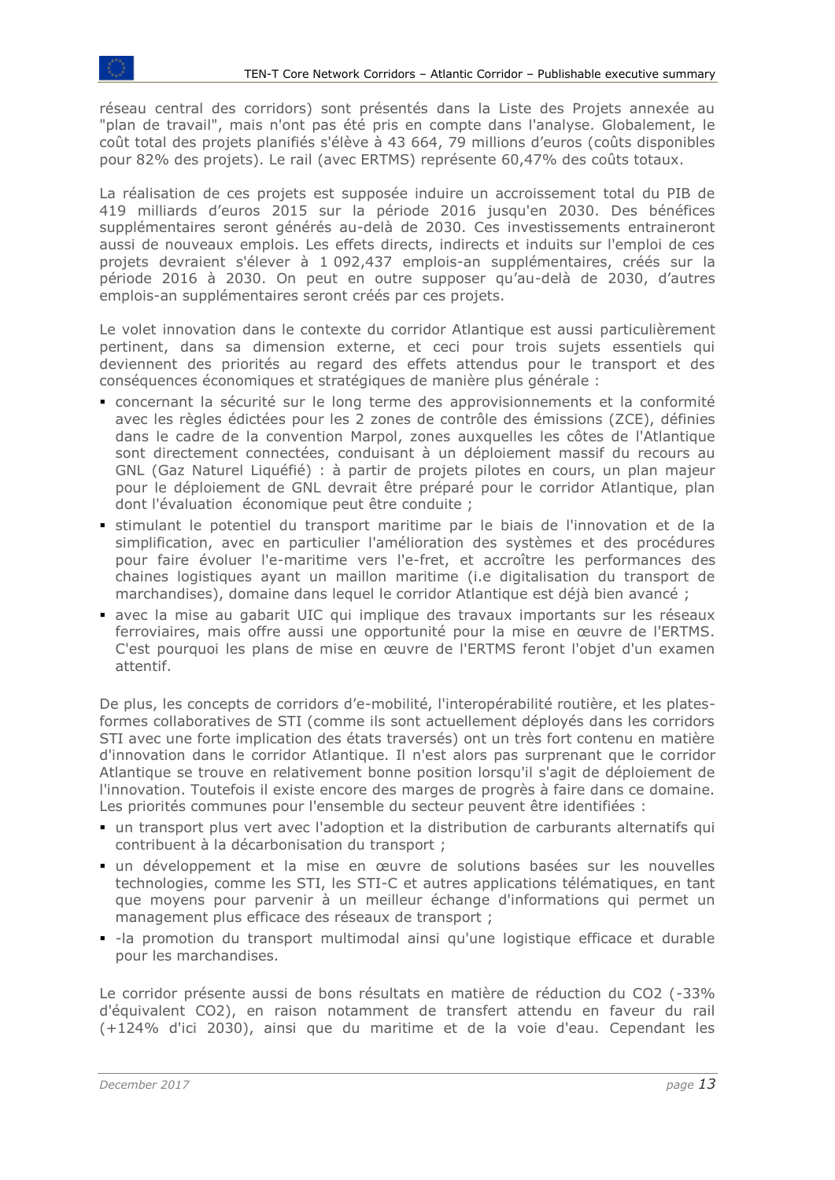réseau central des corridors) sont présentés dans la Liste des Projets annexée au "plan de travail", mais n'ont pas été pris en compte dans l'analyse. Globalement, le coût total des projets planifiés s'élève à 43 664, 79 millions d'euros (coûts disponibles pour 82% des projets). Le rail (avec ERTMS) représente 60,47% des coûts totaux.

La réalisation de ces projets est supposée induire un accroissement total du PIB de 419 milliards d'euros 2015 sur la période 2016 jusqu'en 2030. Des bénéfices supplémentaires seront générés au-delà de 2030. Ces investissements entraineront aussi de nouveaux emplois. Les effets directs, indirects et induits sur l'emploi de ces projets devraient s'élever à 1 092,437 emplois-an supplémentaires, créés sur la période 2016 à 2030. On peut en outre supposer qu'au-delà de 2030, d'autres emplois-an supplémentaires seront créés par ces projets.

Le volet innovation dans le contexte du corridor Atlantique est aussi particulièrement pertinent, dans sa dimension externe, et ceci pour trois sujets essentiels qui deviennent des priorités au regard des effets attendus pour le transport et des conséquences économiques et stratégiques de manière plus générale :

- concernant la sécurité sur le long terme des approvisionnements et la conformité avec les règles édictées pour les 2 zones de contrôle des émissions (ZCE), définies dans le cadre de la convention Marpol, zones auxquelles les côtes de l'Atlantique sont directement connectées, conduisant à un déploiement massif du recours au GNL (Gaz Naturel Liquéfié) : à partir de projets pilotes en cours, un plan majeur pour le déploiement de GNL devrait être préparé pour le corridor Atlantique, plan dont l'évaluation économique peut être conduite ;
- stimulant le potentiel du transport maritime par le biais de l'innovation et de la simplification, avec en particulier l'amélioration des systèmes et des procédures pour faire évoluer l'e-maritime vers l'e-fret, et accroître les performances des chaines logistiques ayant un maillon maritime (i.e digitalisation du transport de marchandises), domaine dans lequel le corridor Atlantique est déjà bien avancé ;
- avec la mise au gabarit UIC qui implique des travaux importants sur les réseaux ferroviaires, mais offre aussi une opportunité pour la mise en œuvre de l'ERTMS. C'est pourquoi les plans de mise en œuvre de l'ERTMS feront l'objet d'un examen attentif.

De plus, les concepts de corridors d'e-mobilité, l'interopérabilité routière, et les plates-formes collaboratives de STI (comme ils sont actuellement déployés dans les corridors STI avec une forte implication des états traversés) ont un très fort contenu en matière d'innovation dans le corridor Atlantique. Il n'est alors pas surprenant que le corridor Atlantique se trouve en relativement bonne position lorsqu'il s'agit de déploiement de l'innovation. Toutefois il existe encore des marges de progrès à faire dans ce domaine. Les priorités communes pour l'ensemble du secteur peuvent être identifiées :

- un transport plus vert avec l'adoption et la distribution de carburants alternatifs qui contribuent à la décarbonisation du transport ;
- un développement et la mise en œuvre de solutions basées sur les nouvelles technologies, comme les STI, les STI-C et autres applications télématiques, en tant que moyens pour parvenir à un meilleur échange d'informations qui permet un management plus efficace des réseaux de transport ;
- -la promotion du transport multimodal ainsi qu'une logistique efficace et durable pour les marchandises.

Le corridor présente aussi de bons résultats en matière de réduction du $CO_2$ (-33% d'équivalent $CO_2$), en raison notamment de transfert attendu en faveur du rail (+124% d'ici 2030), ainsi que du maritime et de la voie d'eau. Cependant les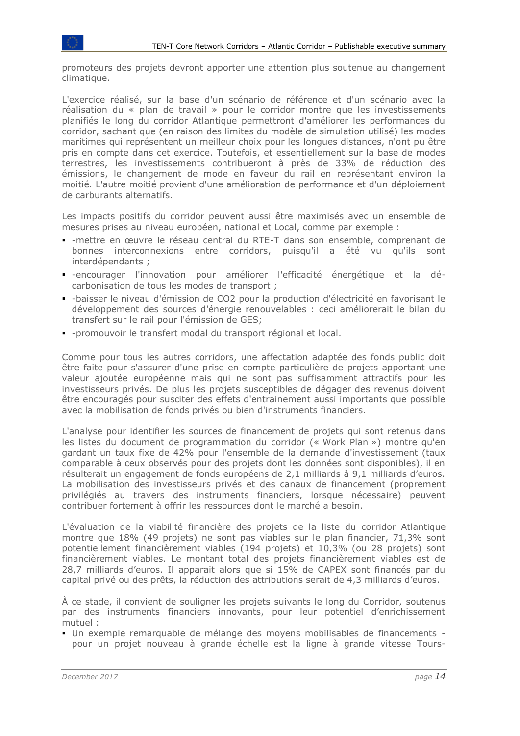promoteurs des projets devront apporter une attention plus soutenue au changement climatique.

L'exercice réalisé, sur la base d'un scénario de référence et d'un scénario avec la réalisation du « plan de travail » pour le corridor montre que les investissements planifiés le long du corridor Atlantique permettront d'améliorer les performances du corridor, sachant que (en raison des limites du modèle de simulation utilisé) les modes maritimes qui représentent un meilleur choix pour les longues distances, n'ont pu être pris en compte dans cet exercice. Toutefois, et essentiellement sur la base de modes terrestres, les investissements contribueront à près de 33% de réduction des émissions, le changement de mode en faveur du rail en représentant environ la moitié. L'autre moitié provient d'une amélioration de performance et d'un déploiement de carburants alternatifs.

Les impacts positifs du corridor peuvent aussi être maximisés avec un ensemble de mesures prises au niveau européen, national et Local, comme par exemple :

- -mettre en œuvre le réseau central du RTE-T dans son ensemble, comprenant de bonnes interconnexions entre corridors, puisqu'il a été vu qu'ils sont interdépendants ;
- -encourager l'innovation pour améliorer l'efficacité énergétique et la dé-carbonisation de tous les modes de transport ;
- -baisser le niveau d'émission de $CO_2$ pour la production d'électricité en favorisant le développement des sources d'énergie renouvelables : ceci améliorerait le bilan du transfert sur le rail pour l'émission de GES;
- -promouvoir le transfert modal du transport régional et local.

Comme pour tous les autres corridors, une affectation adaptée des fonds public doit être faite pour s'assurer d'une prise en compte particulière de projets apportant une valeur ajoutée européenne mais qui ne sont pas suffisamment attractifs pour les investisseurs privés. De plus les projets susceptibles de dégager des revenus doivent être encouragés pour susciter des effets d'entrainement aussi importants que possible avec la mobilisation de fonds privés ou bien d'instruments financiers.

L'analyse pour identifier les sources de financement de projets qui sont retenus dans les listes du document de programmation du corridor (« Work Plan ») montre qu'en gardant un taux fixe de 42% pour l'ensemble de la demande d'investissement (taux comparable à ceux observés pour des projets dont les données sont disponibles), il en résulterait un engagement de fonds européens de 2,1 milliards à 9,1 milliards d'euros. La mobilisation des investisseurs privés et des canaux de financement (proprement privilégiés au travers des instruments financiers, lorsque nécessaire) peuvent contribuer fortement à offrir les ressources dont le marché a besoin.

L'évaluation de la viabilité financière des projets de la liste du corridor Atlantique montre que 18% (49 projets) ne sont pas viables sur le plan financier, 71,3% sont potentiellement financièrement viables (194 projets) et 10,3% (ou 28 projets) sont financièrement viables. Le montant total des projets financièrement viables est de 28,7 milliards d'euros. Il apparait alors que si 15% de CAPEX sont financés par du capital privé ou des prêts, la réduction des attributions serait de 4,3 milliards d'euros.

À ce stade, il convient de souligner les projets suivants le long du Corridor, soutenus par des instruments financiers innovants, pour leur potentiel d'enrichissement mutuel :

- Un exemple remarquable de mélange des moyens mobilisables de financements - pour un projet nouveau à grande échelle est la ligne à grande vitesse Tours-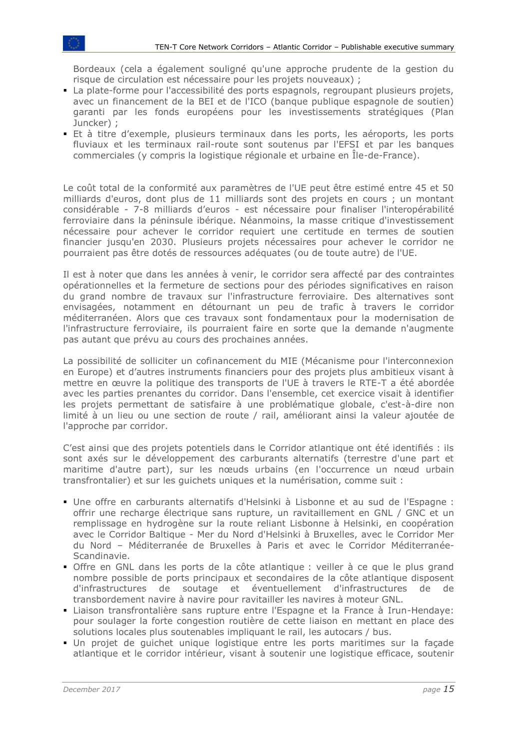Bordeaux (cela a également souligné qu'une approche prudente de la gestion du risque de circulation est nécessaire pour les projets nouveaux) ;

- La plate-forme pour l'accessibilité des ports espagnols, regroupant plusieurs projets, avec un financement de la BEI et de l'ICO (banque publique espagnole de soutien) garanti par les fonds européens pour les investissements stratégiques (Plan Juncker) ;
- Et à titre d'exemple, plusieurs terminaux dans les ports, les aéroports, les ports fluviaux et les terminaux rail-route sont soutenus par l'EFSI et par les banques commerciales (y compris la logistique régionale et urbaine en Île-de-France).

Le coût total de la conformité aux paramètres de l'UE peut être estimé entre 45 et 50 milliards d'euros, dont plus de 11 milliards sont des projets en cours ; un montant considérable - 7-8 milliards d'euros - est nécessaire pour finaliser l'interopérabilité ferroviaire dans la péninsule ibérique. Néanmoins, la masse critique d'investissement nécessaire pour achever le corridor requiert une certitude en termes de soutien financier jusqu'en 2030. Plusieurs projets nécessaires pour achever le corridor ne pourraient pas être dotés de ressources adéquates (ou de toute autre) de l'UE.

Il est à noter que dans les années à venir, le corridor sera affecté par des contraintes opérationnelles et la fermeture de sections pour des périodes significatives en raison du grand nombre de travaux sur l'infrastructure ferroviaire. Des alternatives sont envisagées, notamment en détournant un peu de trafic à travers le corridor méditerranéen. Alors que ces travaux sont fondamentaux pour la modernisation de l'infrastructure ferroviaire, ils pourraient faire en sorte que la demande n'augmente pas autant que prévu au cours des prochaines années.

La possibilité de solliciter un cofinancement du MIE (Mécanisme pour l'interconnexion en Europe) et d'autres instruments financiers pour des projets plus ambitieux visant à mettre en œuvre la politique des transports de l'UE à travers le RTE-T a été abordée avec les parties prenantes du corridor. Dans l'ensemble, cet exercice visait à identifier les projets permettant de satisfaire à une problématique globale, c'est-à-dire non limité à un lieu ou une section de route / rail, améliorant ainsi la valeur ajoutée de l'approche par corridor.

C'est ainsi que des projets potentiels dans le Corridor atlantique ont été identifiés : ils sont axés sur le développement des carburants alternatifs (terrestre d'une part et maritime d'autre part), sur les nœuds urbains (en l'occurrence un nœud urbain transfrontalier) et sur les guichets uniques et la numérisation, comme suit :

- Une offre en carburants alternatifs d'Helsinki à Lisbonne et au sud de l'Espagne : offrir une recharge électrique sans rupture, un ravitaillement en GNL / GNC et un remplissage en hydrogène sur la route reliant Lisbonne à Helsinki, en coopération avec le Corridor Baltique - Mer du Nord d'Helsinki à Bruxelles, avec le Corridor Mer du Nord – Méditerranée de Bruxelles à Paris et avec le Corridor Méditerranée-Scandinavie.
- Offre en GNL dans les ports de la côte atlantique : veiller à ce que le plus grand nombre possible de ports principaux et secondaires de la côte atlantique disposent d'infrastructures de soutage et éventuellement d'infrastructures de de transbordement navire à navire pour ravitailler les navires à moteur GNL.
- Liaison transfrontalière sans rupture entre l'Espagne et la France à Irun-Hendaye: pour soulager la forte congestion routière de cette liaison en mettant en place des solutions locales plus soutenables impliquant le rail, les autocars / bus.
- Un projet de guichet unique logistique entre les ports maritimes sur la façade atlantique et le corridor intérieur, visant à soutenir une logistique efficace, soutenir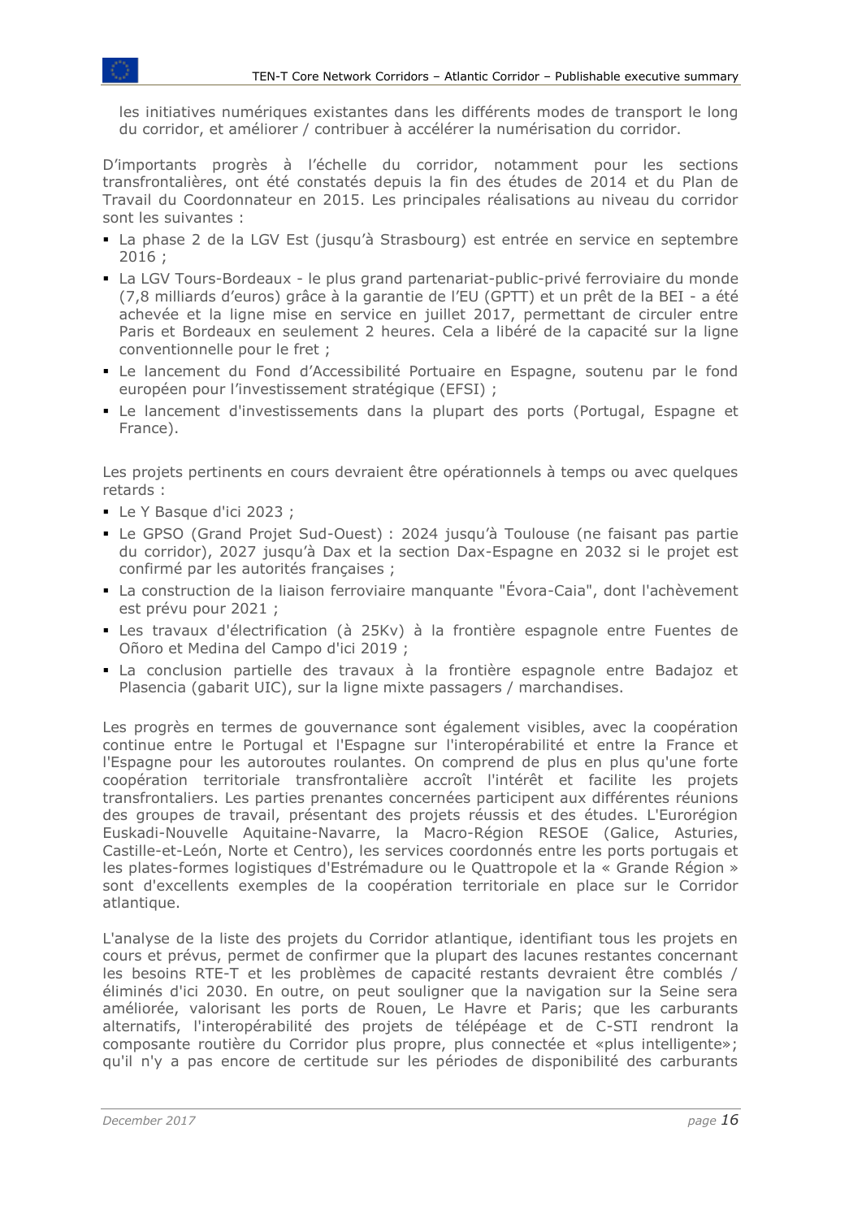les initiatives numériques existantes dans les différents modes de transport le long du corridor, et améliorer / contribuer à accélérer la numérisation du corridor.

D'importants progrès à l'échelle du corridor, notamment pour les sections transfrontalières, ont été constatés depuis la fin des études de 2014 et du Plan de Travail du Coordonnateur en 2015. Les principales réalisations au niveau du corridor sont les suivantes :

- La phase 2 de la LGV Est (jusqu'à Strasbourg) est entrée en service en septembre 2016 ;
- La LGV Tours-Bordeaux - le plus grand partenariat-public-privé ferroviaire du monde (7,8 milliards d'euros) grâce à la garantie de l'EU (GPTT) et un prêt de la BEI - a été achevée et la ligne mise en service en juillet 2017, permettant de circuler entre Paris et Bordeaux en seulement 2 heures. Cela a libéré de la capacité sur la ligne conventionnelle pour le fret ;
- Le lancement du Fond d'Accessibilité Portuaire en Espagne, soutenu par le fond européen pour l'investissement stratégique (EFSI) ;
- Le lancement d'investissements dans la plupart des ports (Portugal, Espagne et France).

Les projets pertinents en cours devraient être opérationnels à temps ou avec quelques retards :

- Le Y Basque d'ici 2023 ;
- Le GPSO (Grand Projet Sud-Ouest) : 2024 jusqu'à Toulouse (ne faisant pas partie du corridor), 2027 jusqu'à Dax et la section Dax-Espagne en 2032 si le projet est confirmé par les autorités françaises ;
- La construction de la liaison ferroviaire manquante "Évora-Caia", dont l'achèvement est prévu pour 2021 ;
- Les travaux d'électrification (à 25Kv) à la frontière espagnole entre Fuentes de Oñoro et Medina del Campo d'ici 2019 ;
- La conclusion partielle des travaux à la frontière espagnole entre Badajoz et Plasencia (gabarit UIC), sur la ligne mixte passagers / marchandises.

Les progrès en termes de gouvernance sont également visibles, avec la coopération continue entre le Portugal et l'Espagne sur l'interopérabilité et entre la France et l'Espagne pour les autoroutes roulantes. On comprend de plus en plus qu'une forte coopération territoriale transfrontalière accroît l'intérêt et facilite les projets transfrontaliers. Les parties prenantes concernées participent aux différentes réunions des groupes de travail, présentant des projets réussis et des études. L'Eurorégion Euskadi-Nouvelle Aquitaine-Navarre, la Macro-Région RESOE (Galice, Asturies, Castille-et-León, Norte et Centro), les services coordonnés entre les ports portugais et les plates-formes logistiques d'Estrémadure ou le Quattropole et la « Grande Région » sont d'excellents exemples de la coopération territoriale en place sur le Corridor atlantique.

L'analyse de la liste des projets du Corridor atlantique, identifiant tous les projets en cours et prévus, permet de confirmer que la plupart des lacunes restantes concernant les besoins RTE-T et les problèmes de capacité restants devraient être comblés / éliminés d'ici 2030. En outre, on peut souligner que la navigation sur la Seine sera améliorée, valorisant les ports de Rouen, Le Havre et Paris; que les carburants alternatifs, l'interopérabilité des projets de télépéage et de C-STI rendront la composante routière du Corridor plus propre, plus connectée et «plus intelligente»; qu'il n'y a pas encore de certitude sur les périodes de disponibilité des carburants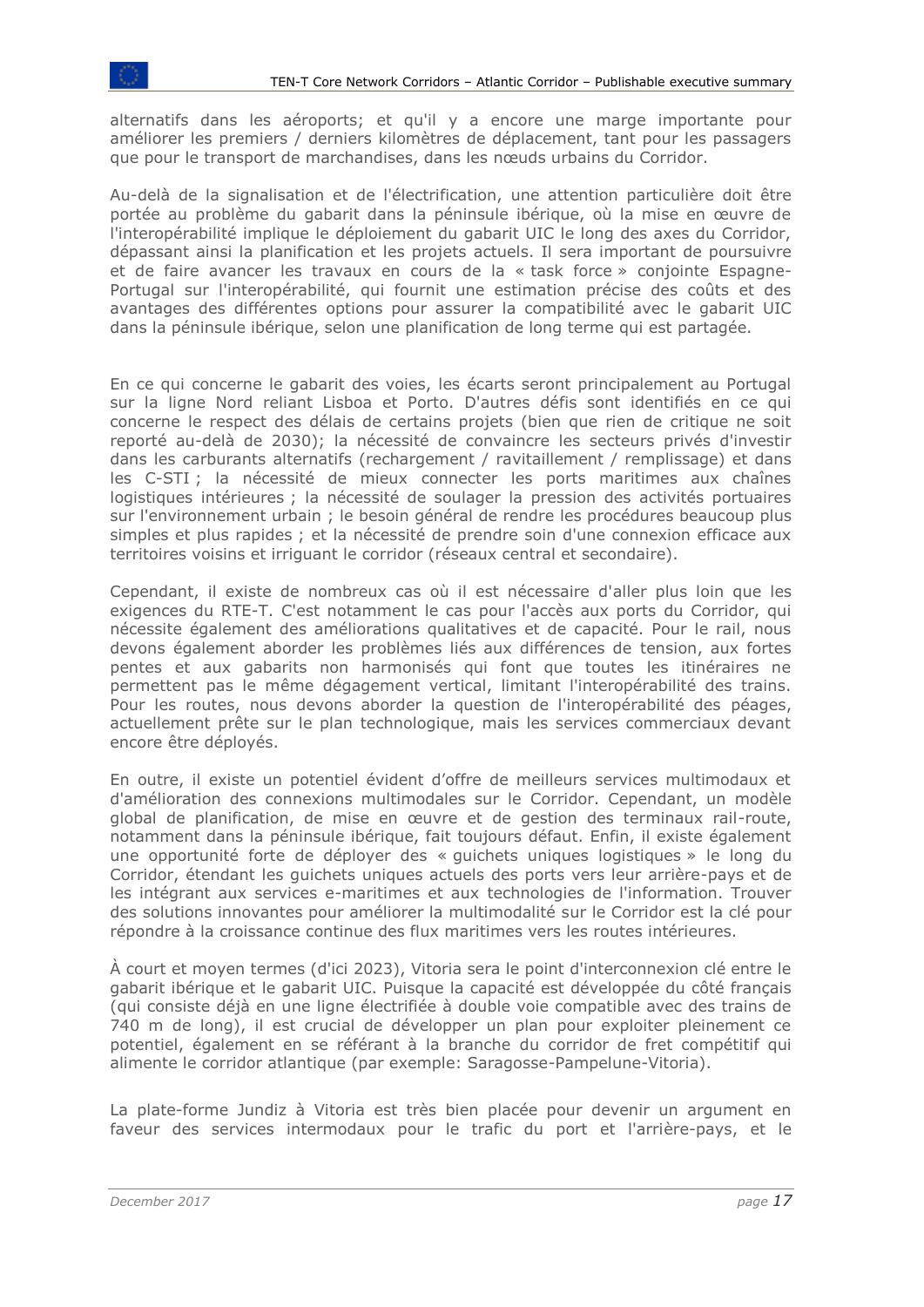alternatifs dans les aéroports; et qu'il y a encore une marge importante pour améliorer les premiers / derniers kilomètres de déplacement, tant pour les passagers que pour le transport de marchandises, dans les nœuds urbains du Corridor.

Au-delà de la signalisation et de l'électrification, une attention particulière doit être portée au problème du gabarit dans la péninsule ibérique, où la mise en œuvre de l'interopérabilité implique le déploiement du gabarit UIC le long des axes du Corridor, dépassant ainsi la planification et les projets actuels. Il sera important de poursuivre et de faire avancer les travaux en cours de la « task force » conjointe Espagne-Portugal sur l'interopérabilité, qui fournit une estimation précise des coûts et des avantages des différentes options pour assurer la compatibilité avec le gabarit UIC dans la péninsule ibérique, selon une planification de long terme qui est partagée.

En ce qui concerne le gabarit des voies, les écarts seront principalement au Portugal sur la ligne Nord reliant Lisboa et Porto. D'autres défis sont identifiés en ce qui concerne le respect des délais de certains projets (bien que rien de critique ne soit reporté au-delà de 2030); la nécessité de convaincre les secteurs privés d'investir dans les carburants alternatifs (rechargement / ravitaillement / remplissage) et dans les C-STI ; la nécessité de mieux connecter les ports maritimes aux chaînes logistiques intérieures ; la nécessité de soulager la pression des activités portuaires sur l'environnement urbain ; le besoin général de rendre les procédures beaucoup plus simples et plus rapides ; et la nécessité de prendre soin d'une connexion efficace aux territoires voisins et irriguant le corridor (réseaux central et secondaire).

Cependant, il existe de nombreux cas où il est nécessaire d'aller plus loin que les exigences du RTE-T. C'est notamment le cas pour l'accès aux ports du Corridor, qui nécessite également des améliorations qualitatives et de capacité. Pour le rail, nous devons également aborder les problèmes liés aux différences de tension, aux fortes pentes et aux gabarits non harmonisés qui font que toutes les itinéraires ne permettent pas le même dégagement vertical, limitant l'interopérabilité des trains. Pour les routes, nous devons aborder la question de l'interopérabilité des péages, actuellement prête sur le plan technologique, mais les services commerciaux devant encore être déployés.

En outre, il existe un potentiel évident d'offre de meilleurs services multimodaux et d'amélioration des connexions multimodales sur le Corridor. Cependant, un modèle global de planification, de mise en œuvre et de gestion des terminaux rail-route, notamment dans la péninsule ibérique, fait toujours défaut. Enfin, il existe également une opportunité forte de déployer des « guichets uniques logistiques » le long du Corridor, étendant les guichets uniques actuels des ports vers leur arrière-pays et de les intégrant aux services e-maritimes et aux technologies de l'information. Trouver des solutions innovantes pour améliorer la multimodalité sur le Corridor est la clé pour répondre à la croissance continue des flux maritimes vers les routes intérieures.

À court et moyen termes (d'ici 2023), Vitoria sera le point d'interconnexion clé entre le gabarit ibérique et le gabarit UIC. Puisque la capacité est développée du côté français (qui consiste déjà en une ligne électrifiée à double voie compatible avec des trains de 740 m de long), il est crucial de développer un plan pour exploiter pleinement ce potentiel, également en se référant à la branche du corridor de fret compétitif qui alimente le corridor atlantique (par exemple: Saragosse-Pampelune-Vitoria).

La plate-forme Jundiz à Vitoria est très bien placée pour devenir un argument en faveur des services intermodaux pour le trafic du port et l'arrière-pays, et le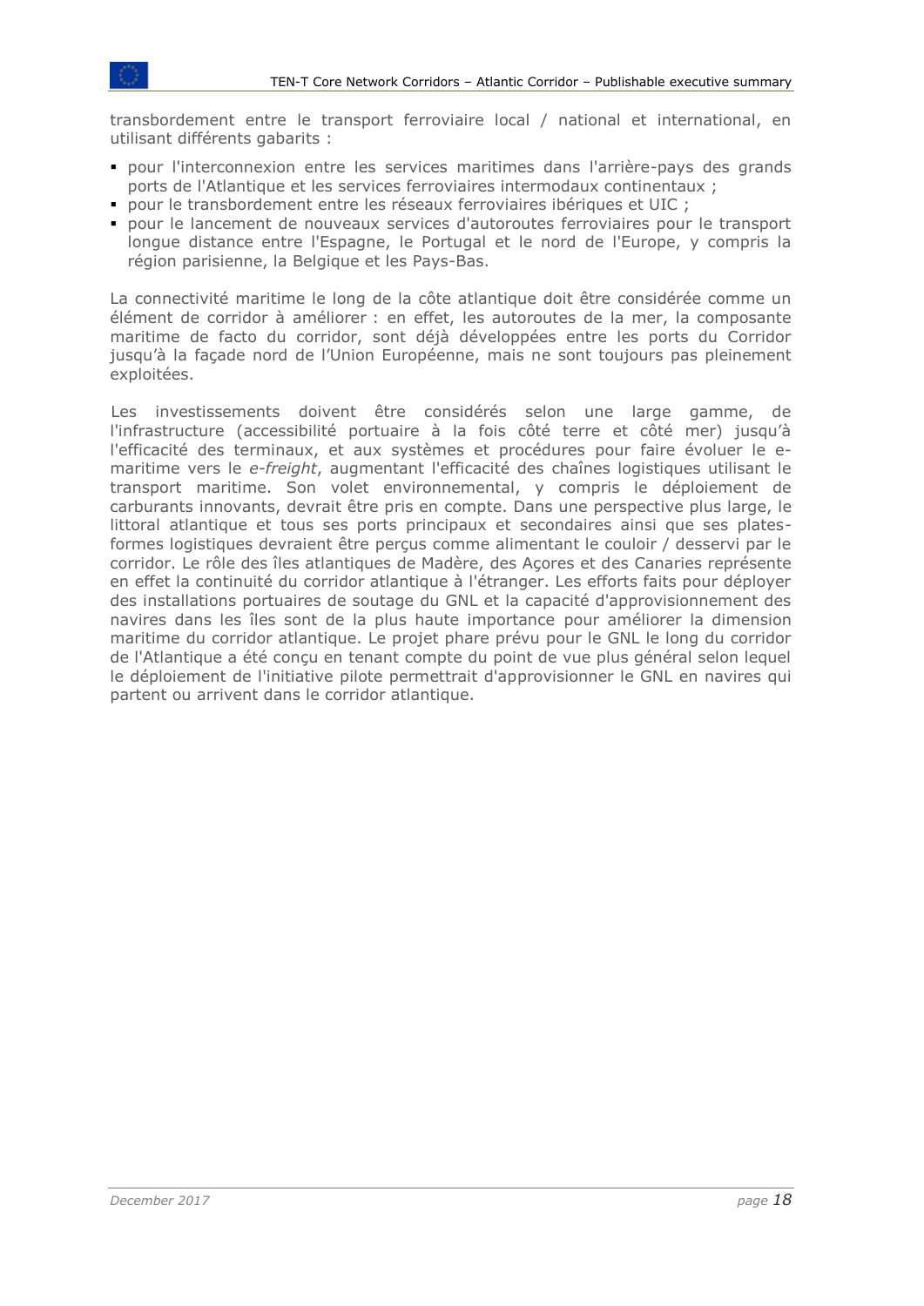transbordement entre le transport ferroviaire local / national et international, en utilisant différents gabarits :

- pour l'interconnexion entre les services maritimes dans l'arrière-pays des grands ports de l'Atlantique et les services ferroviaires intermodaux continentaux ;
- pour le transbordement entre les réseaux ferroviaires ibériques et UIC ;
- pour le lancement de nouveaux services d'autoroutes ferroviaires pour le transport longue distance entre l'Espagne, le Portugal et le nord de l'Europe, y compris la région parisienne, la Belgique et les Pays-Bas.

La connectivité maritime le long de la côte atlantique doit être considérée comme un élément de corridor à améliorer : en effet, les autoroutes de la mer, la composante maritime de facto du corridor, sont déjà développées entre les ports du Corridor jusqu'à la façade nord de l'Union Européenne, mais ne sont toujours pas pleinement exploitées.

Les investissements doivent être considérés selon une large gamme, de l'infrastructure (accessibilité portuaire à la fois côté terre et côté mer) jusqu'à l'efficacité des terminaux, et aux systèmes et procédures pour faire évoluer le e-maritime vers le *e-freight*, augmentant l'efficacité des chaînes logistiques utilisant le transport maritime. Son volet environnemental, y compris le déploiement de carburants innovants, devrait être pris en compte. Dans une perspective plus large, le littoral atlantique et tous ses ports principaux et secondaires ainsi que ses plates-formes logistiques devraient être perçus comme alimentant le couloir / desservi par le corridor. Le rôle des îles atlantiques de Madère, des Açores et des Canaries représente en effet la continuité du corridor atlantique à l'étranger. Les efforts faits pour déployer des installations portuaires de soutage du GNL et la capacité d'approvisionnement des navires dans les îles sont de la plus haute importance pour améliorer la dimension maritime du corridor atlantique. Le projet phare prévu pour le GNL le long du corridor de l'Atlantique a été conçu en tenant compte du point de vue plus général selon lequel le déploiement de l'initiative pilote permettrait d'approvisionner le GNL en navires qui partent ou arrivent dans le corridor atlantique.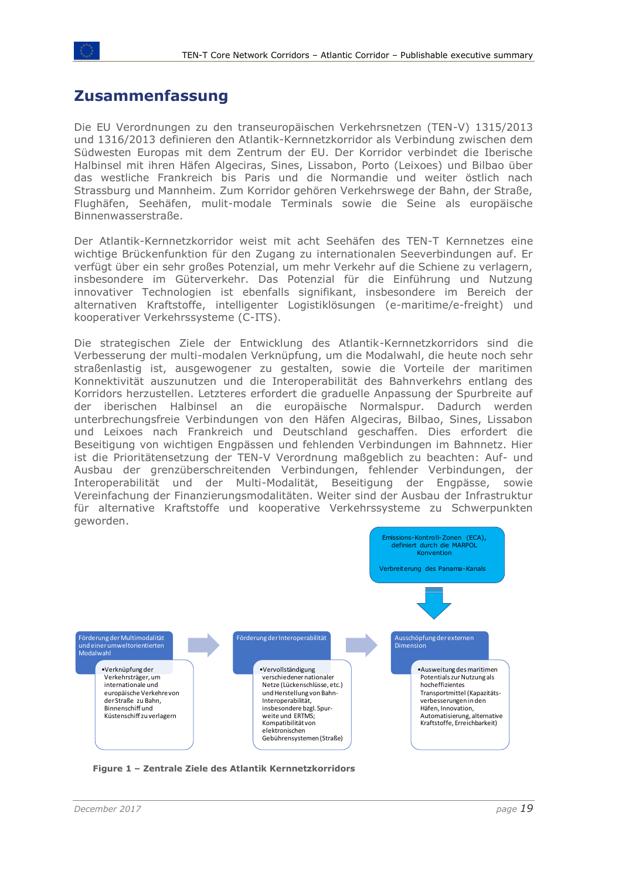# Zusammenfassung

Die EU Verordnungen zu den transeuropäischen Verkehrsnetzen (TEN-V) 1315/2013 und 1316/2013 definieren den Atlantik-Kernnetzkorridor als Verbindung zwischen dem Südwesten Europas mit dem Zentrum der EU. Der Korridor verbindet die Iberische Halbinsel mit ihren Häfen Algeciras, Sines, Lissabon, Porto (Leixoes) und Bilbao über das westliche Frankreich bis Paris und die Normandie und weiter östlich nach Strassburg und Mannheim. Zum Korridor gehören Verkehrswege der Bahn, der Straße, Flughäfen, Seehäfen, mulit-modale Terminals sowie die Seine als europäische Binnenwasserstraße.

Der Atlantik-Kernnetzkorridor weist mit acht Seehäfen des TEN-T Kernnetzes eine wichtige Brückenfunktion für den Zugang zu internationalen Seeverbindungen auf. Er verfügt über ein sehr großes Potenzial, um mehr Verkehr auf die Schiene zu verlagern, insbesondere im Güterverkehr. Das Potenzial für die Einführung und Nutzung innovativer Technologien ist ebenfalls signifikant, insbesondere im Bereich der alternativen Kraftstoffe, intelligenter Logistiklösungen (e-maritime/e-freight) und kooperativer Verkehrssysteme (C-ITS).

Die strategischen Ziele der Entwicklung des Atlantik-Kernnetzkorridors sind die Verbesserung der multi-modalen Verknüpfung, um die Modalwahl, die heute noch sehr straßenlastig ist, ausgewogener zu gestalten, sowie die Vorteile der maritimen Konnektivität auszunutzen und die Interoperabilität des Bahnverkehrs entlang des Korridors herzustellen. Letzteres erfordert die graduelle Anpassung der Spurbreite auf der iberischen Halbinsel an die europäische Normalspur. Dadurch werden unterbrechungsfreie Verbindungen von den Häfen Algeciras, Bilbao, Sines, Lissabon und Leixoes nach Frankreich und Deutschland geschaffen. Dies erfordert die Beseitigung von wichtigen Engpässen und fehlenden Verbindungen im Bahnnetz. Hier ist die Prioritätensetzung der TEN-V Verordnung maßgeblich zu beachten: Auf- und Ausbau der grenzüberschreitenden Verbindungen, fehlender Verbindungen, der Interoperabilität und der Multi-Modalität, Beseitigung der Engpässe, sowie Vereinfachung der Finanzierungsmodalitäten. Weiter sind der Ausbau der Infrastruktur für alternative Kraftstoffe und kooperative Verkehrssysteme zu Schwerpunkten geworden.

Emissions-Kontroll-Zonen (ECA), definiert durch die MARPOL Konvention

Verbreiterung des Panama-Kanals

**Förderung der Multimodalität und einer umweltorientierten Modalwahl**
- Verknüpfung der Verkehrsträger, um internationale und europäische Verkehre von der Straße zu Bahn, Binnenschiff und Küstenschiff zu verlagern

**Förderung der Interoperabilität**
- Vervollständigung verschiedener nationaler Netze (Lückenschlüsse, etc.) und Herstellung von Bahn-Interoperabilität, insbesondere bzgl. Spurweite und ERTMS; Kompatibilität von elektronischen Gebührensystemen (Straße)

**Ausschöpfung der externen Dimension**
- Ausweitung des maritimen Potentials zur Nutzung als hocheffizientes Transportmittel (Kapazitätsverbesserungen in den Häfen, Innovation, Automatisierung, alternative Kraftstoffe, Erreichbarkeit)

**Figure 1 – Zentrale Ziele des Atlantik Kernnetzkorridors**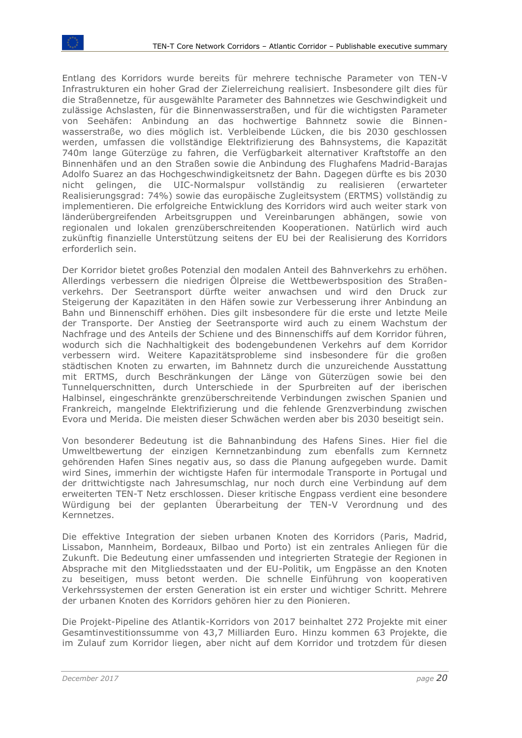Entlang des Korridors wurde bereits für mehrere technische Parameter von TEN-V Infrastrukturen ein hoher Grad der Zielerreichung realisiert. Insbesondere gilt dies für die Straßennetze, für ausgewählte Parameter des Bahnnetzes wie Geschwindigkeit und zulässige Achslasten, für die Binnenwasserstraßen, und für die wichtigsten Parameter von Seehäfen: Anbindung an das hochwertige Bahnnetz sowie die Binnenwasserstraße, wo dies möglich ist. Verbleibende Lücken, die bis 2030 geschlossen werden, umfassen die vollständige Elektrifizierung des Bahnsystems, die Kapazität 740m lange Güterzüge zu fahren, die Verfügbarkeit alternativer Kraftstoffe an den Binnenhäfen und an den Straßen sowie die Anbindung des Flughafens Madrid-Barajas Adolfo Suarez an das Hochgeschwindigkeitsnetz der Bahn. Dagegen dürfte es bis 2030 nicht gelingen, die UIC-Normalspur vollständig zu realisieren (erwarteter Realisierungsgrad: 74%) sowie das europäische Zugleitsystem (ERTMS) vollständig zu implementieren. Die erfolgreiche Entwicklung des Korridors wird auch weiter stark von länderübergreifenden Arbeitsgruppen und Vereinbarungen abhängen, sowie von regionalen und lokalen grenzüberschreitenden Kooperationen. Natürlich wird auch zukünftig finanzielle Unterstützung seitens der EU bei der Realisierung des Korridors erforderlich sein.

Der Korridor bietet großes Potenzial den modalen Anteil des Bahnverkehrs zu erhöhen. Allerdings verbessern die niedrigen Ölpreise die Wettbewerbsposition des Straßenverkehrs. Der Seetransport dürfte weiter anwachsen und wird den Druck zur Steigerung der Kapazitäten in den Häfen sowie zur Verbesserung ihrer Anbindung an Bahn und Binnenschiff erhöhen. Dies gilt insbesondere für die erste und letzte Meile der Transporte. Der Anstieg der Seetransporte wird auch zu einem Wachstum der Nachfrage und des Anteils der Schiene und des Binnenschiffs auf dem Korridor führen, wodurch sich die Nachhaltigkeit des bodengebundenen Verkehrs auf dem Korridor verbessern wird. Weitere Kapazitätsprobleme sind insbesondere für die großen städtischen Knoten zu erwarten, im Bahnnetz durch die unzureichende Ausstattung mit ERTMS, durch Beschränkungen der Länge von Güterzügen sowie bei den Tunnelquerschnitten, durch Unterschiede in der Spurbreiten auf der iberischen Halbinsel, eingeschränkte grenzüberschreitende Verbindungen zwischen Spanien und Frankreich, mangelnde Elektrifizierung und die fehlende Grenzverbindung zwischen Evora und Merida. Die meisten dieser Schwächen werden aber bis 2030 beseitigt sein.

Von besonderer Bedeutung ist die Bahnanbindung des Hafens Sines. Hier fiel die Umweltbewertung der einzigen Kernnetzanbindung zum ebenfalls zum Kernnetz gehörenden Hafen Sines negativ aus, so dass die Planung aufgegeben wurde. Damit wird Sines, immerhin der wichtigste Hafen für intermodale Transporte in Portugal und der drittwichtigste nach Jahresumschlag, nur noch durch eine Verbindung auf dem erweiterten TEN-T Netz erschlossen. Dieser kritische Engpass verdient eine besondere Würdigung bei der geplanten Überarbeitung der TEN-V Verordnung und des Kernnetzes.

Die effektive Integration der sieben urbanen Knoten des Korridors (Paris, Madrid, Lissabon, Mannheim, Bordeaux, Bilbao und Porto) ist ein zentrales Anliegen für die Zukunft. Die Bedeutung einer umfassenden und integrierten Strategie der Regionen in Absprache mit den Mitgliedsstaaten und der EU-Politik, um Engpässe an den Knoten zu beseitigen, muss betont werden. Die schnelle Einführung von kooperativen Verkehrssystemen der ersten Generation ist ein erster und wichtiger Schritt. Mehrere der urbanen Knoten des Korridors gehören hier zu den Pionieren.

Die Projekt-Pipeline des Atlantik-Korridors von 2017 beinhaltet 272 Projekte mit einer Gesamtinvestitionssumme von 43,7 Milliarden Euro. Hinzu kommen 63 Projekte, die im Zulauf zum Korridor liegen, aber nicht auf dem Korridor und trotzdem für diesen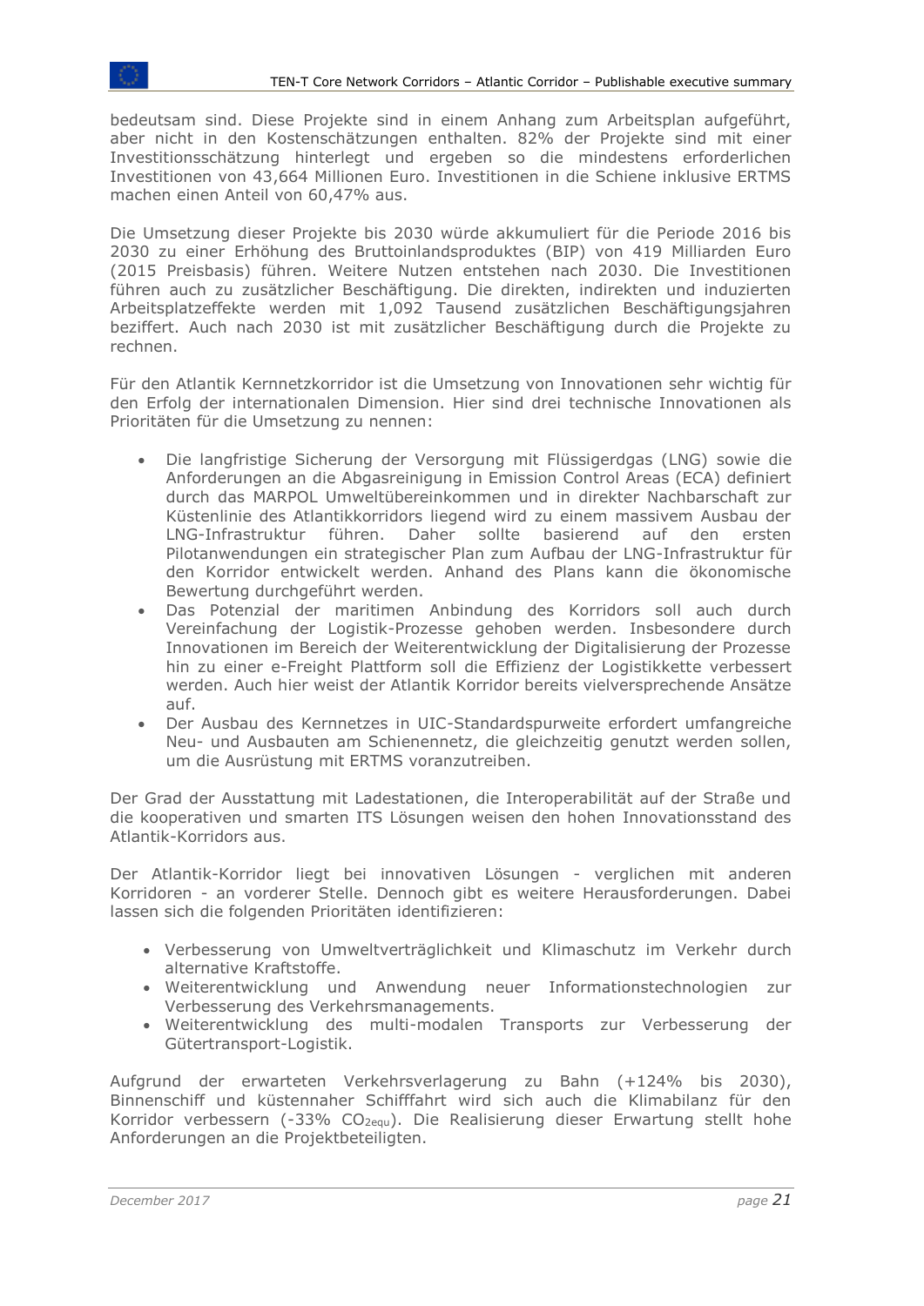bedeutsam sind. Diese Projekte sind in einem Anhang zum Arbeitsplan aufgeführt, aber nicht in den Kostenschätzungen enthalten. 82% der Projekte sind mit einer Investitionsschätzung hinterlegt und ergeben so die mindestens erforderlichen Investitionen von 43,664 Millionen Euro. Investitionen in die Schiene inklusive ERTMS machen einen Anteil von 60,47% aus.

Die Umsetzung dieser Projekte bis 2030 würde akkumuliert für die Periode 2016 bis 2030 zu einer Erhöhung des Bruttoinlandsproduktes (BIP) von 419 Milliarden Euro (2015 Preisbasis) führen. Weitere Nutzen entstehen nach 2030. Die Investitionen führen auch zu zusätzlicher Beschäftigung. Die direkten, indirekten und induzierten Arbeitsplatzeffekte werden mit 1,092 Tausend zusätzlichen Beschäftigungsjahren beziffert. Auch nach 2030 ist mit zusätzlicher Beschäftigung durch die Projekte zu rechnen.

Für den Atlantik Kernnetzkorridor ist die Umsetzung von Innovationen sehr wichtig für den Erfolg der internationalen Dimension. Hier sind drei technische Innovationen als Prioritäten für die Umsetzung zu nennen:

- Die langfristige Sicherung der Versorgung mit Flüssigerdgas (LNG) sowie die Anforderungen an die Abgasreinigung in Emission Control Areas (ECA) definiert durch das MARPOL Umweltübereinkommen und in direkter Nachbarschaft zur Küstenlinie des Atlantikkorridors liegend wird zu einem massivem Ausbau der LNG-Infrastruktur führen. Daher sollte basierend auf den ersten Pilotanwendungen ein strategischer Plan zum Aufbau der LNG-Infrastruktur für den Korridor entwickelt werden. Anhand des Plans kann die ökonomische Bewertung durchgeführt werden.
- Das Potenzial der maritimen Anbindung des Korridors soll auch durch Vereinfachung der Logistik-Prozesse gehoben werden. Insbesondere durch Innovationen im Bereich der Weiterentwicklung der Digitalisierung der Prozesse hin zu einer e-Freight Plattform soll die Effizienz der Logistikkette verbessert werden. Auch hier weist der Atlantik Korridor bereits vielversprechende Ansätze auf.
- Der Ausbau des Kernnetzes in UIC-Standardspurweite erfordert umfangreiche Neu- und Ausbauten am Schienennetz, die gleichzeitig genutzt werden sollen, um die Ausrüstung mit ERTMS voranzutreiben.

Der Grad der Ausstattung mit Ladestationen, die Interoperabilität auf der Straße und die kooperativen und smarten ITS Lösungen weisen den hohen Innovationsstand des Atlantik-Korridors aus.

Der Atlantik-Korridor liegt bei innovativen Lösungen - verglichen mit anderen Korridoren - an vorderer Stelle. Dennoch gibt es weitere Herausforderungen. Dabei lassen sich die folgenden Prioritäten identifizieren:

- Verbesserung von Umweltverträglichkeit und Klimaschutz im Verkehr durch alternative Kraftstoffe.
- Weiterentwicklung und Anwendung neuer Informationstechnologien zur Verbesserung des Verkehrsmanagements.
- Weiterentwicklung des multi-modalen Transports zur Verbesserung der Gütertransport-Logistik.

Aufgrund der erwarteten Verkehrsverlagerung zu Bahn (+124% bis 2030), Binnenschiff und küstennaher Schifffahrt wird sich auch die Klimabilanz für den Korridor verbessern (-33% $CO_{2equ}$). Die Realisierung dieser Erwartung stellt hohe Anforderungen an die Projektbeteiligten.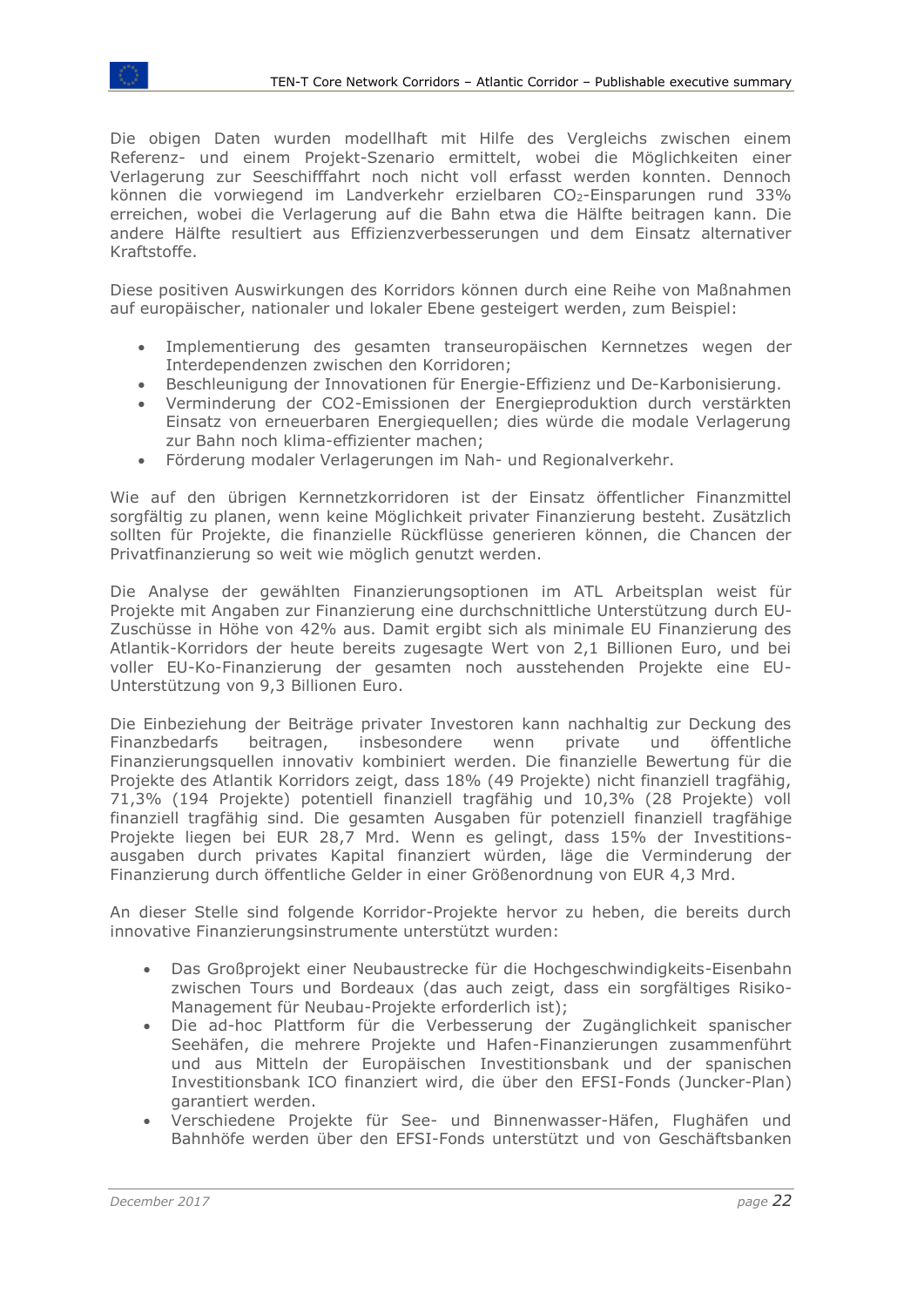Die obigen Daten wurden modellhaft mit Hilfe des Vergleichs zwischen einem Referenz- und einem Projekt-Szenario ermittelt, wobei die Möglichkeiten einer Verlagerung zur Seeschifffahrt noch nicht voll erfasst werden konnten. Dennoch können die vorwiegend im Landverkehr erzielbaren $CO_2$-Einsparungen rund 33% erreichen, wobei die Verlagerung auf die Bahn etwa die Hälfte beitragen kann. Die andere Hälfte resultiert aus Effizienzverbesserungen und dem Einsatz alternativer Kraftstoffe.

Diese positiven Auswirkungen des Korridors können durch eine Reihe von Maßnahmen auf europäischer, nationaler und lokaler Ebene gesteigert werden, zum Beispiel:

- Implementierung des gesamten transeuropäischen Kernnetzes wegen der Interdependenzen zwischen den Korridoren;
- Beschleunigung der Innovationen für Energie-Effizienz und De-Karbonisierung.
- Verminderung der CO2-Emissionen der Energieproduktion durch verstärkten Einsatz von erneuerbaren Energiequellen; dies würde die modale Verlagerung zur Bahn noch klima-effizienter machen;
- Förderung modaler Verlagerungen im Nah- und Regionalverkehr.

Wie auf den übrigen Kernnetzkorridoren ist der Einsatz öffentlicher Finanzmittel sorgfältig zu planen, wenn keine Möglichkeit privater Finanzierung besteht. Zusätzlich sollten für Projekte, die finanzielle Rückflüsse generieren können, die Chancen der Privatfinanzierung so weit wie möglich genutzt werden.

Die Analyse der gewählten Finanzierungsoptionen im ATL Arbeitsplan weist für Projekte mit Angaben zur Finanzierung eine durchschnittliche Unterstützung durch EU-Zuschüsse in Höhe von 42% aus. Damit ergibt sich als minimale EU Finanzierung des Atlantik-Korridors der heute bereits zugesagte Wert von 2,1 Billionen Euro, und bei voller EU-Ko-Finanzierung der gesamten noch ausstehenden Projekte eine EU-Unterstützung von 9,3 Billionen Euro.

Die Einbeziehung der Beiträge privater Investoren kann nachhaltig zur Deckung des Finanzbedarfs beitragen, insbesondere wenn private und öffentliche Finanzierungsquellen innovativ kombiniert werden. Die finanzielle Bewertung für die Projekte des Atlantik Korridors zeigt, dass 18% (49 Projekte) nicht finanziell tragfähig, 71,3% (194 Projekte) potentiell finanziell tragfähig und 10,3% (28 Projekte) voll finanziell tragfähig sind. Die gesamten Ausgaben für potenziell finanziell tragfähige Projekte liegen bei EUR 28,7 Mrd. Wenn es gelingt, dass 15% der Investitions-ausgaben durch privates Kapital finanziert würden, läge die Verminderung der Finanzierung durch öffentliche Gelder in einer Größenordnung von EUR 4,3 Mrd.

An dieser Stelle sind folgende Korridor-Projekte hervor zu heben, die bereits durch innovative Finanzierungsinstrumente unterstützt wurden:

- Das Großprojekt einer Neubaustrecke für die Hochgeschwindigkeits-Eisenbahn zwischen Tours und Bordeaux (das auch zeigt, dass ein sorgfältiges Risiko-Management für Neubau-Projekte erforderlich ist);
- Die ad-hoc Plattform für die Verbesserung der Zugänglichkeit spanischer Seehäfen, die mehrere Projekte und Hafen-Finanzierungen zusammenführt und aus Mitteln der Europäischen Investitionsbank und der spanischen Investitionsbank ICO finanziert wird, die über den EFSI-Fonds (Juncker-Plan) garantiert werden.
- Verschiedene Projekte für See- und Binnenwasser-Häfen, Flughäfen und Bahnhöfe werden über den EFSI-Fonds unterstützt und von Geschäftsbanken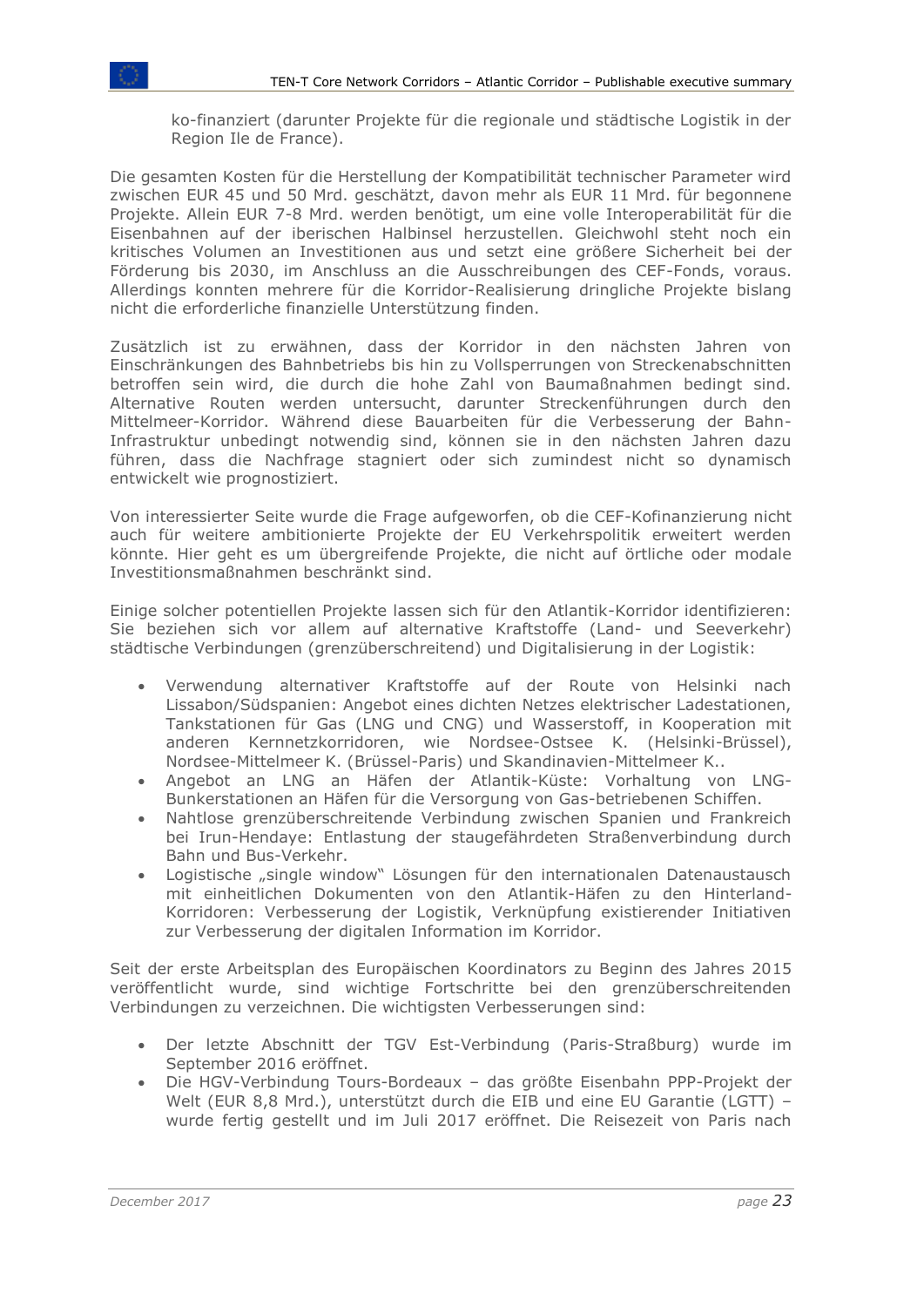ko-finanziert (darunter Projekte für die regionale und städtische Logistik in der Region Ile de France).

Die gesamten Kosten für die Herstellung der Kompatibilität technischer Parameter wird zwischen EUR 45 und 50 Mrd. geschätzt, davon mehr als EUR 11 Mrd. für begonnene Projekte. Allein EUR 7-8 Mrd. werden benötigt, um eine volle Interoperabilität für die Eisenbahnen auf der iberischen Halbinsel herzustellen. Gleichwohl steht noch ein kritisches Volumen an Investitionen aus und setzt eine größere Sicherheit bei der Förderung bis 2030, im Anschluss an die Ausschreibungen des CEF-Fonds, voraus. Allerdings konnten mehrere für die Korridor-Realisierung dringliche Projekte bislang nicht die erforderliche finanzielle Unterstützung finden.

Zusätzlich ist zu erwähnen, dass der Korridor in den nächsten Jahren von Einschränkungen des Bahnbetriebs bis hin zu Vollsperrungen von Streckenabschnitten betroffen sein wird, die durch die hohe Zahl von Baumaßnahmen bedingt sind. Alternative Routen werden untersucht, darunter Streckenführungen durch den Mittelmeer-Korridor. Während diese Bauarbeiten für die Verbesserung der Bahn-Infrastruktur unbedingt notwendig sind, können sie in den nächsten Jahren dazu führen, dass die Nachfrage stagniert oder sich zumindest nicht so dynamisch entwickelt wie prognostiziert.

Von interessierter Seite wurde die Frage aufgeworfen, ob die CEF-Kofinanzierung nicht auch für weitere ambitionierte Projekte der EU Verkehrspolitik erweitert werden könnte. Hier geht es um übergreifende Projekte, die nicht auf örtliche oder modale Investitionsmaßnahmen beschränkt sind.

Einige solcher potentiellen Projekte lassen sich für den Atlantik-Korridor identifizieren: Sie beziehen sich vor allem auf alternative Kraftstoffe (Land- und Seeverkehr) städtische Verbindungen (grenzüberschreitend) und Digitalisierung in der Logistik:

- Verwendung alternativer Kraftstoffe auf der Route von Helsinki nach Lissabon/Südspanien: Angebot eines dichten Netzes elektrischer Ladestationen, Tankstationen für Gas (LNG und CNG) und Wasserstoff, in Kooperation mit anderen Kernnetzkorridoren, wie Nordsee-Ostsee K. (Helsinki-Brüssel), Nordsee-Mittelmeer K. (Brüssel-Paris) und Skandinavien-Mittelmeer K..
- Angebot an LNG an Häfen der Atlantik-Küste: Vorhaltung von LNG-Bunkerstationen an Häfen für die Versorgung von Gas-betriebenen Schiffen.
- Nahtlose grenzüberschreitende Verbindung zwischen Spanien und Frankreich bei Irun-Hendaye: Entlastung der staugefährdeten Straßenverbindung durch Bahn und Bus-Verkehr.
- Logistische „single window" Lösungen für den internationalen Datenaustausch mit einheitlichen Dokumenten von den Atlantik-Häfen zu den Hinterland-Korridoren: Verbesserung der Logistik, Verknüpfung existierender Initiativen zur Verbesserung der digitalen Information im Korridor.

Seit der erste Arbeitsplan des Europäischen Koordinators zu Beginn des Jahres 2015 veröffentlicht wurde, sind wichtige Fortschritte bei den grenzüberschreitenden Verbindungen zu verzeichnen. Die wichtigsten Verbesserungen sind:

- Der letzte Abschnitt der TGV Est-Verbindung (Paris-Straßburg) wurde im September 2016 eröffnet.
- Die HGV-Verbindung Tours-Bordeaux – das größte Eisenbahn PPP-Projekt der Welt (EUR 8,8 Mrd.), unterstützt durch die EIB und eine EU Garantie (LGTT) – wurde fertig gestellt und im Juli 2017 eröffnet. Die Reisezeit von Paris nach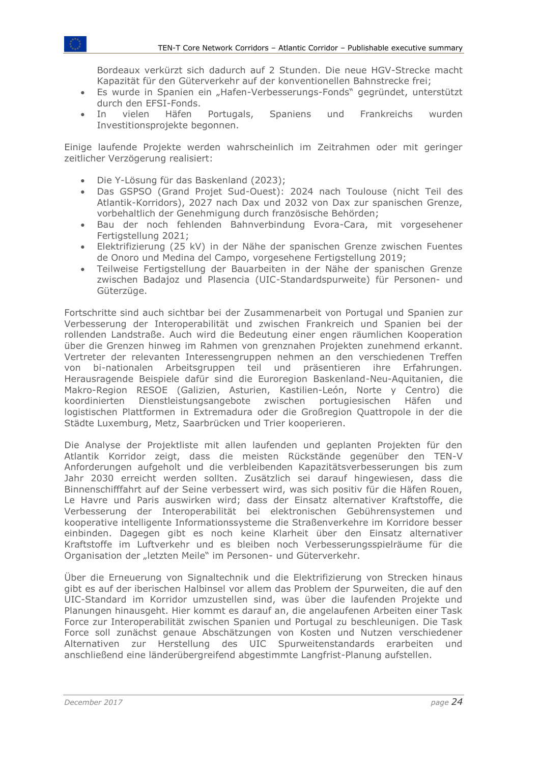Bordeaux verkürzt sich dadurch auf 2 Stunden. Die neue HGV-Strecke macht Kapazität für den Güterverkehr auf der konventionellen Bahnstrecke frei;
- Es wurde in Spanien ein „Hafen-Verbesserungs-Fonds" gegründet, unterstützt durch den EFSI-Fonds.
- In vielen Häfen Portugals, Spaniens und Frankreichs wurden Investitionsprojekte begonnen.

Einige laufende Projekte werden wahrscheinlich im Zeitrahmen oder mit geringer zeitlicher Verzögerung realisiert:

- Die Y-Lösung für das Baskenland (2023);
- Das GSPSO (Grand Projet Sud-Ouest): 2024 nach Toulouse (nicht Teil des Atlantik-Korridors), 2027 nach Dax und 2032 von Dax zur spanischen Grenze, vorbehaltlich der Genehmigung durch französische Behörden;
- Bau der noch fehlenden Bahnverbindung Evora-Cara, mit vorgesehener Fertigstellung 2021;
- Elektrifizierung (25 kV) in der Nähe der spanischen Grenze zwischen Fuentes de Onoro und Medina del Campo, vorgesehene Fertigstellung 2019;
- Teilweise Fertigstellung der Bauarbeiten in der Nähe der spanischen Grenze zwischen Badajoz und Plasencia (UIC-Standardspurweite) für Personen- und Güterzüge.

Fortschritte sind auch sichtbar bei der Zusammenarbeit von Portugal und Spanien zur Verbesserung der Interoperabilität und zwischen Frankreich und Spanien bei der rollenden Landstraße. Auch wird die Bedeutung einer engen räumlichen Kooperation über die Grenzen hinweg im Rahmen von grenznahen Projekten zunehmend erkannt. Vertreter der relevanten Interessengruppen nehmen an den verschiedenen Treffen von bi-nationalen Arbeitsgruppen teil und präsentieren ihre Erfahrungen. Herausragende Beispiele dafür sind die Euroregion Baskenland-Neu-Aquitanien, die Makro-Region RESOE (Galizien, Asturien, Kastilien-León, Norte y Centro) die koordinierten Dienstleistungsangebote zwischen portugiesischen Häfen und logistischen Plattformen in Extremadura oder die Großregion Quattropole in der die Städte Luxemburg, Metz, Saarbrücken und Trier kooperieren.

Die Analyse der Projektliste mit allen laufenden und geplanten Projekten für den Atlantik Korridor zeigt, dass die meisten Rückstände gegenüber den TEN-V Anforderungen aufgeholt und die verbleibenden Kapazitätsverbesserungen bis zum Jahr 2030 erreicht werden sollten. Zusätzlich sei darauf hingewiesen, dass die Binnenschifffahrt auf der Seine verbessert wird, was sich positiv für die Häfen Rouen, Le Havre und Paris auswirken wird; dass der Einsatz alternativer Kraftstoffe, die Verbesserung der Interoperabilität bei elektronischen Gebührensystemen und kooperative intelligente Informationssysteme die Straßenverkehre im Korridore besser einbinden. Dagegen gibt es noch keine Klarheit über den Einsatz alternativer Kraftstoffe im Luftverkehr und es bleiben noch Verbesserungsspielräume für die Organisation der „letzten Meile" im Personen- und Güterverkehr.

Über die Erneuerung von Signaltechnik und die Elektrifizierung von Strecken hinaus gibt es auf der iberischen Halbinsel vor allem das Problem der Spurweiten, die auf den UIC-Standard im Korridor umzustellen sind, was über die laufenden Projekte und Planungen hinausgeht. Hier kommt es darauf an, die angelaufenen Arbeiten einer Task Force zur Interoperabilität zwischen Spanien und Portugal zu beschleunigen. Die Task Force soll zunächst genaue Abschätzungen von Kosten und Nutzen verschiedener Alternativen zur Herstellung des UIC Spurweitenstandards erarbeiten und anschließend eine länderübergreifend abgestimmte Langfrist-Planung aufstellen.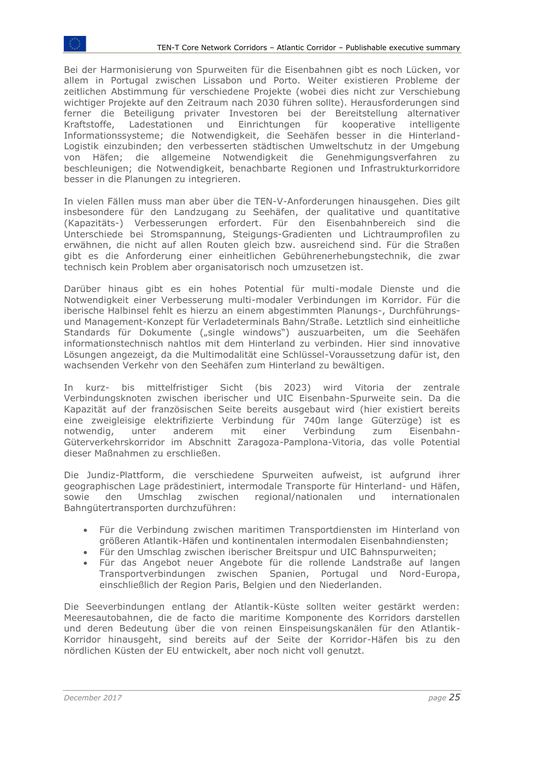Bei der Harmonisierung von Spurweiten für die Eisenbahnen gibt es noch Lücken, vor allem in Portugal zwischen Lissabon und Porto. Weiter existieren Probleme der zeitlichen Abstimmung für verschiedene Projekte (wobei dies nicht zur Verschiebung wichtiger Projekte auf den Zeitraum nach 2030 führen sollte). Herausforderungen sind ferner die Beteiligung privater Investoren bei der Bereitstellung alternativer Kraftstoffe, Ladestationen und Einrichtungen für kooperative intelligente Informationssysteme; die Notwendigkeit, die Seehäfen besser in die Hinterland-Logistik einzubinden; den verbesserten städtischen Umweltschutz in der Umgebung von Häfen; die allgemeine Notwendigkeit die Genehmigungsverfahren zu beschleunigen; die Notwendigkeit, benachbarte Regionen und Infrastrukturkorridore besser in die Planungen zu integrieren.

In vielen Fällen muss man aber über die TEN-V-Anforderungen hinausgehen. Dies gilt insbesondere für den Landzugang zu Seehäfen, der qualitative und quantitative (Kapazitäts-) Verbesserungen erfordert. Für den Eisenbahnbereich sind die Unterschiede bei Stromspannung, Steigungs-Gradienten und Lichtraumprofilen zu erwähnen, die nicht auf allen Routen gleich bzw. ausreichend sind. Für die Straßen gibt es die Anforderung einer einheitlichen Gebührenerhebungstechnik, die zwar technisch kein Problem aber organisatorisch noch umzusetzen ist.

Darüber hinaus gibt es ein hohes Potential für multi-modale Dienste und die Notwendigkeit einer Verbesserung multi-modaler Verbindungen im Korridor. Für die iberische Halbinsel fehlt es hierzu an einem abgestimmten Planungs-, Durchführungs- und Management-Konzept für Verladeterminals Bahn/Straße. Letztlich sind einheitliche Standards für Dokumente („single windows") auszuarbeiten, um die Seehäfen informationstechnisch nahtlos mit dem Hinterland zu verbinden. Hier sind innovative Lösungen angezeigt, da die Multimodalität eine Schlüssel-Voraussetzung dafür ist, den wachsenden Verkehr von den Seehäfen zum Hinterland zu bewältigen.

In kurz- bis mittelfristiger Sicht (bis 2023) wird Vitoria der zentrale Verbindungsknoten zwischen iberischer und UIC Eisenbahn-Spurweite sein. Da die Kapazität auf der französischen Seite bereits ausgebaut wird (hier existiert bereits eine zweigleisige elektrifizierte Verbindung für 740m lange Güterzüge) ist es notwendig, unter anderem mit einer Verbindung zum Eisenbahn-Güterverkehrskorridor im Abschnitt Zaragoza-Pamplona-Vitoria, das volle Potential dieser Maßnahmen zu erschließen.

Die Jundiz-Plattform, die verschiedene Spurweiten aufweist, ist aufgrund ihrer geographischen Lage prädestiniert, intermodale Transporte für Hinterland- und Häfen, sowie den Umschlag zwischen regional/nationalen und internationalen Bahngütertransporten durchzuführen:

- Für die Verbindung zwischen maritimen Transportdiensten im Hinterland von größeren Atlantik-Häfen und kontinentalen intermodalen Eisenbahndiensten;
- Für den Umschlag zwischen iberischer Breitspur und UIC Bahnspurweiten;
- Für das Angebot neuer Angebote für die rollende Landstraße auf langen Transportverbindungen zwischen Spanien, Portugal und Nord-Europa, einschließlich der Region Paris, Belgien und den Niederlanden.

Die Seeverbindungen entlang der Atlantik-Küste sollten weiter gestärkt werden: Meeresautobahnen, die de facto die maritime Komponente des Korridors darstellen und deren Bedeutung über die von reinen Einspeisungskanälen für den Atlantik-Korridor hinausgeht, sind bereits auf der Seite der Korridor-Häfen bis zu den nördlichen Küsten der EU entwickelt, aber noch nicht voll genutzt.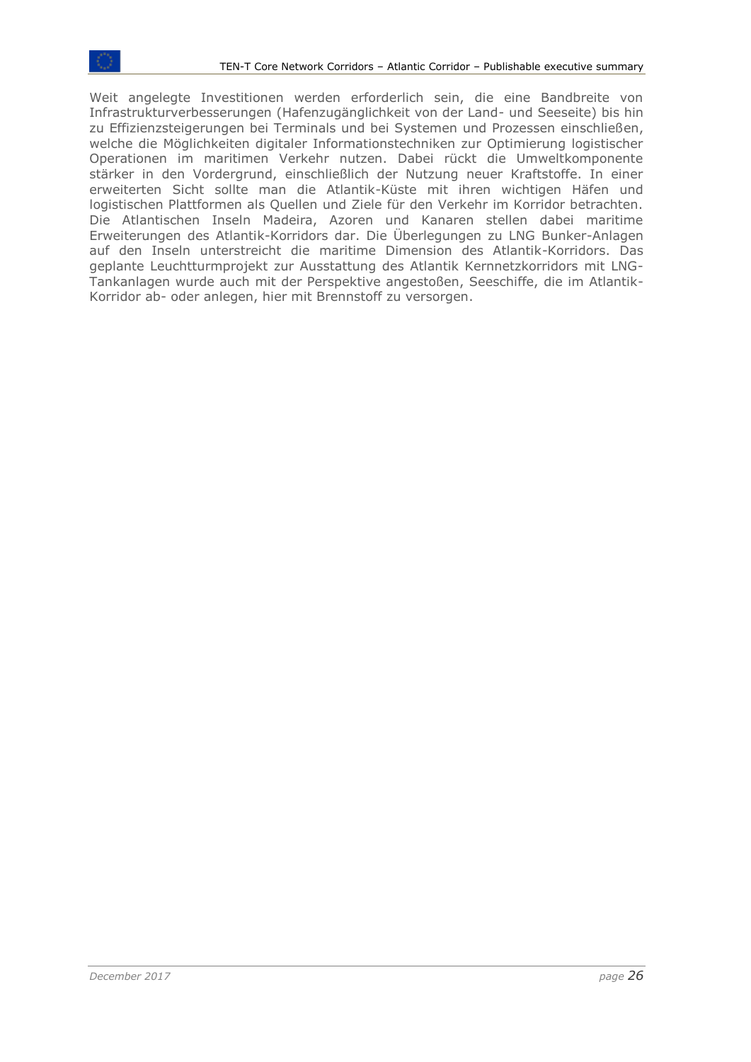Weit angelegte Investitionen werden erforderlich sein, die eine Bandbreite von Infrastrukturverbesserungen (Hafenzugänglichkeit von der Land- und Seeseite) bis hin zu Effizienzsteigerungen bei Terminals und bei Systemen und Prozessen einschließen, welche die Möglichkeiten digitaler Informationstechniken zur Optimierung logistischer Operationen im maritimen Verkehr nutzen. Dabei rückt die Umweltkomponente stärker in den Vordergrund, einschließlich der Nutzung neuer Kraftstoffe. In einer erweiterten Sicht sollte man die Atlantik-Küste mit ihren wichtigen Häfen und logistischen Plattformen als Quellen und Ziele für den Verkehr im Korridor betrachten. Die Atlantischen Inseln Madeira, Azoren und Kanaren stellen dabei maritime Erweiterungen des Atlantik-Korridors dar. Die Überlegungen zu LNG Bunker-Anlagen auf den Inseln unterstreicht die maritime Dimension des Atlantik-Korridors. Das geplante Leuchtturmprojekt zur Ausstattung des Atlantik Kernnetzkorridors mit LNG-Tankanlagen wurde auch mit der Perspektive angestoßen, Seeschiffe, die im Atlantik-Korridor ab- oder anlegen, hier mit Brennstoff zu versorgen.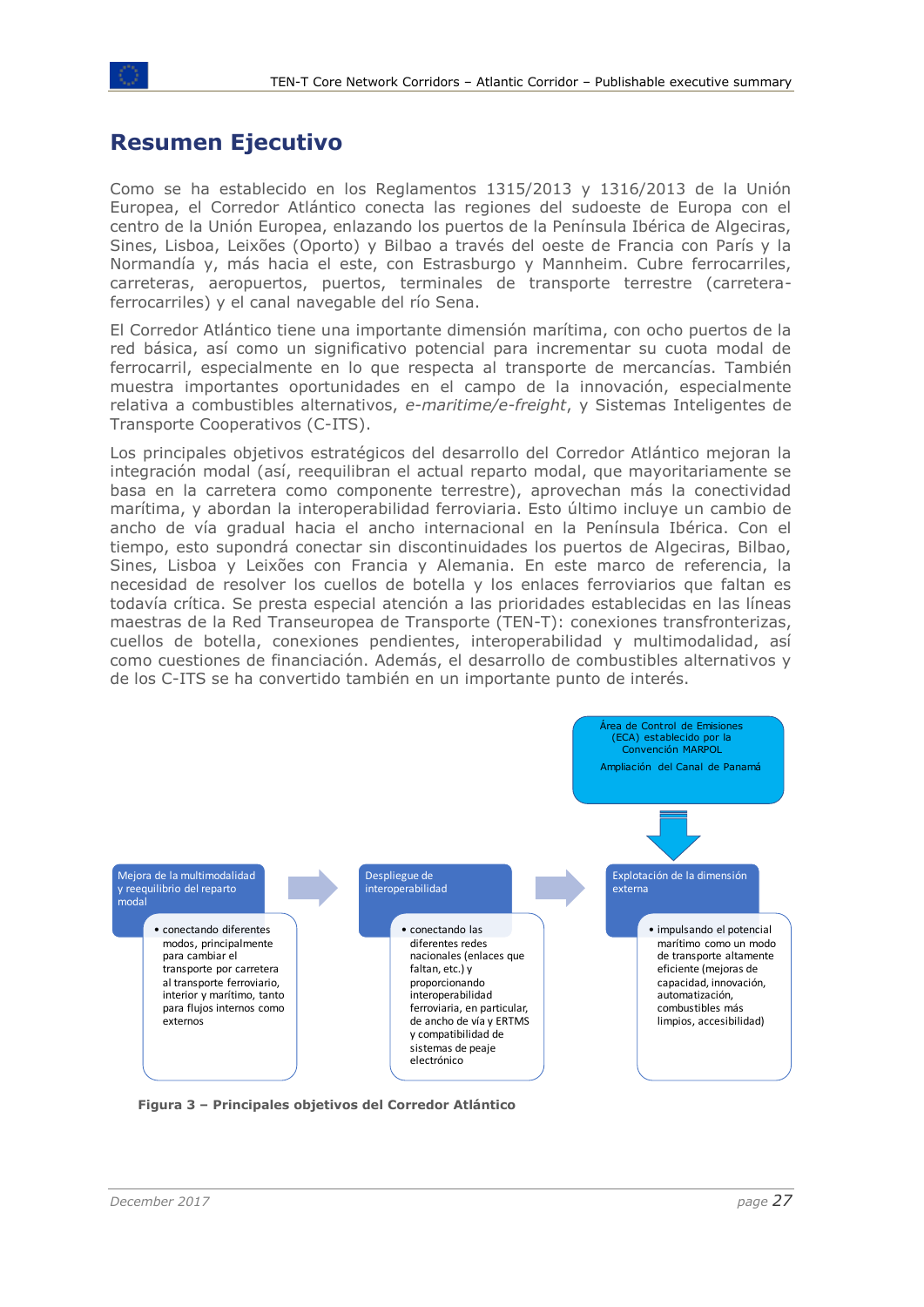# Resumen Ejecutivo

Como se ha establecido en los Reglamentos 1315/2013 y 1316/2013 de la Unión Europea, el Corredor Atlántico conecta las regiones del sudoeste de Europa con el centro de la Unión Europea, enlazando los puertos de la Península Ibérica de Algeciras, Sines, Lisboa, Leixões (Oporto) y Bilbao a través del oeste de Francia con París y la Normandía y, más hacia el este, con Estrasburgo y Mannheim. Cubre ferrocarriles, carreteras, aeropuertos, puertos, terminales de transporte terrestre (carretera-ferrocarriles) y el canal navegable del río Sena.

El Corredor Atlántico tiene una importante dimensión marítima, con ocho puertos de la red básica, así como un significativo potencial para incrementar su cuota modal de ferrocarril, especialmente en lo que respecta al transporte de mercancías. También muestra importantes oportunidades en el campo de la innovación, especialmente relativa a combustibles alternativos, *e-maritime/e-freight*, y Sistemas Inteligentes de Transporte Cooperativos (C-ITS).

Los principales objetivos estratégicos del desarrollo del Corredor Atlántico mejoran la integración modal (así, reequilibran el actual reparto modal, que mayoritariamente se basa en la carretera como componente terrestre), aprovechan más la conectividad marítima, y abordan la interoperabilidad ferroviaria. Esto último incluye un cambio de ancho de vía gradual hacia el ancho internacional en la Península Ibérica. Con el tiempo, esto supondrá conectar sin discontinuidades los puertos de Algeciras, Bilbao, Sines, Lisboa y Leixões con Francia y Alemania. En este marco de referencia, la necesidad de resolver los cuellos de botella y los enlaces ferroviarios que faltan es todavía crítica. Se presta especial atención a las prioridades establecidas en las líneas maestras de la Red Transeuropea de Transporte (TEN-T): conexiones transfronterizas, cuellos de botella, conexiones pendientes, interoperabilidad y multimodalidad, así como cuestiones de financiación. Además, el desarrollo de combustibles alternativos y de los C-ITS se ha convertido también en un importante punto de interés.

Área de Control de Emisiones (ECA) establecido por la Convención MARPOL

Ampliación del Canal de Panamá

**Mejora de la multimodalidad y reequilibrio del reparto modal**
- conectando diferentes modos, principalmente para cambiar el transporte por carretera al transporte ferroviario, interior y marítimo, tanto para flujos internos como externos

**Despliegue de interoperabilidad**
- conectando las diferentes redes nacionales (enlaces que faltan, etc.) y proporcionando interoperabilidad ferroviaria, en particular, de ancho de vía y ERTMS y compatibilidad de sistemas de peaje electrónico

**Explotación de la dimensión externa**
- impulsando el potencial marítimo como un modo de transporte altamente eficiente (mejoras de capacidad, innovación, automatización, combustibles más limpios, accesibilidad)

**Figura 3 – Principales objetivos del Corredor Atlántico**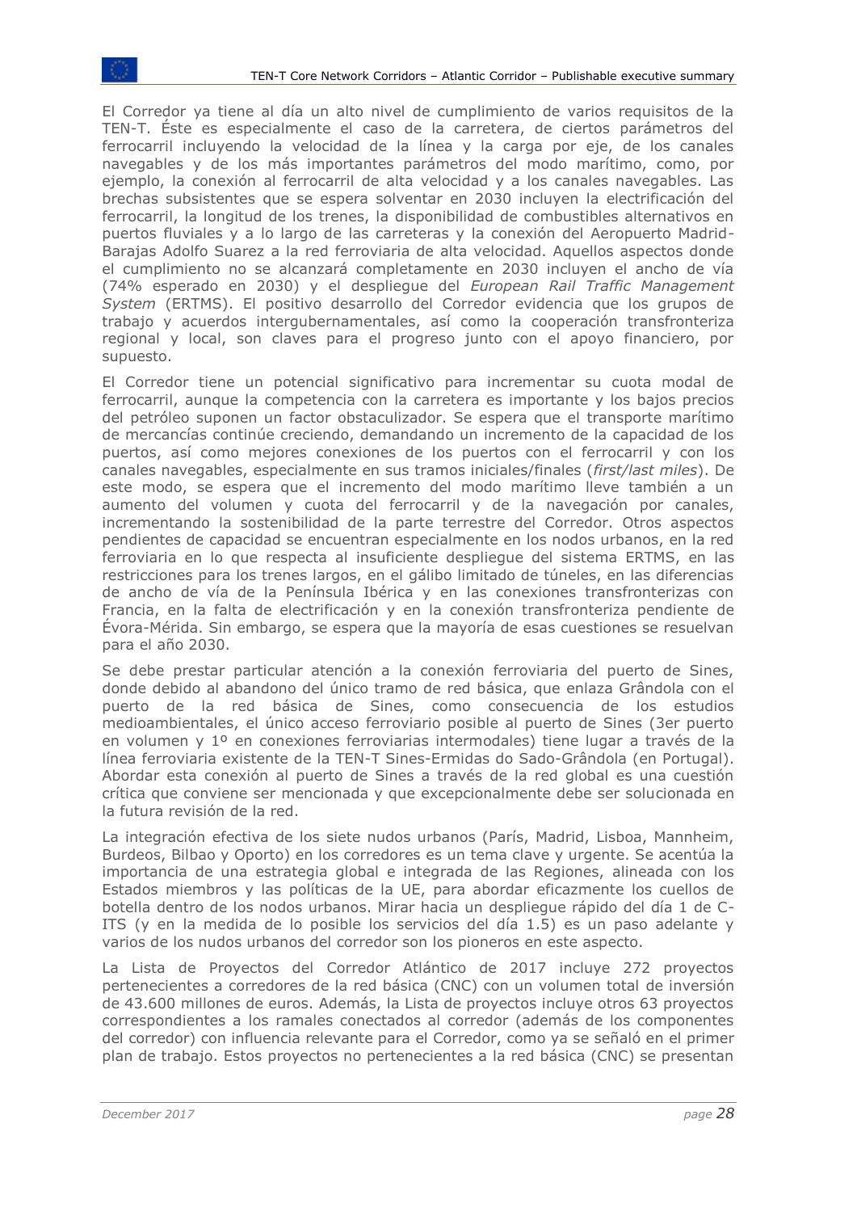El Corredor ya tiene al día un alto nivel de cumplimiento de varios requisitos de la TEN-T. Éste es especialmente el caso de la carretera, de ciertos parámetros del ferrocarril incluyendo la velocidad de la línea y la carga por eje, de los canales navegables y de los más importantes parámetros del modo marítimo, como, por ejemplo, la conexión al ferrocarril de alta velocidad y a los canales navegables. Las brechas subsistentes que se espera solventar en 2030 incluyen la electrificación del ferrocarril, la longitud de los trenes, la disponibilidad de combustibles alternativos en puertos fluviales y a lo largo de las carreteras y la conexión del Aeropuerto Madrid-Barajas Adolfo Suarez a la red ferroviaria de alta velocidad. Aquellos aspectos donde el cumplimiento no se alcanzará completamente en 2030 incluyen el ancho de vía (74% esperado en 2030) y el despliegue del *European Rail Traffic Management System* (ERTMS). El positivo desarrollo del Corredor evidencia que los grupos de trabajo y acuerdos intergubernamentales, así como la cooperación transfronteriza regional y local, son claves para el progreso junto con el apoyo financiero, por supuesto.

El Corredor tiene un potencial significativo para incrementar su cuota modal de ferrocarril, aunque la competencia con la carretera es importante y los bajos precios del petróleo suponen un factor obstaculizador. Se espera que el transporte marítimo de mercancías continúe creciendo, demandando un incremento de la capacidad de los puertos, así como mejores conexiones de los puertos con el ferrocarril y con los canales navegables, especialmente en sus tramos iniciales/finales (*first/last miles*). De este modo, se espera que el incremento del modo marítimo lleve también a un aumento del volumen y cuota del ferrocarril y de la navegación por canales, incrementando la sostenibilidad de la parte terrestre del Corredor. Otros aspectos pendientes de capacidad se encuentran especialmente en los nodos urbanos, en la red ferroviaria en lo que respecta al insuficiente despliegue del sistema ERTMS, en las restricciones para los trenes largos, en el gálibo limitado de túneles, en las diferencias de ancho de vía de la Península Ibérica y en las conexiones transfronterizas con Francia, en la falta de electrificación y en la conexión transfronteriza pendiente de Évora-Mérida. Sin embargo, se espera que la mayoría de esas cuestiones se resuelvan para el año 2030.

Se debe prestar particular atención a la conexión ferroviaria del puerto de Sines, donde debido al abandono del único tramo de red básica, que enlaza Grândola con el puerto de la red básica de Sines, como consecuencia de los estudios medioambientales, el único acceso ferroviario posible al puerto de Sines (3er puerto en volumen y 1º en conexiones ferroviarias intermodales) tiene lugar a través de la línea ferroviaria existente de la TEN-T Sines-Ermidas do Sado-Grândola (en Portugal). Abordar esta conexión al puerto de Sines a través de la red global es una cuestión crítica que conviene ser mencionada y que excepcionalmente debe ser solucionada en la futura revisión de la red.

La integración efectiva de los siete nudos urbanos (París, Madrid, Lisboa, Mannheim, Burdeos, Bilbao y Oporto) en los corredores es un tema clave y urgente. Se acentúa la importancia de una estrategia global e integrada de las Regiones, alineada con los Estados miembros y las políticas de la UE, para abordar eficazmente los cuellos de botella dentro de los nodos urbanos. Mirar hacia un despliegue rápido del día 1 de C-ITS (y en la medida de lo posible los servicios del día 1.5) es un paso adelante y varios de los nudos urbanos del corredor son los pioneros en este aspecto.

La Lista de Proyectos del Corredor Atlántico de 2017 incluye 272 proyectos pertenecientes a corredores de la red básica (CNC) con un volumen total de inversión de 43.600 millones de euros. Además, la Lista de proyectos incluye otros 63 proyectos correspondientes a los ramales conectados al corredor (además de los componentes del corredor) con influencia relevante para el Corredor, como ya se señaló en el primer plan de trabajo. Estos proyectos no pertenecientes a la red básica (CNC) se presentan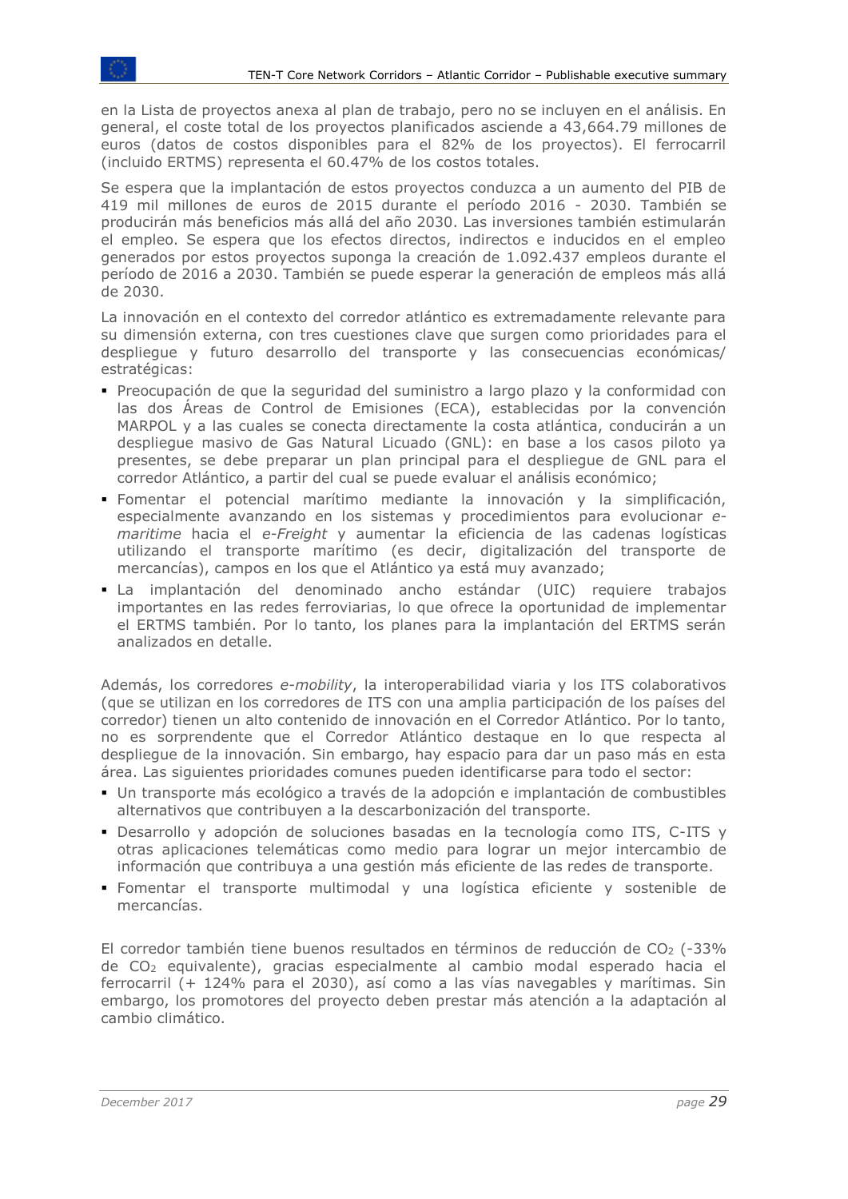en la Lista de proyectos anexa al plan de trabajo, pero no se incluyen en el análisis. En general, el coste total de los proyectos planificados asciende a 43,664.79 millones de euros (datos de costos disponibles para el 82% de los proyectos). El ferrocarril (incluido ERTMS) representa el 60.47% de los costos totales.

Se espera que la implantación de estos proyectos conduzca a un aumento del PIB de 419 mil millones de euros de 2015 durante el período 2016 - 2030. También se producirán más beneficios más allá del año 2030. Las inversiones también estimularán el empleo. Se espera que los efectos directos, indirectos e inducidos en el empleo generados por estos proyectos suponga la creación de 1.092.437 empleos durante el período de 2016 a 2030. También se puede esperar la generación de empleos más allá de 2030.

La innovación en el contexto del corredor atlántico es extremadamente relevante para su dimensión externa, con tres cuestiones clave que surgen como prioridades para el despliegue y futuro desarrollo del transporte y las consecuencias económicas/ estratégicas:

- Preocupación de que la seguridad del suministro a largo plazo y la conformidad con las dos Áreas de Control de Emisiones (ECA), establecidas por la convención MARPOL y a las cuales se conecta directamente la costa atlántica, conducirán a un despliegue masivo de Gas Natural Licuado (GNL): en base a los casos piloto ya presentes, se debe preparar un plan principal para el despliegue de GNL para el corredor Atlántico, a partir del cual se puede evaluar el análisis económico;
- Fomentar el potencial marítimo mediante la innovación y la simplificación, especialmente avanzando en los sistemas y procedimientos para evolucionar *e-maritime* hacia el *e-Freight* y aumentar la eficiencia de las cadenas logísticas utilizando el transporte marítimo (es decir, digitalización del transporte de mercancías), campos en los que el Atlántico ya está muy avanzado;
- La implantación del denominado ancho estándar (UIC) requiere trabajos importantes en las redes ferroviarias, lo que ofrece la oportunidad de implementar el ERTMS también. Por lo tanto, los planes para la implantación del ERTMS serán analizados en detalle.

Además, los corredores *e-mobility*, la interoperabilidad viaria y los ITS colaborativos (que se utilizan en los corredores de ITS con una amplia participación de los países del corredor) tienen un alto contenido de innovación en el Corredor Atlántico. Por lo tanto, no es sorprendente que el Corredor Atlántico destaque en lo que respecta al despliegue de la innovación. Sin embargo, hay espacio para dar un paso más en esta área. Las siguientes prioridades comunes pueden identificarse para todo el sector:

- Un transporte más ecológico a través de la adopción e implantación de combustibles alternativos que contribuyen a la descarbonización del transporte.
- Desarrollo y adopción de soluciones basadas en la tecnología como ITS, C-ITS y otras aplicaciones telemáticas como medio para lograr un mejor intercambio de información que contribuya a una gestión más eficiente de las redes de transporte.
- Fomentar el transporte multimodal y una logística eficiente y sostenible de mercancías.

El corredor también tiene buenos resultados en términos de reducción de $CO_2$ (-33% de $CO_2$ equivalente), gracias especialmente al cambio modal esperado hacia el ferrocarril (+ 124% para el 2030), así como a las vías navegables y marítimas. Sin embargo, los promotores del proyecto deben prestar más atención a la adaptación al cambio climático.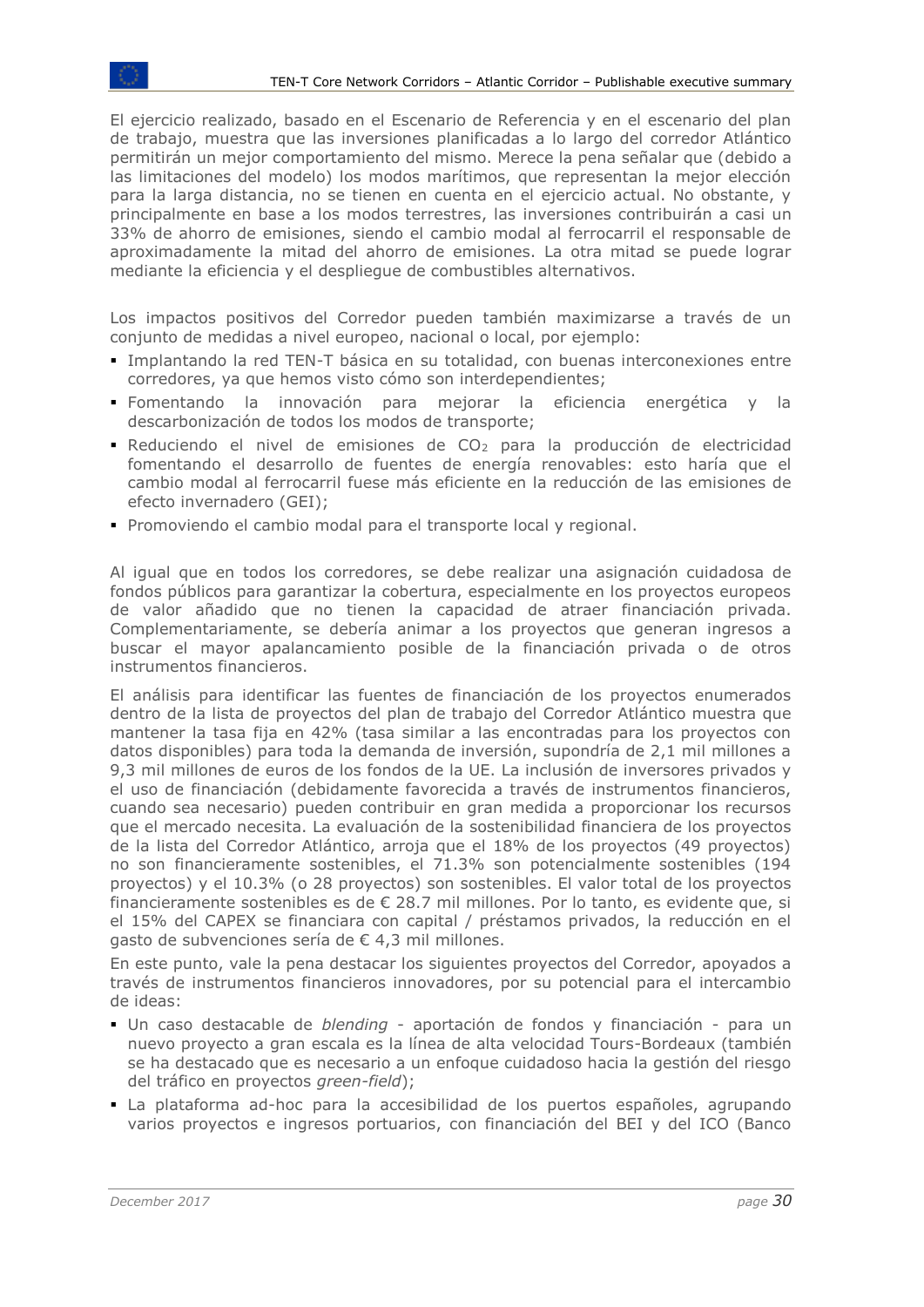El ejercicio realizado, basado en el Escenario de Referencia y en el escenario del plan de trabajo, muestra que las inversiones planificadas a lo largo del corredor Atlántico permitirán un mejor comportamiento del mismo. Merece la pena señalar que (debido a las limitaciones del modelo) los modos marítimos, que representan la mejor elección para la larga distancia, no se tienen en cuenta en el ejercicio actual. No obstante, y principalmente en base a los modos terrestres, las inversiones contribuirán a casi un 33% de ahorro de emisiones, siendo el cambio modal al ferrocarril el responsable de aproximadamente la mitad del ahorro de emisiones. La otra mitad se puede lograr mediante la eficiencia y el despliegue de combustibles alternativos.

Los impactos positivos del Corredor pueden también maximizarse a través de un conjunto de medidas a nivel europeo, nacional o local, por ejemplo:

- Implantando la red TEN-T básica en su totalidad, con buenas interconexiones entre corredores, ya que hemos visto cómo son interdependientes;
- Fomentando la innovación para mejorar la eficiencia energética y la descarbonización de todos los modos de transporte;
- Reduciendo el nivel de emisiones de $CO_2$ para la producción de electricidad fomentando el desarrollo de fuentes de energía renovables: esto haría que el cambio modal al ferrocarril fuese más eficiente en la reducción de las emisiones de efecto invernadero (GEI);
- Promoviendo el cambio modal para el transporte local y regional.

Al igual que en todos los corredores, se debe realizar una asignación cuidadosa de fondos públicos para garantizar la cobertura, especialmente en los proyectos europeos de valor añadido que no tienen la capacidad de atraer financiación privada. Complementariamente, se debería animar a los proyectos que generan ingresos a buscar el mayor apalancamiento posible de la financiación privada o de otros instrumentos financieros.

El análisis para identificar las fuentes de financiación de los proyectos enumerados dentro de la lista de proyectos del plan de trabajo del Corredor Atlántico muestra que mantener la tasa fija en 42% (tasa similar a las encontradas para los proyectos con datos disponibles) para toda la demanda de inversión, supondría de 2,1 mil millones a 9,3 mil millones de euros de los fondos de la UE. La inclusión de inversores privados y el uso de financiación (debidamente favorecida a través de instrumentos financieros, cuando sea necesario) pueden contribuir en gran medida a proporcionar los recursos que el mercado necesita. La evaluación de la sostenibilidad financiera de los proyectos de la lista del Corredor Atlántico, arroja que el 18% de los proyectos (49 proyectos) no son financieramente sostenibles, el 71.3% son potencialmente sostenibles (194 proyectos) y el 10.3% (o 28 proyectos) son sostenibles. El valor total de los proyectos financieramente sostenibles es de € 28.7 mil millones. Por lo tanto, es evidente que, si el 15% del CAPEX se financiara con capital / préstamos privados, la reducción en el gasto de subvenciones sería de € 4,3 mil millones.

En este punto, vale la pena destacar los siguientes proyectos del Corredor, apoyados a través de instrumentos financieros innovadores, por su potencial para el intercambio de ideas:

- Un caso destacable de *blending* - aportación de fondos y financiación - para un nuevo proyecto a gran escala es la línea de alta velocidad Tours-Bordeaux (también se ha destacado que es necesario a un enfoque cuidadoso hacia la gestión del riesgo del tráfico en proyectos *green-field*);
- La plataforma ad-hoc para la accesibilidad de los puertos españoles, agrupando varios proyectos e ingresos portuarios, con financiación del BEI y del ICO (Banco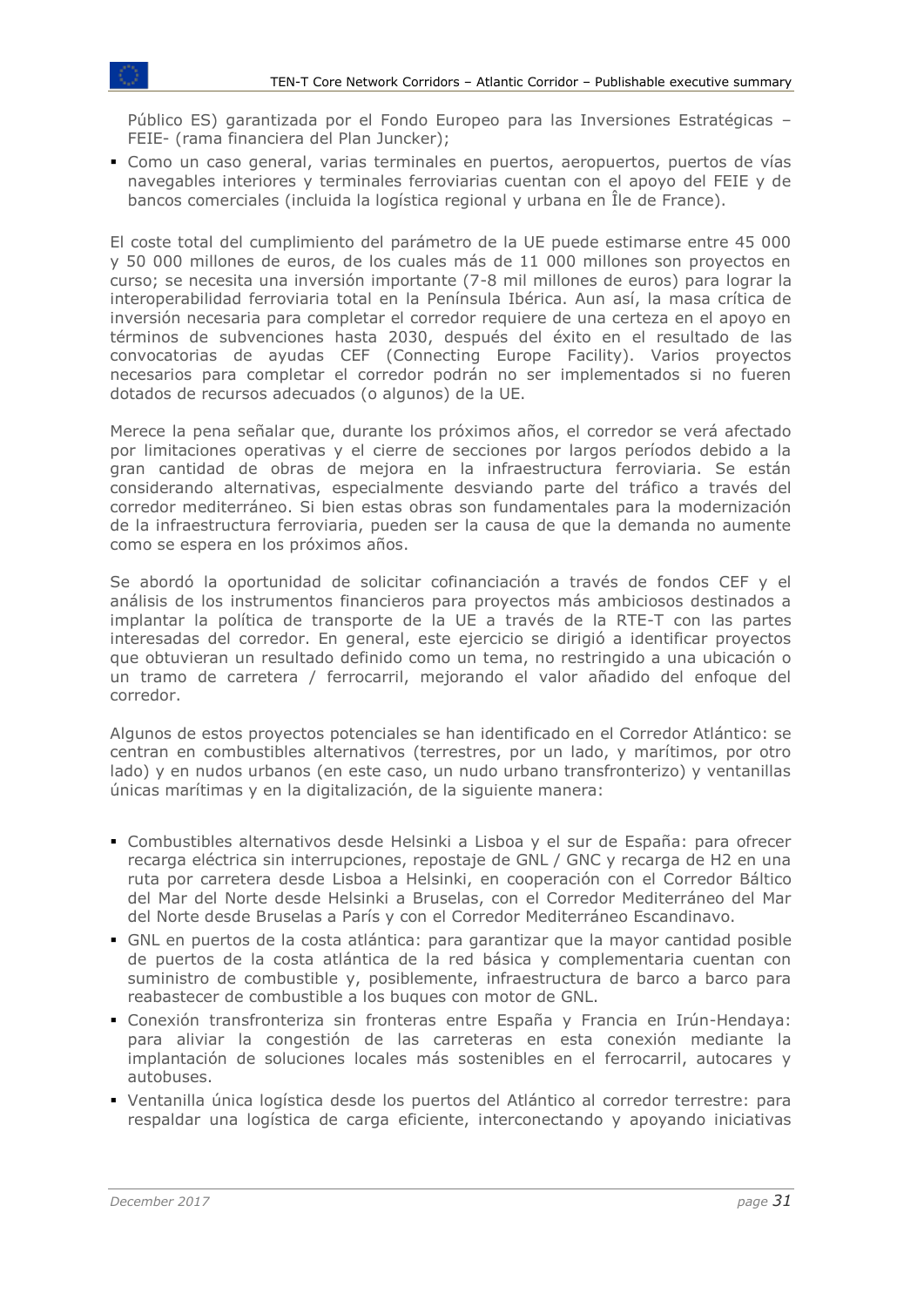Público ES) garantizada por el Fondo Europeo para las Inversiones Estratégicas – FEIE- (rama financiera del Plan Juncker);

- Como un caso general, varias terminales en puertos, aeropuertos, puertos de vías navegables interiores y terminales ferroviarias cuentan con el apoyo del FEIE y de bancos comerciales (incluida la logística regional y urbana en Île de France).

El coste total del cumplimiento del parámetro de la UE puede estimarse entre 45 000 y 50 000 millones de euros, de los cuales más de 11 000 millones son proyectos en curso; se necesita una inversión importante (7-8 mil millones de euros) para lograr la interoperabilidad ferroviaria total en la Península Ibérica. Aun así, la masa crítica de inversión necesaria para completar el corredor requiere de una certeza en el apoyo en términos de subvenciones hasta 2030, después del éxito en el resultado de las convocatorias de ayudas CEF (Connecting Europe Facility). Varios proyectos necesarios para completar el corredor podrán no ser implementados si no fueren dotados de recursos adecuados (o algunos) de la UE.

Merece la pena señalar que, durante los próximos años, el corredor se verá afectado por limitaciones operativas y el cierre de secciones por largos períodos debido a la gran cantidad de obras de mejora en la infraestructura ferroviaria. Se están considerando alternativas, especialmente desviando parte del tráfico a través del corredor mediterráneo. Si bien estas obras son fundamentales para la modernización de la infraestructura ferroviaria, pueden ser la causa de que la demanda no aumente como se espera en los próximos años.

Se abordó la oportunidad de solicitar cofinanciación a través de fondos CEF y el análisis de los instrumentos financieros para proyectos más ambiciosos destinados a implantar la política de transporte de la UE a través de la RTE-T con las partes interesadas del corredor. En general, este ejercicio se dirigió a identificar proyectos que obtuvieran un resultado definido como un tema, no restringido a una ubicación o un tramo de carretera / ferrocarril, mejorando el valor añadido del enfoque del corredor.

Algunos de estos proyectos potenciales se han identificado en el Corredor Atlántico: se centran en combustibles alternativos (terrestres, por un lado, y marítimos, por otro lado) y en nudos urbanos (en este caso, un nudo urbano transfronterizo) y ventanillas únicas marítimas y en la digitalización, de la siguiente manera:

- Combustibles alternativos desde Helsinki a Lisboa y el sur de España: para ofrecer recarga eléctrica sin interrupciones, repostaje de GNL / GNC y recarga de H2 en una ruta por carretera desde Lisboa a Helsinki, en cooperación con el Corredor Báltico del Mar del Norte desde Helsinki a Bruselas, con el Corredor Mediterráneo del Mar del Norte desde Bruselas a París y con el Corredor Mediterráneo Escandinavo.
- GNL en puertos de la costa atlántica: para garantizar que la mayor cantidad posible de puertos de la costa atlántica de la red básica y complementaria cuentan con suministro de combustible y, posiblemente, infraestructura de barco a barco para reabastecer de combustible a los buques con motor de GNL.
- Conexión transfronteriza sin fronteras entre España y Francia en Irún-Hendaya: para aliviar la congestión de las carreteras en esta conexión mediante la implantación de soluciones locales más sostenibles en el ferrocarril, autocares y autobuses.
- Ventanilla única logística desde los puertos del Atlántico al corredor terrestre: para respaldar una logística de carga eficiente, interconectando y apoyando iniciativas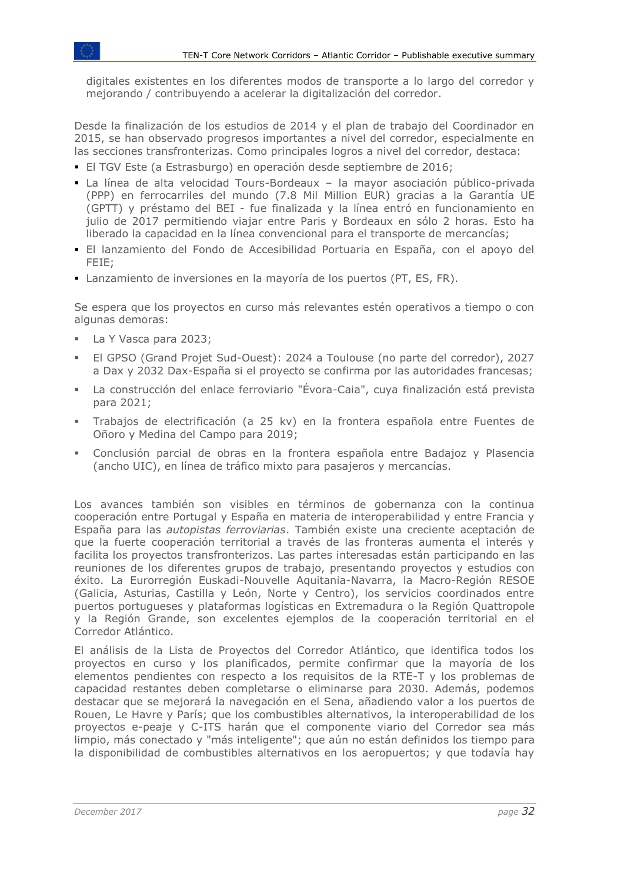digitales existentes en los diferentes modos de transporte a lo largo del corredor y mejorando / contribuyendo a acelerar la digitalización del corredor.

Desde la finalización de los estudios de 2014 y el plan de trabajo del Coordinador en 2015, se han observado progresos importantes a nivel del corredor, especialmente en las secciones transfronterizas. Como principales logros a nivel del corredor, destaca:

- El TGV Este (a Estrasburgo) en operación desde septiembre de 2016;
- La línea de alta velocidad Tours-Bordeaux – la mayor asociación público-privada (PPP) en ferrocarriles del mundo (7.8 Mil Million EUR) gracias a la Garantía UE (GPTT) y préstamo del BEI - fue finalizada y la línea entró en funcionamiento en julio de 2017 permitiendo viajar entre Paris y Bordeaux en sólo 2 horas. Esto ha liberado la capacidad en la línea convencional para el transporte de mercancías;
- El lanzamiento del Fondo de Accesibilidad Portuaria en España, con el apoyo del FEIE;
- Lanzamiento de inversiones en la mayoría de los puertos (PT, ES, FR).

Se espera que los proyectos en curso más relevantes estén operativos a tiempo o con algunas demoras:

- La Y Vasca para 2023;
- El GPSO (Grand Projet Sud-Ouest): 2024 a Toulouse (no parte del corredor), 2027 a Dax y 2032 Dax-España si el proyecto se confirma por las autoridades francesas;
- La construcción del enlace ferroviario "Évora-Caia", cuya finalización está prevista para 2021;
- Trabajos de electrificación (a 25 kv) en la frontera española entre Fuentes de Oñoro y Medina del Campo para 2019;
- Conclusión parcial de obras en la frontera española entre Badajoz y Plasencia (ancho UIC), en línea de tráfico mixto para pasajeros y mercancías.

Los avances también son visibles en términos de gobernanza con la continua cooperación entre Portugal y España en materia de interoperabilidad y entre Francia y España para las *autopistas ferroviarias*. También existe una creciente aceptación de que la fuerte cooperación territorial a través de las fronteras aumenta el interés y facilita los proyectos transfronterizos. Las partes interesadas están participando en las reuniones de los diferentes grupos de trabajo, presentando proyectos y estudios con éxito. La Eurorregión Euskadi-Nouvelle Aquitania-Navarra, la Macro-Región RESOE (Galicia, Asturias, Castilla y León, Norte y Centro), los servicios coordinados entre puertos portugueses y plataformas logísticas en Extremadura o la Región Quattropole y la Región Grande, son excelentes ejemplos de la cooperación territorial en el Corredor Atlántico.

El análisis de la Lista de Proyectos del Corredor Atlántico, que identifica todos los proyectos en curso y los planificados, permite confirmar que la mayoría de los elementos pendientes con respecto a los requisitos de la RTE-T y los problemas de capacidad restantes deben completarse o eliminarse para 2030. Además, podemos destacar que se mejorará la navegación en el Sena, añadiendo valor a los puertos de Rouen, Le Havre y París; que los combustibles alternativos, la interoperabilidad de los proyectos e-peaje y C-ITS harán que el componente viario del Corredor sea más limpio, más conectado y "más inteligente"; que aún no están definidos los tiempo para la disponibilidad de combustibles alternativos en los aeropuertos; y que todavía hay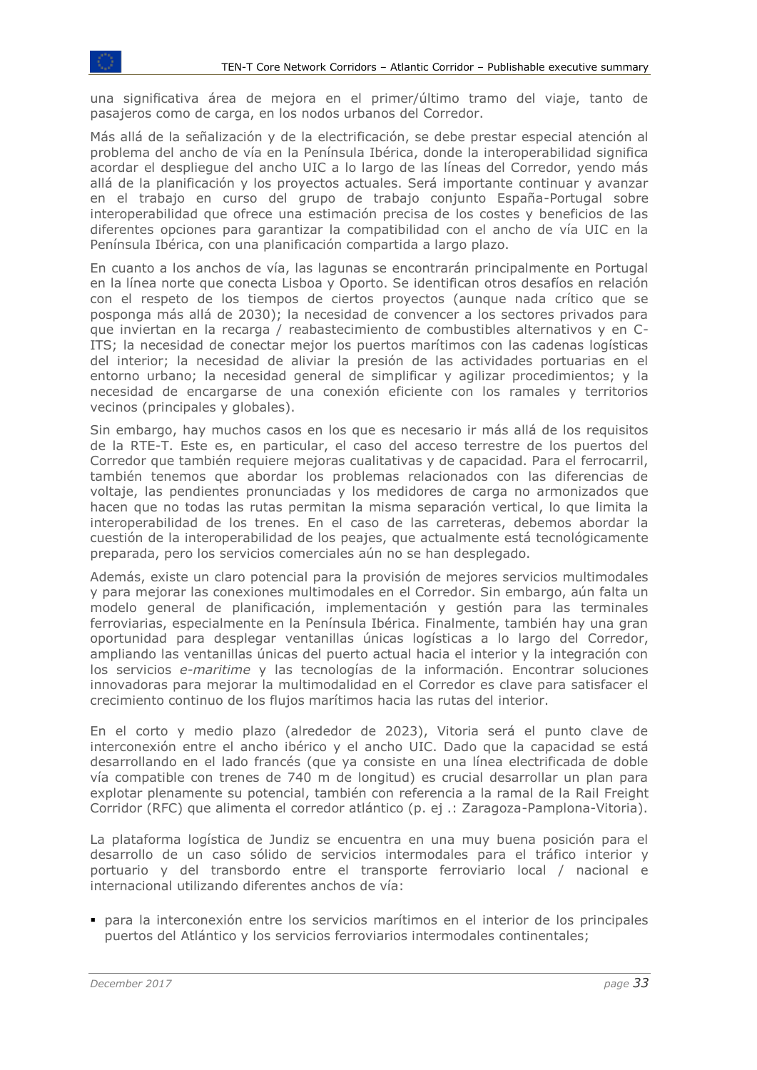una significativa área de mejora en el primer/último tramo del viaje, tanto de pasajeros como de carga, en los nodos urbanos del Corredor.

Más allá de la señalización y de la electrificación, se debe prestar especial atención al problema del ancho de vía en la Península Ibérica, donde la interoperabilidad significa acordar el despliegue del ancho UIC a lo largo de las líneas del Corredor, yendo más allá de la planificación y los proyectos actuales. Será importante continuar y avanzar en el trabajo en curso del grupo de trabajo conjunto España-Portugal sobre interoperabilidad que ofrece una estimación precisa de los costes y beneficios de las diferentes opciones para garantizar la compatibilidad con el ancho de vía UIC en la Península Ibérica, con una planificación compartida a largo plazo.

En cuanto a los anchos de vía, las lagunas se encontrarán principalmente en Portugal en la línea norte que conecta Lisboa y Oporto. Se identifican otros desafíos en relación con el respeto de los tiempos de ciertos proyectos (aunque nada crítico que se posponga más allá de 2030); la necesidad de convencer a los sectores privados para que inviertan en la recarga / reabastecimiento de combustibles alternativos y en C-ITS; la necesidad de conectar mejor los puertos marítimos con las cadenas logísticas del interior; la necesidad de aliviar la presión de las actividades portuarias en el entorno urbano; la necesidad general de simplificar y agilizar procedimientos; y la necesidad de encargarse de una conexión eficiente con los ramales y territorios vecinos (principales y globales).

Sin embargo, hay muchos casos en los que es necesario ir más allá de los requisitos de la RTE-T. Este es, en particular, el caso del acceso terrestre de los puertos del Corredor que también requiere mejoras cualitativas y de capacidad. Para el ferrocarril, también tenemos que abordar los problemas relacionados con las diferencias de voltaje, las pendientes pronunciadas y los medidores de carga no armonizados que hacen que no todas las rutas permitan la misma separación vertical, lo que limita la interoperabilidad de los trenes. En el caso de las carreteras, debemos abordar la cuestión de la interoperabilidad de los peajes, que actualmente está tecnológicamente preparada, pero los servicios comerciales aún no se han desplegado.

Además, existe un claro potencial para la provisión de mejores servicios multimodales y para mejorar las conexiones multimodales en el Corredor. Sin embargo, aún falta un modelo general de planificación, implementación y gestión para las terminales ferroviarias, especialmente en la Península Ibérica. Finalmente, también hay una gran oportunidad para desplegar ventanillas únicas logísticas a lo largo del Corredor, ampliando las ventanillas únicas del puerto actual hacia el interior y la integración con los servicios *e-maritime* y las tecnologías de la información. Encontrar soluciones innovadoras para mejorar la multimodalidad en el Corredor es clave para satisfacer el crecimiento continuo de los flujos marítimos hacia las rutas del interior.

En el corto y medio plazo (alrededor de 2023), Vitoria será el punto clave de interconexión entre el ancho ibérico y el ancho UIC. Dado que la capacidad se está desarrollando en el lado francés (que ya consiste en una línea electrificada de doble vía compatible con trenes de 740 m de longitud) es crucial desarrollar un plan para explotar plenamente su potencial, también con referencia a la ramal de la Rail Freight Corridor (RFC) que alimenta el corredor atlántico (p. ej .: Zaragoza-Pamplona-Vitoria).

La plataforma logística de Jundiz se encuentra en una muy buena posición para el desarrollo de un caso sólido de servicios intermodales para el tráfico interior y portuario y del transbordo entre el transporte ferroviario local / nacional e internacional utilizando diferentes anchos de vía:

- para la interconexión entre los servicios marítimos en el interior de los principales puertos del Atlántico y los servicios ferroviarios intermodales continentales;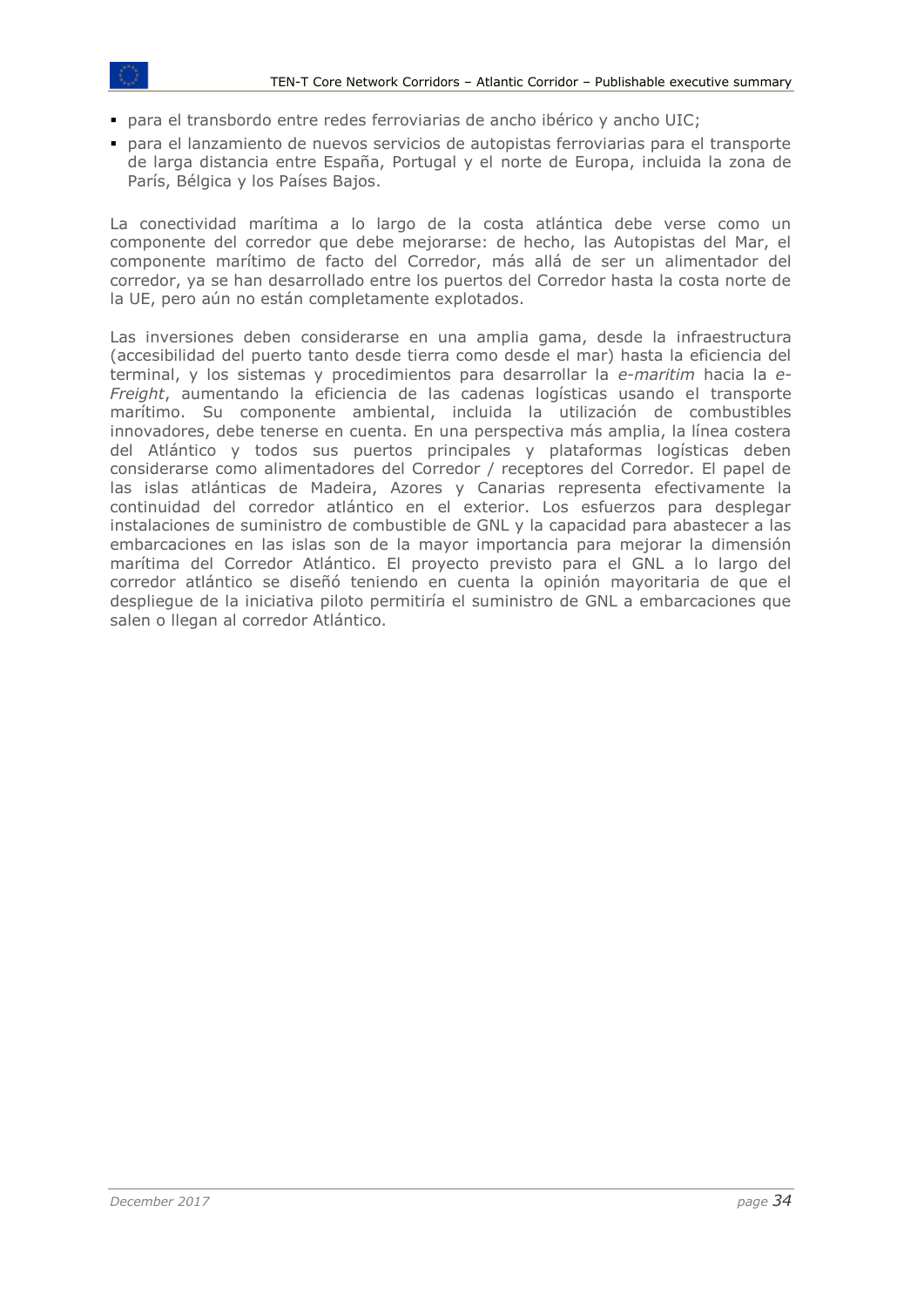- para el transbordo entre redes ferroviarias de ancho ibérico y ancho UIC;
- para el lanzamiento de nuevos servicios de autopistas ferroviarias para el transporte de larga distancia entre España, Portugal y el norte de Europa, incluida la zona de París, Bélgica y los Países Bajos.

La conectividad marítima a lo largo de la costa atlántica debe verse como un componente del corredor que debe mejorarse: de hecho, las Autopistas del Mar, el componente marítimo de facto del Corredor, más allá de ser un alimentador del corredor, ya se han desarrollado entre los puertos del Corredor hasta la costa norte de la UE, pero aún no están completamente explotados.

Las inversiones deben considerarse en una amplia gama, desde la infraestructura (accesibilidad del puerto tanto desde tierra como desde el mar) hasta la eficiencia del terminal, y los sistemas y procedimientos para desarrollar la *e-maritim* hacia la *e-Freight*, aumentando la eficiencia de las cadenas logísticas usando el transporte marítimo. Su componente ambiental, incluida la utilización de combustibles innovadores, debe tenerse en cuenta. En una perspectiva más amplia, la línea costera del Atlántico y todos sus puertos principales y plataformas logísticas deben considerarse como alimentadores del Corredor / receptores del Corredor. El papel de las islas atlánticas de Madeira, Azores y Canarias representa efectivamente la continuidad del corredor atlántico en el exterior. Los esfuerzos para desplegar instalaciones de suministro de combustible de GNL y la capacidad para abastecer a las embarcaciones en las islas son de la mayor importancia para mejorar la dimensión marítima del Corredor Atlántico. El proyecto previsto para el GNL a lo largo del corredor atlántico se diseñó teniendo en cuenta la opinión mayoritaria de que el despliegue de la iniciativa piloto permitiría el suministro de GNL a embarcaciones que salen o llegan al corredor Atlántico.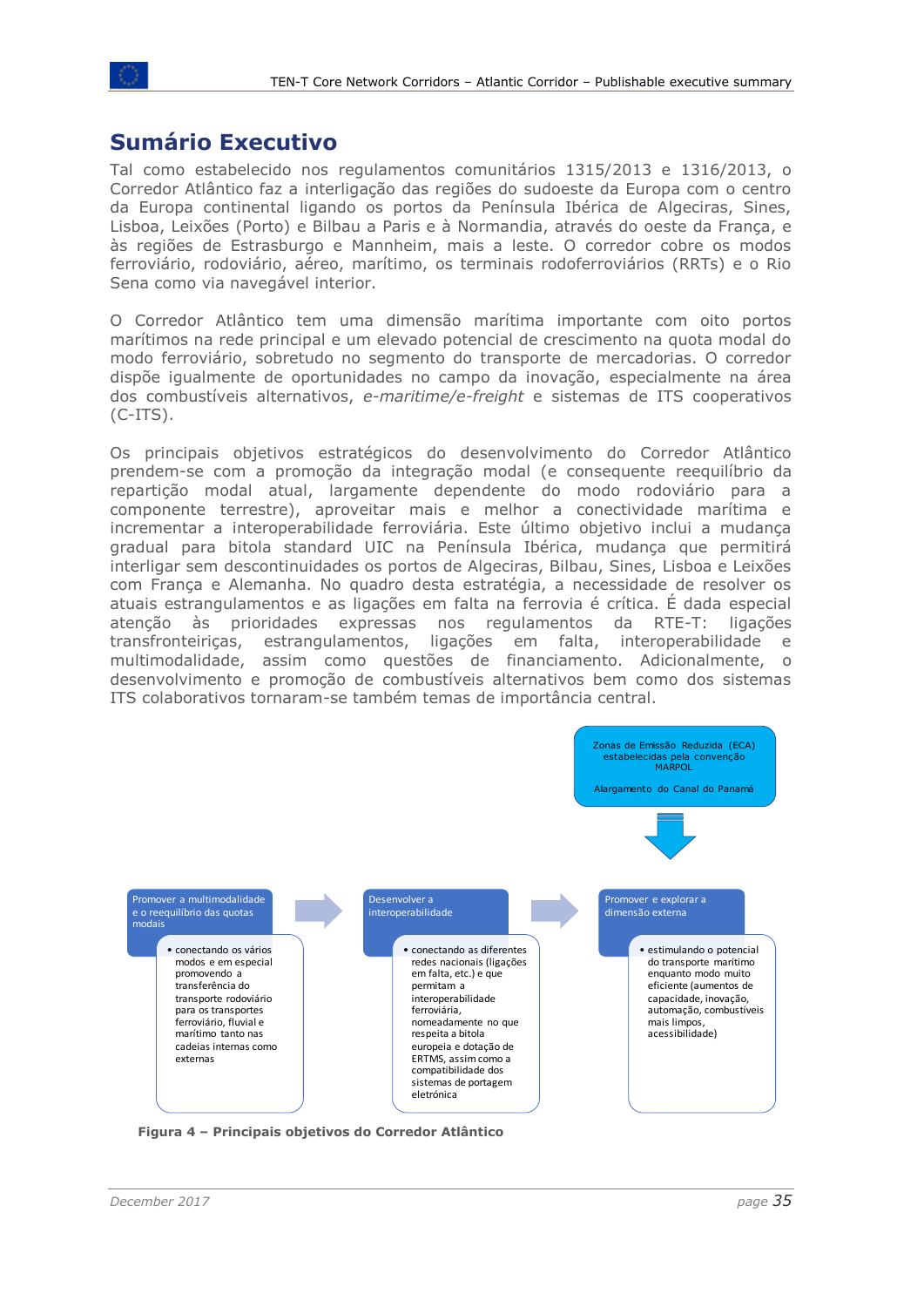# Sumário Executivo

Tal como estabelecido nos regulamentos comunitários 1315/2013 e 1316/2013, o Corredor Atlântico faz a interligação das regiões do sudoeste da Europa com o centro da Europa continental ligando os portos da Península Ibérica de Algeciras, Sines, Lisboa, Leixões (Porto) e Bilbau a Paris e à Normandia, através do oeste da França, e às regiões de Estrasburgo e Mannheim, mais a leste. O corredor cobre os modos ferroviário, rodoviário, aéreo, marítimo, os terminais rodoferroviários (RRTs) e o Rio Sena como via navegável interior.

O Corredor Atlântico tem uma dimensão marítima importante com oito portos marítimos na rede principal e um elevado potencial de crescimento na quota modal do modo ferroviário, sobretudo no segmento do transporte de mercadorias. O corredor dispõe igualmente de oportunidades no campo da inovação, especialmente na área dos combustíveis alternativos, *e-maritime/e-freight* e sistemas de ITS cooperativos (C-ITS).

Os principais objetivos estratégicos do desenvolvimento do Corredor Atlântico prendem-se com a promoção da integração modal (e consequente reequilíbrio da repartição modal atual, largamente dependente do modo rodoviário para a componente terrestre), aproveitar mais e melhor a conectividade marítima e incrementar a interoperabilidade ferroviária. Este último objetivo inclui a mudança gradual para bitola standard UIC na Península Ibérica, mudança que permitirá interligar sem descontinuidades os portos de Algeciras, Bilbau, Sines, Lisboa e Leixões com França e Alemanha. No quadro desta estratégia, a necessidade de resolver os atuais estrangulamentos e as ligações em falta na ferrovia é crítica. É dada especial atenção às prioridades expressas nos regulamentos da RTE-T: ligações transfronteiriças, estrangulamentos, ligações em falta, interoperabilidade e multimodalidade, assim como questões de financiamento. Adicionalmente, o desenvolvimento e promoção de combustíveis alternativos bem como dos sistemas ITS colaborativos tornaram-se também temas de importância central.

Zonas de Emissão Reduzida (ECA) estabelecidas pela convenção MARPOL

Alargamento do Canal do Panamá

**Promover a multimodalidade e o reequilíbrio das quotas modais**
- conectando os vários modos e em especial promovendo a transferência do transporte rodoviário para os transportes ferroviário, fluvial e marítimo tanto nas cadeias internas como externas

**Desenvolver a interoperabilidade**
- conectando as diferentes redes nacionais (ligações em falta, etc.) e que permitam a interoperabilidade ferroviária, nomeadamente no que respeita a bitola europeia e dotação de ERTMS, assim como a compatibilidade dos sistemas de portagem eletrónica

**Promover e explorar a dimensão externa**
- estimulando o potencial do transporte marítimo enquanto modo muito eficiente (aumentos de capacidade, inovação, automação, combustíveis mais limpos, acessibilidade)

**Figura 4 – Principais objetivos do Corredor Atlântico**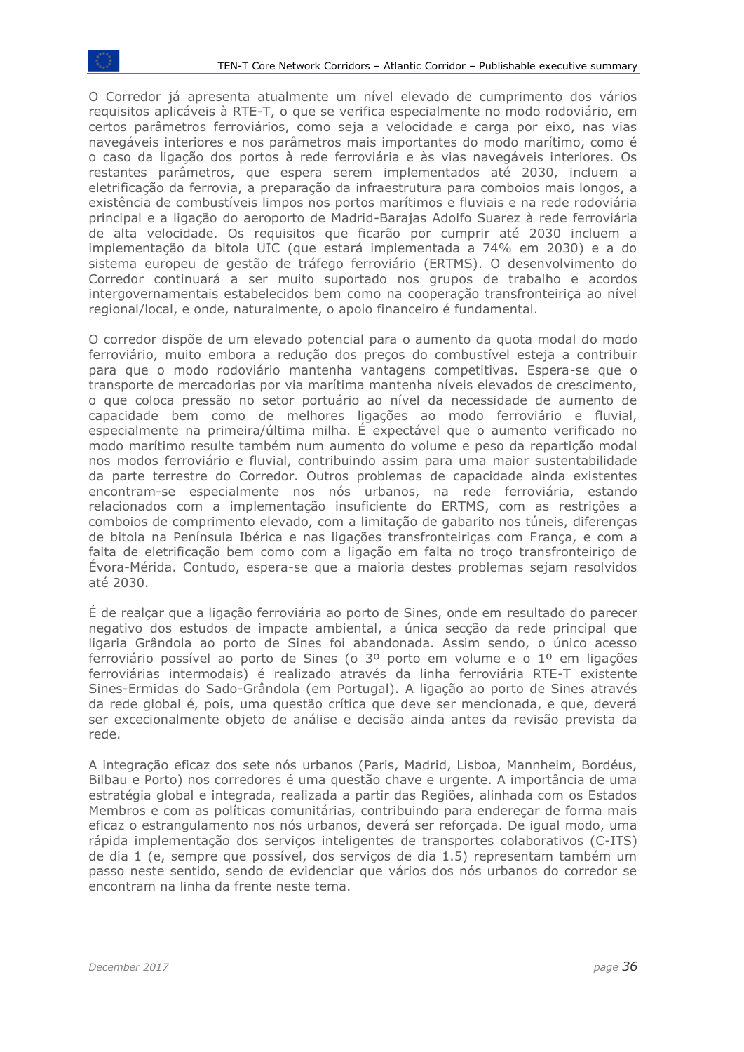O Corredor já apresenta atualmente um nível elevado de cumprimento dos vários requisitos aplicáveis à RTE-T, o que se verifica especialmente no modo rodoviário, em certos parâmetros ferroviários, como seja a velocidade e carga por eixo, nas vias navegáveis interiores e nos parâmetros mais importantes do modo marítimo, como é o caso da ligação dos portos à rede ferroviária e às vias navegáveis interiores. Os restantes parâmetros, que espera serem implementados até 2030, incluem a eletrificação da ferrovia, a preparação da infraestrutura para comboios mais longos, a existência de combustíveis limpos nos portos marítimos e fluviais e na rede rodoviária principal e a ligação do aeroporto de Madrid-Barajas Adolfo Suarez à rede ferroviária de alta velocidade. Os requisitos que ficarão por cumprir até 2030 incluem a implementação da bitola UIC (que estará implementada a 74% em 2030) e a do sistema europeu de gestão de tráfego ferroviário (ERTMS). O desenvolvimento do Corredor continuará a ser muito suportado nos grupos de trabalho e acordos intergovernamentais estabelecidos bem como na cooperação transfronteiriça ao nível regional/local, e onde, naturalmente, o apoio financeiro é fundamental.

O corredor dispõe de um elevado potencial para o aumento da quota modal do modo ferroviário, muito embora a redução dos preços do combustível esteja a contribuir para que o modo rodoviário mantenha vantagens competitivas. Espera-se que o transporte de mercadorias por via marítima mantenha níveis elevados de crescimento, o que coloca pressão no setor portuário ao nível da necessidade de aumento de capacidade bem como de melhores ligações ao modo ferroviário e fluvial, especialmente na primeira/última milha. É expectável que o aumento verificado no modo marítimo resulte também num aumento do volume e peso da repartição modal nos modos ferroviário e fluvial, contribuindo assim para uma maior sustentabilidade da parte terrestre do Corredor. Outros problemas de capacidade ainda existentes encontram-se especialmente nos nós urbanos, na rede ferroviária, estando relacionados com a implementação insuficiente do ERTMS, com as restrições a comboios de comprimento elevado, com a limitação de gabarito nos túneis, diferenças de bitola na Península Ibérica e nas ligações transfronteiriças com França, e com a falta de eletrificação bem como com a ligação em falta no troço transfronteiriço de Évora-Mérida. Contudo, espera-se que a maioria destes problemas sejam resolvidos até 2030.

É de realçar que a ligação ferroviária ao porto de Sines, onde em resultado do parecer negativo dos estudos de impacte ambiental, a única secção da rede principal que ligaria Grândola ao porto de Sines foi abandonada. Assim sendo, o único acesso ferroviário possível ao porto de Sines (o 3º porto em volume e o 1º em ligações ferroviárias intermodais) é realizado através da linha ferroviária RTE-T existente Sines-Ermidas do Sado-Grândola (em Portugal). A ligação ao porto de Sines através da rede global é, pois, uma questão crítica que deve ser mencionada, e que, deverá ser excecionalmente objeto de análise e decisão ainda antes da revisão prevista da rede.

A integração eficaz dos sete nós urbanos (Paris, Madrid, Lisboa, Mannheim, Bordéus, Bilbau e Porto) nos corredores é uma questão chave e urgente. A importância de uma estratégia global e integrada, realizada a partir das Regiões, alinhada com os Estados Membros e com as políticas comunitárias, contribuindo para endereçar de forma mais eficaz o estrangulamento nos nós urbanos, deverá ser reforçada. De igual modo, uma rápida implementação dos serviços inteligentes de transportes colaborativos (C-ITS) de dia 1 (e, sempre que possível, dos serviços de dia 1.5) representam também um passo neste sentido, sendo de evidenciar que vários dos nós urbanos do corredor se encontram na linha da frente neste tema.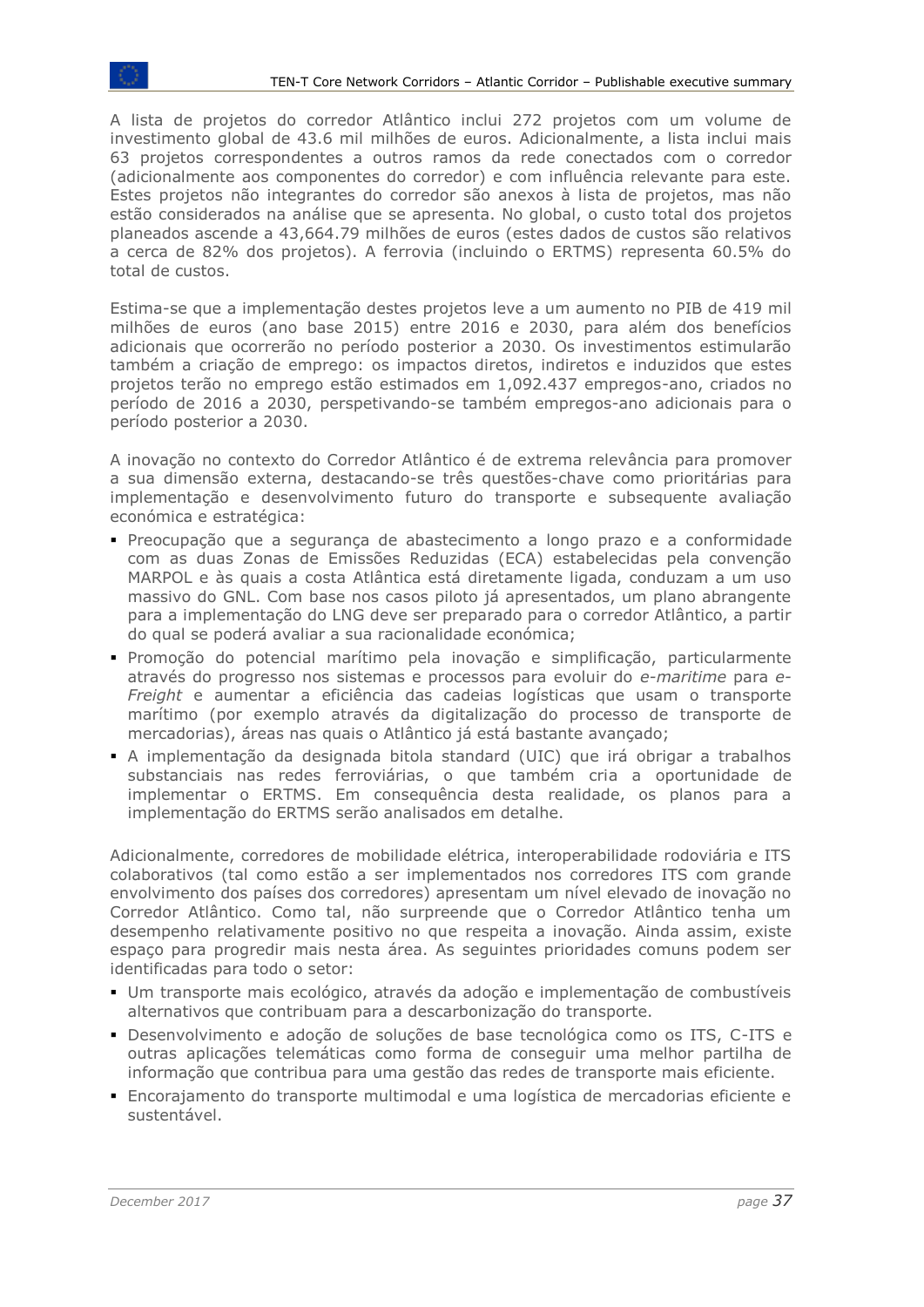A lista de projetos do corredor Atlântico inclui 272 projetos com um volume de investimento global de 43.6 mil milhões de euros. Adicionalmente, a lista inclui mais 63 projetos correspondentes a outros ramos da rede conectados com o corredor (adicionalmente aos componentes do corredor) e com influência relevante para este. Estes projetos não integrantes do corredor são anexos à lista de projetos, mas não estão considerados na análise que se apresenta. No global, o custo total dos projetos planeados ascende a 43,664.79 milhões de euros (estes dados de custos são relativos a cerca de 82% dos projetos). A ferrovia (incluindo o ERTMS) representa 60.5% do total de custos.

Estima-se que a implementação destes projetos leve a um aumento no PIB de 419 mil milhões de euros (ano base 2015) entre 2016 e 2030, para além dos benefícios adicionais que ocorrerão no período posterior a 2030. Os investimentos estimularão também a criação de emprego: os impactos diretos, indiretos e induzidos que estes projetos terão no emprego estão estimados em 1,092.437 empregos-ano, criados no período de 2016 a 2030, perspetivando-se também empregos-ano adicionais para o período posterior a 2030.

A inovação no contexto do Corredor Atlântico é de extrema relevância para promover a sua dimensão externa, destacando-se três questões-chave como prioritárias para implementação e desenvolvimento futuro do transporte e subsequente avaliação económica e estratégica:

- Preocupação que a segurança de abastecimento a longo prazo e a conformidade com as duas Zonas de Emissões Reduzidas (ECA) estabelecidas pela convenção MARPOL e às quais a costa Atlântica está diretamente ligada, conduzam a um uso massivo do GNL. Com base nos casos piloto já apresentados, um plano abrangente para a implementação do LNG deve ser preparado para o corredor Atlântico, a partir do qual se poderá avaliar a sua racionalidade económica;
- Promoção do potencial marítimo pela inovação e simplificação, particularmente através do progresso nos sistemas e processos para evoluir do *e-maritime* para *e-Freight* e aumentar a eficiência das cadeias logísticas que usam o transporte marítimo (por exemplo através da digitalização do processo de transporte de mercadorias), áreas nas quais o Atlântico já está bastante avançado;
- A implementação da designada bitola standard (UIC) que irá obrigar a trabalhos substanciais nas redes ferroviárias, o que também cria a oportunidade de implementar o ERTMS. Em consequência desta realidade, os planos para a implementação do ERTMS serão analisados em detalhe.

Adicionalmente, corredores de mobilidade elétrica, interoperabilidade rodoviária e ITS colaborativos (tal como estão a ser implementados nos corredores ITS com grande envolvimento dos países dos corredores) apresentam um nível elevado de inovação no Corredor Atlântico. Como tal, não surpreende que o Corredor Atlântico tenha um desempenho relativamente positivo no que respeita a inovação. Ainda assim, existe espaço para progredir mais nesta área. As seguintes prioridades comuns podem ser identificadas para todo o setor:

- Um transporte mais ecológico, através da adoção e implementação de combustíveis alternativos que contribuam para a descarbonização do transporte.
- Desenvolvimento e adoção de soluções de base tecnológica como os ITS, C-ITS e outras aplicações telemáticas como forma de conseguir uma melhor partilha de informação que contribua para uma gestão das redes de transporte mais eficiente.
- Encorajamento do transporte multimodal e uma logística de mercadorias eficiente e sustentável.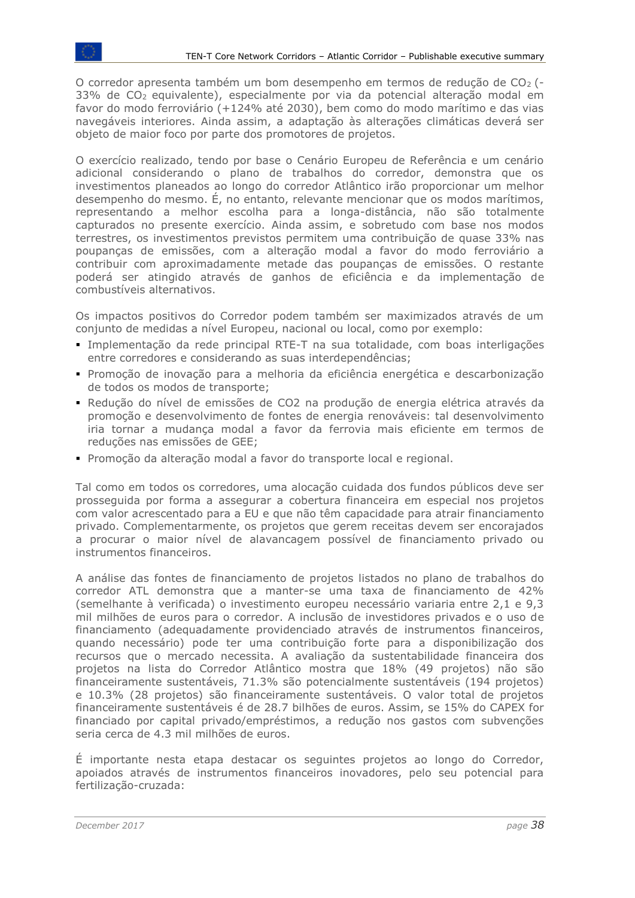O corredor apresenta também um bom desempenho em termos de redução de $CO_2$ (-33% de $CO_2$ equivalente), especialmente por via da potencial alteração modal em favor do modo ferroviário (+124% até 2030), bem como do modo marítimo e das vias navegáveis interiores. Ainda assim, a adaptação às alterações climáticas deverá ser objeto de maior foco por parte dos promotores de projetos.

O exercício realizado, tendo por base o Cenário Europeu de Referência e um cenário adicional considerando o plano de trabalhos do corredor, demonstra que os investimentos planeados ao longo do corredor Atlântico irão proporcionar um melhor desempenho do mesmo. É, no entanto, relevante mencionar que os modos marítimos, representando a melhor escolha para a longa-distância, não são totalmente capturados no presente exercício. Ainda assim, e sobretudo com base nos modos terrestres, os investimentos previstos permitem uma contribuição de quase 33% nas poupanças de emissões, com a alteração modal a favor do modo ferroviário a contribuir com aproximadamente metade das poupanças de emissões. O restante poderá ser atingido através de ganhos de eficiência e da implementação de combustíveis alternativos.

Os impactos positivos do Corredor podem também ser maximizados através de um conjunto de medidas a nível Europeu, nacional ou local, como por exemplo:

- Implementação da rede principal RTE-T na sua totalidade, com boas interligações entre corredores e considerando as suas interdependências;
- Promoção de inovação para a melhoria da eficiência energética e descarbonização de todos os modos de transporte;
- Redução do nível de emissões de CO2 na produção de energia elétrica através da promoção e desenvolvimento de fontes de energia renováveis: tal desenvolvimento iria tornar a mudança modal a favor da ferrovia mais eficiente em termos de reduções nas emissões de GEE;
- Promoção da alteração modal a favor do transporte local e regional.

Tal como em todos os corredores, uma alocação cuidada dos fundos públicos deve ser prosseguida por forma a assegurar a cobertura financeira em especial nos projetos com valor acrescentado para a EU e que não têm capacidade para atrair financiamento privado. Complementarmente, os projetos que gerem receitas devem ser encorajados a procurar o maior nível de alavancagem possível de financiamento privado ou instrumentos financeiros.

A análise das fontes de financiamento de projetos listados no plano de trabalhos do corredor ATL demonstra que a manter-se uma taxa de financiamento de 42% (semelhante à verificada) o investimento europeu necessário variaria entre 2,1 e 9,3 mil milhões de euros para o corredor. A inclusão de investidores privados e o uso de financiamento (adequadamente providenciado através de instrumentos financeiros, quando necessário) pode ter uma contribuição forte para a disponibilização dos recursos que o mercado necessita. A avaliação da sustentabilidade financeira dos projetos na lista do Corredor Atlântico mostra que 18% (49 projetos) não são financeiramente sustentáveis, 71.3% são potencialmente sustentáveis (194 projetos) e 10.3% (28 projetos) são financeiramente sustentáveis. O valor total de projetos financeiramente sustentáveis é de 28.7 bilhões de euros. Assim, se 15% do CAPEX for financiado por capital privado/empréstimos, a redução nos gastos com subvenções seria cerca de 4.3 mil milhões de euros.

É importante nesta etapa destacar os seguintes projetos ao longo do Corredor, apoiados através de instrumentos financeiros inovadores, pelo seu potencial para fertilização-cruzada: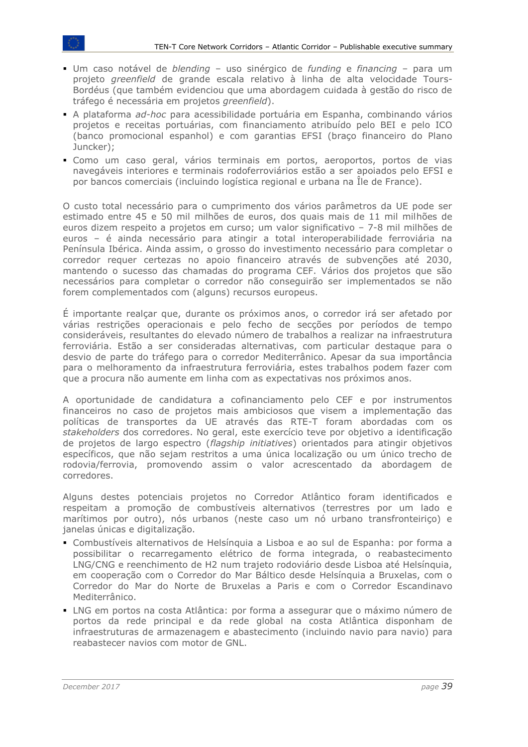- Um caso notável de *blending* – uso sinérgico de *funding* e *financing* – para um projeto *greenfield* de grande escala relativo à linha de alta velocidade Tours-Bordéus (que também evidenciou que uma abordagem cuidada à gestão do risco de tráfego é necessária em projetos *greenfield*).
- A plataforma *ad-hoc* para acessibilidade portuária em Espanha, combinando vários projetos e receitas portuárias, com financiamento atribuído pelo BEI e pelo ICO (banco promocional espanhol) e com garantias EFSI (braço financeiro do Plano Juncker);
- Como um caso geral, vários terminais em portos, aeroportos, portos de vias navegáveis interiores e terminais rodoferroviários estão a ser apoiados pelo EFSI e por bancos comerciais (incluindo logística regional e urbana na Île de France).

O custo total necessário para o cumprimento dos vários parâmetros da UE pode ser estimado entre 45 e 50 mil milhões de euros, dos quais mais de 11 mil milhões de euros dizem respeito a projetos em curso; um valor significativo – 7-8 mil milhões de euros – é ainda necessário para atingir a total interoperabilidade ferroviária na Península Ibérica. Ainda assim, o grosso do investimento necessário para completar o corredor requer certezas no apoio financeiro através de subvenções até 2030, mantendo o sucesso das chamadas do programa CEF. Vários dos projetos que são necessários para completar o corredor não conseguirão ser implementados se não forem complementados com (alguns) recursos europeus.

É importante realçar que, durante os próximos anos, o corredor irá ser afetado por várias restrições operacionais e pelo fecho de secções por períodos de tempo consideráveis, resultantes do elevado número de trabalhos a realizar na infraestrutura ferroviária. Estão a ser consideradas alternativas, com particular destaque para o desvio de parte do tráfego para o corredor Mediterrânico. Apesar da sua importância para o melhoramento da infraestrutura ferroviária, estes trabalhos podem fazer com que a procura não aumente em linha com as expectativas nos próximos anos.

A oportunidade de candidatura a cofinanciamento pelo CEF e por instrumentos financeiros no caso de projetos mais ambiciosos que visem a implementação das políticas de transportes da UE através das RTE-T foram abordadas com os *stakeholders* dos corredores. No geral, este exercício teve por objetivo a identificação de projetos de largo espectro (*flagship initiatives*) orientados para atingir objetivos específicos, que não sejam restritos a uma única localização ou um único trecho de rodovia/ferrovia, promovendo assim o valor acrescentado da abordagem de corredores.

Alguns destes potenciais projetos no Corredor Atlântico foram identificados e respeitam a promoção de combustíveis alternativos (terrestres por um lado e marítimos por outro), nós urbanos (neste caso um nó urbano transfronteiriço) e janelas únicas e digitalização.

- Combustíveis alternativos de Helsínquia a Lisboa e ao sul de Espanha: por forma a possibilitar o recarregamento elétrico de forma integrada, o reabastecimento LNG/CNG e reenchimento de H2 num trajeto rodoviário desde Lisboa até Helsínquia, em cooperação com o Corredor do Mar Báltico desde Helsínquia a Bruxelas, com o Corredor do Mar do Norte de Bruxelas a Paris e com o Corredor Escandinavo Mediterrânico.
- LNG em portos na costa Atlântica: por forma a assegurar que o máximo número de portos da rede principal e da rede global na costa Atlântica disponham de infraestruturas de armazenagem e abastecimento (incluindo navio para navio) para reabastecer navios com motor de GNL.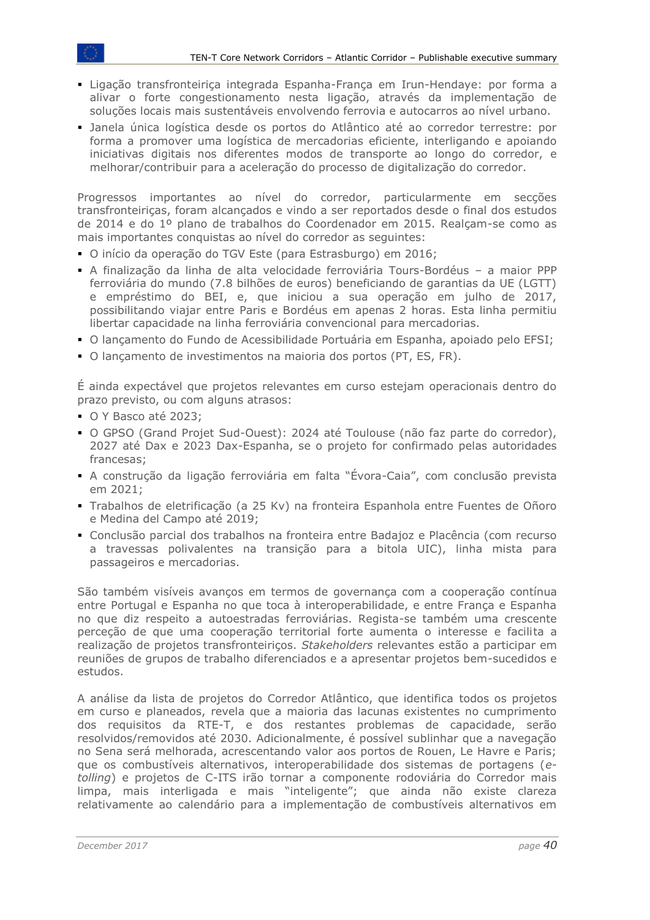- Ligação transfronteiriça integrada Espanha-França em Irun-Hendaye: por forma a alivar o forte congestionamento nesta ligação, através da implementação de soluções locais mais sustentáveis envolvendo ferrovia e autocarros ao nível urbano.
- Janela única logística desde os portos do Atlântico até ao corredor terrestre: por forma a promover uma logística de mercadorias eficiente, interligando e apoiando iniciativas digitais nos diferentes modos de transporte ao longo do corredor, e melhorar/contribuir para a aceleração do processo de digitalização do corredor.

Progressos importantes ao nível do corredor, particularmente em secções transfronteiriças, foram alcançados e vindo a ser reportados desde o final dos estudos de 2014 e do 1º plano de trabalhos do Coordenador em 2015. Realçam-se como as mais importantes conquistas ao nível do corredor as seguintes:

- O início da operação do TGV Este (para Estrasburgo) em 2016;
- A finalização da linha de alta velocidade ferroviária Tours-Bordéus – a maior PPP ferroviária do mundo (7.8 bilhões de euros) beneficiando de garantias da UE (LGTT) e empréstimo do BEI, e, que iniciou a sua operação em julho de 2017, possibilitando viajar entre Paris e Bordéus em apenas 2 horas. Esta linha permitiu libertar capacidade na linha ferroviária convencional para mercadorias.
- O lançamento do Fundo de Acessibilidade Portuária em Espanha, apoiado pelo EFSI;
- O lançamento de investimentos na maioria dos portos (PT, ES, FR).

É ainda expectável que projetos relevantes em curso estejam operacionais dentro do prazo previsto, ou com alguns atrasos:

- O Y Basco até 2023;
- O GPSO (Grand Projet Sud-Ouest): 2024 até Toulouse (não faz parte do corredor), 2027 até Dax e 2023 Dax-Espanha, se o projeto for confirmado pelas autoridades francesas;
- A construção da ligação ferroviária em falta "Évora-Caia", com conclusão prevista em 2021;
- Trabalhos de eletrificação (a 25 Kv) na fronteira Espanhola entre Fuentes de Oñoro e Medina del Campo até 2019;
- Conclusão parcial dos trabalhos na fronteira entre Badajoz e Placência (com recurso a travessas polivalentes na transição para a bitola UIC), linha mista para passageiros e mercadorias.

São também visíveis avanços em termos de governança com a cooperação contínua entre Portugal e Espanha no que toca à interoperabilidade, e entre França e Espanha no que diz respeito a autoestradas ferroviárias. Regista-se também uma crescente perceção de que uma cooperação territorial forte aumenta o interesse e facilita a realização de projetos transfronteiriços. *Stakeholders* relevantes estão a participar em reuniões de grupos de trabalho diferenciados e a apresentar projetos bem-sucedidos e estudos.

A análise da lista de projetos do Corredor Atlântico, que identifica todos os projetos em curso e planeados, revela que a maioria das lacunas existentes no cumprimento dos requisitos da RTE-T, e dos restantes problemas de capacidade, serão resolvidos/removidos até 2030. Adicionalmente, é possível sublinhar que a navegação no Sena será melhorada, acrescentando valor aos portos de Rouen, Le Havre e Paris; que os combustíveis alternativos, interoperabilidade dos sistemas de portagens (*e-tolling*) e projetos de C-ITS irão tornar a componente rodoviária do Corredor mais limpa, mais interligada e mais "inteligente"; que ainda não existe clareza relativamente ao calendário para a implementação de combustíveis alternativos em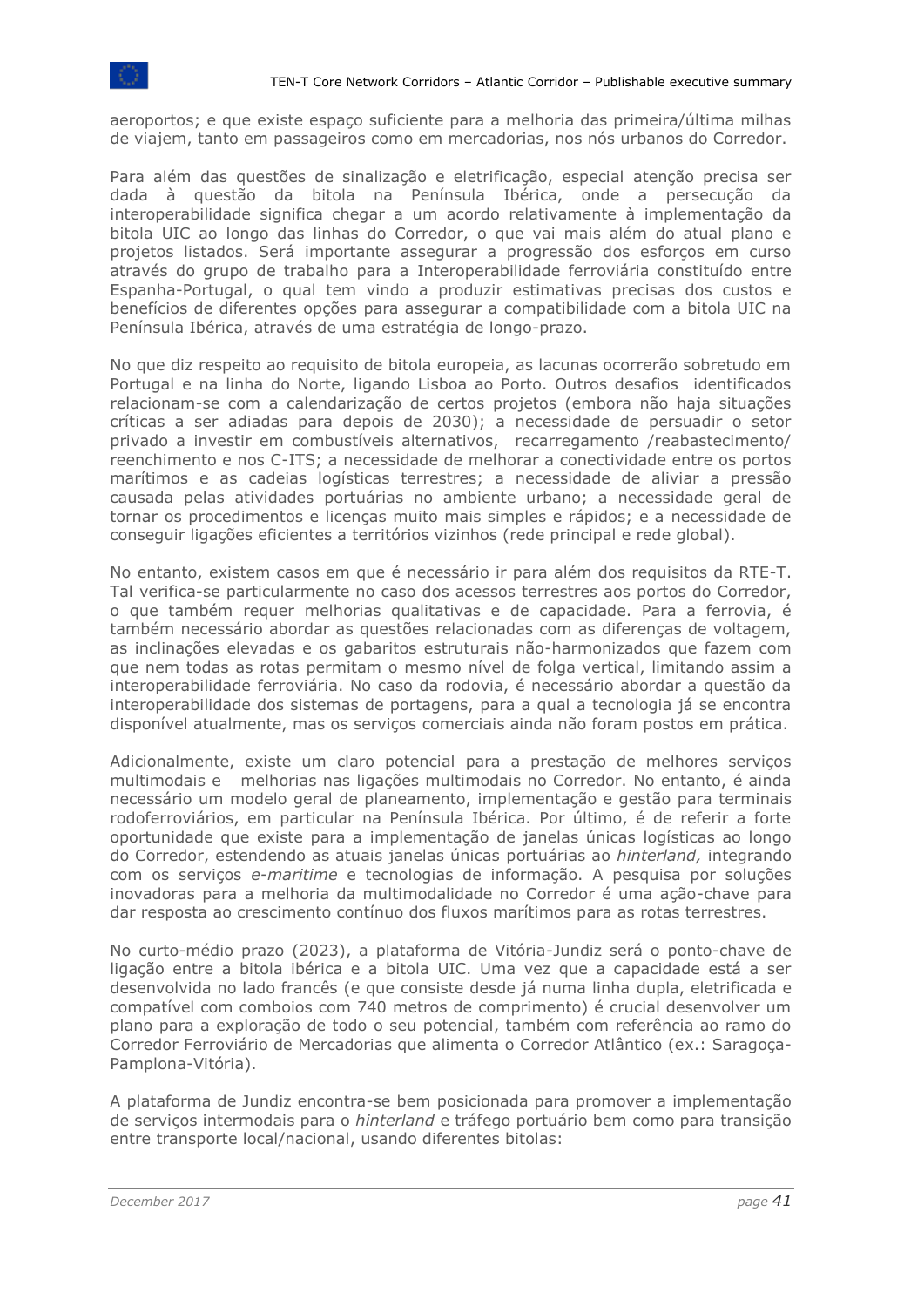aeroportos; e que existe espaço suficiente para a melhoria das primeira/última milhas de viajem, tanto em passageiros como em mercadorias, nos nós urbanos do Corredor.

Para além das questões de sinalização e eletrificação, especial atenção precisa ser dada à questão da bitola na Península Ibérica, onde a persecução da interoperabilidade significa chegar a um acordo relativamente à implementação da bitola UIC ao longo das linhas do Corredor, o que vai mais além do atual plano e projetos listados. Será importante assegurar a progressão dos esforços em curso através do grupo de trabalho para a Interoperabilidade ferroviária constituído entre Espanha-Portugal, o qual tem vindo a produzir estimativas precisas dos custos e benefícios de diferentes opções para assegurar a compatibilidade com a bitola UIC na Península Ibérica, através de uma estratégia de longo-prazo.

No que diz respeito ao requisito de bitola europeia, as lacunas ocorrerão sobretudo em Portugal e na linha do Norte, ligando Lisboa ao Porto. Outros desafios identificados relacionam-se com a calendarização de certos projetos (embora não haja situações críticas a ser adiadas para depois de 2030); a necessidade de persuadir o setor privado a investir em combustíveis alternativos, recarregamento /reabastecimento/ reenchimento e nos C-ITS; a necessidade de melhorar a conectividade entre os portos marítimos e as cadeias logísticas terrestres; a necessidade de aliviar a pressão causada pelas atividades portuárias no ambiente urbano; a necessidade geral de tornar os procedimentos e licenças muito mais simples e rápidos; e a necessidade de conseguir ligações eficientes a territórios vizinhos (rede principal e rede global).

No entanto, existem casos em que é necessário ir para além dos requisitos da RTE-T. Tal verifica-se particularmente no caso dos acessos terrestres aos portos do Corredor, o que também requer melhorias qualitativas e de capacidade. Para a ferrovia, é também necessário abordar as questões relacionadas com as diferenças de voltagem, as inclinações elevadas e os gabaritos estruturais não-harmonizados que fazem com que nem todas as rotas permitam o mesmo nível de folga vertical, limitando assim a interoperabilidade ferroviária. No caso da rodovia, é necessário abordar a questão da interoperabilidade dos sistemas de portagens, para a qual a tecnologia já se encontra disponível atualmente, mas os serviços comerciais ainda não foram postos em prática.

Adicionalmente, existe um claro potencial para a prestação de melhores serviços multimodais e melhorias nas ligações multimodais no Corredor. No entanto, é ainda necessário um modelo geral de planeamento, implementação e gestão para terminais rodoferroviários, em particular na Península Ibérica. Por último, é de referir a forte oportunidade que existe para a implementação de janelas únicas logísticas ao longo do Corredor, estendendo as atuais janelas únicas portuárias ao *hinterland,* integrando com os serviços *e-maritime* e tecnologias de informação. A pesquisa por soluções inovadoras para a melhoria da multimodalidade no Corredor é uma ação-chave para dar resposta ao crescimento contínuo dos fluxos marítimos para as rotas terrestres.

No curto-médio prazo (2023), a plataforma de Vitória-Jundiz será o ponto-chave de ligação entre a bitola ibérica e a bitola UIC. Uma vez que a capacidade está a ser desenvolvida no lado francês (e que consiste desde já numa linha dupla, eletrificada e compatível com comboios com 740 metros de comprimento) é crucial desenvolver um plano para a exploração de todo o seu potencial, também com referência ao ramo do Corredor Ferroviário de Mercadorias que alimenta o Corredor Atlântico (ex.: Saragoça-Pamplona-Vitória).

A plataforma de Jundiz encontra-se bem posicionada para promover a implementação de serviços intermodais para o *hinterland* e tráfego portuário bem como para transição entre transporte local/nacional, usando diferentes bitolas: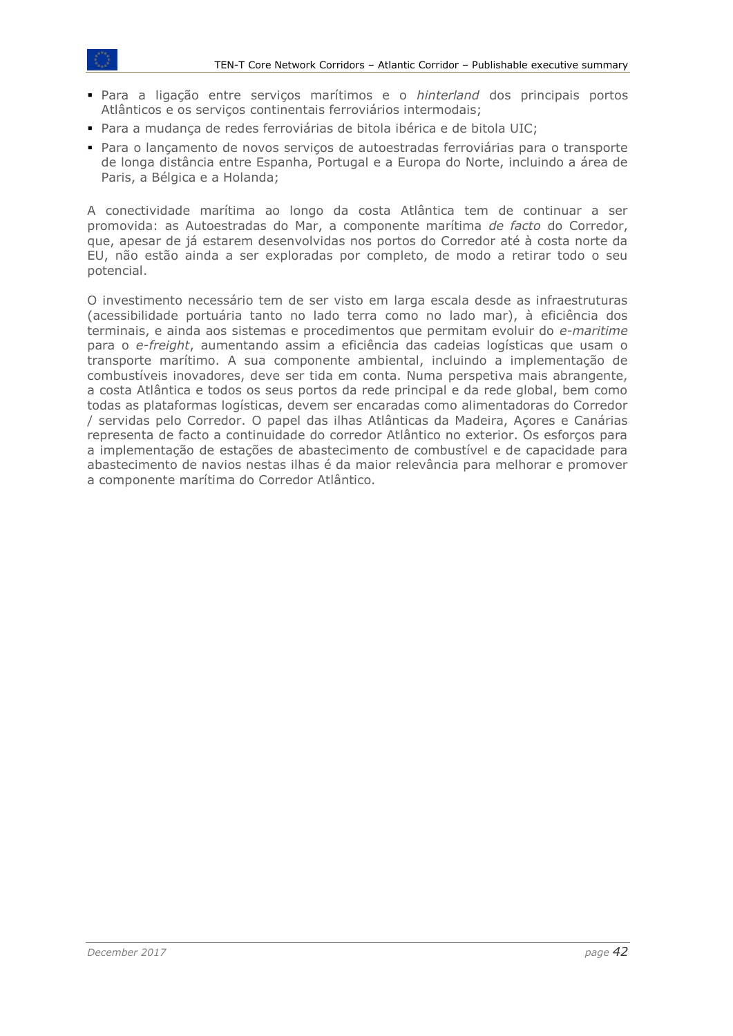- Para a ligação entre serviços marítimos e o *hinterland* dos principais portos Atlânticos e os serviços continentais ferroviários intermodais;
- Para a mudança de redes ferroviárias de bitola ibérica e de bitola UIC;
- Para o lançamento de novos serviços de autoestradas ferroviárias para o transporte de longa distância entre Espanha, Portugal e a Europa do Norte, incluindo a área de Paris, a Bélgica e a Holanda;

A conectividade marítima ao longo da costa Atlântica tem de continuar a ser promovida: as Autoestradas do Mar, a componente marítima *de facto* do Corredor, que, apesar de já estarem desenvolvidas nos portos do Corredor até à costa norte da EU, não estão ainda a ser exploradas por completo, de modo a retirar todo o seu potencial.

O investimento necessário tem de ser visto em larga escala desde as infraestruturas (acessibilidade portuária tanto no lado terra como no lado mar), à eficiência dos terminais, e ainda aos sistemas e procedimentos que permitam evoluir do *e-maritime* para o *e-freight*, aumentando assim a eficiência das cadeias logísticas que usam o transporte marítimo. A sua componente ambiental, incluindo a implementação de combustíveis inovadores, deve ser tida em conta. Numa perspetiva mais abrangente, a costa Atlântica e todos os seus portos da rede principal e da rede global, bem como todas as plataformas logísticas, devem ser encaradas como alimentadoras do Corredor / servidas pelo Corredor. O papel das ilhas Atlânticas da Madeira, Açores e Canárias representa de facto a continuidade do corredor Atlântico no exterior. Os esforços para a implementação de estações de abastecimento de combustível e de capacidade para abastecimento de navios nestas ilhas é da maior relevância para melhorar e promover a componente marítima do Corredor Atlântico.